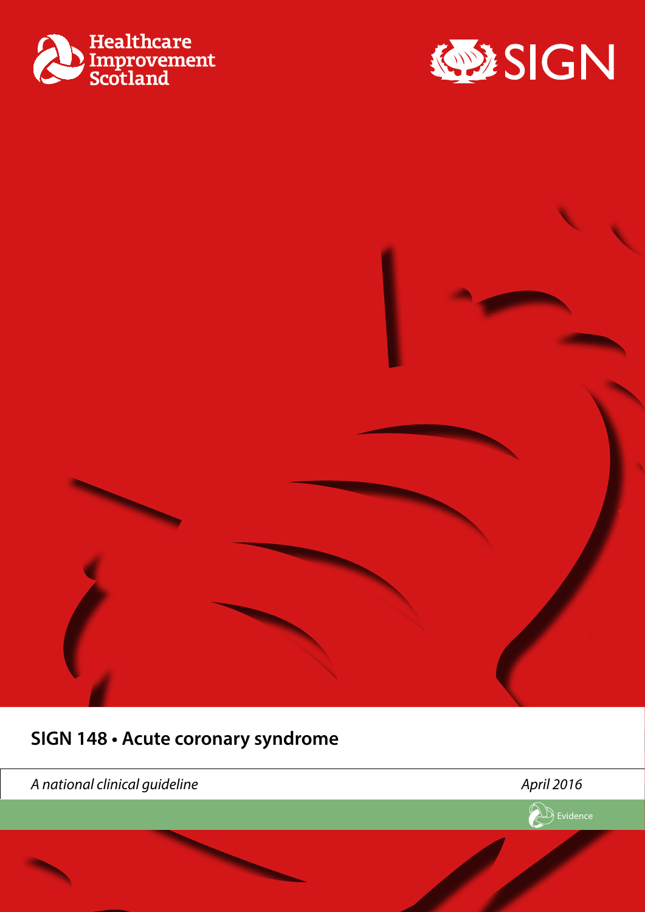Healthcare Improvement Scotland

SIGN

# SIGN 148 • Acute coronary syndrome

*A national clinical guideline*

*April 2016*

Evidence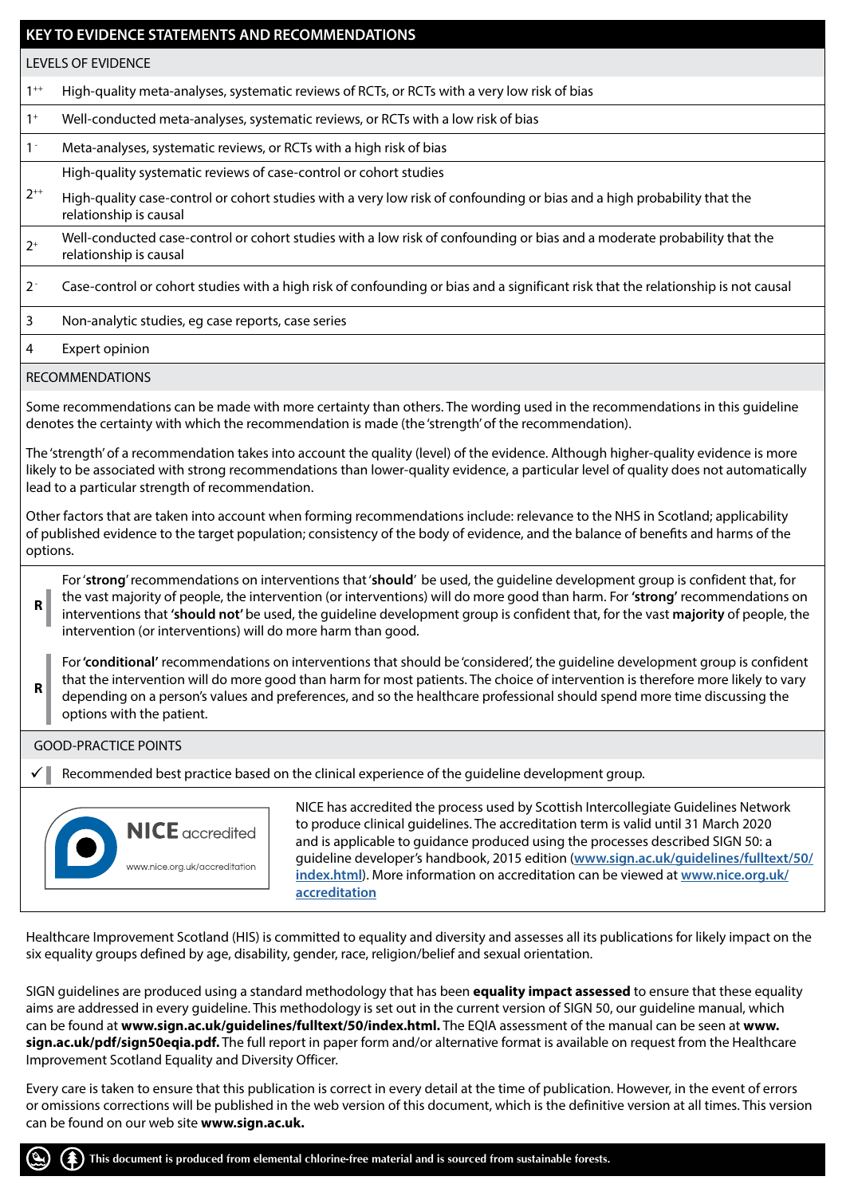## KEY TO EVIDENCE STATEMENTS AND RECOMMENDATIONS

### LEVELS OF EVIDENCE

| | |
|---|---|
| $1^{++}$ | High-quality meta-analyses, systematic reviews of RCTs, or RCTs with a very low risk of bias |
| $1^{+}$ | Well-conducted meta-analyses, systematic reviews, or RCTs with a low risk of bias |
| $1^{-}$ | Meta-analyses, systematic reviews, or RCTs with a high risk of bias |
| $2^{++}$ | High-quality systematic reviews of case-control or cohort studies<br>High-quality case-control or cohort studies with a very low risk of confounding or bias and a high probability that the relationship is causal |
| $2^{+}$ | Well-conducted case-control or cohort studies with a low risk of confounding or bias and a moderate probability that the relationship is causal |
| $2^{-}$ | Case-control or cohort studies with a high risk of confounding or bias and a significant risk that the relationship is not causal |
| 3 | Non-analytic studies, eg case reports, case series |
| 4 | Expert opinion |

### RECOMMENDATIONS

Some recommendations can be made with more certainty than others. The wording used in the recommendations in this guideline denotes the certainty with which the recommendation is made (the 'strength' of the recommendation).

The 'strength' of a recommendation takes into account the quality (level) of the evidence. Although higher-quality evidence is more likely to be associated with strong recommendations than lower-quality evidence, a particular level of quality does not automatically lead to a particular strength of recommendation.

Other factors that are taken into account when forming recommendations include: relevance to the NHS in Scotland; applicability of published evidence to the target population; consistency of the body of evidence, and the balance of benefits and harms of the options.

**R** For '**strong**' recommendations on interventions that '**should**' be used, the guideline development group is confident that, for the vast majority of people, the intervention (or interventions) will do more good than harm. For **'strong'** recommendations on interventions that **'should not'** be used, the guideline development group is confident that, for the vast **majority** of people, the intervention (or interventions) will do more harm than good.

**R** For **'conditional'** recommendations on interventions that should be 'considered', the guideline development group is confident that the intervention will do more good than harm for most patients. The choice of intervention is therefore more likely to vary depending on a person's values and preferences, and so the healthcare professional should spend more time discussing the options with the patient.

### GOOD-PRACTICE POINTS

✓ Recommended best practice based on the clinical experience of the guideline development group.

NICE accredited
www.nice.org.uk/accreditation

NICE has accredited the process used by Scottish Intercollegiate Guidelines Network to produce clinical guidelines. The accreditation term is valid until 31 March 2020 and is applicable to guidance produced using the processes described SIGN 50: a guideline developer's handbook, 2015 edition (www.sign.ac.uk/guidelines/fulltext/50/index.html). More information on accreditation can be viewed at www.nice.org.uk/accreditation

Healthcare Improvement Scotland (HIS) is committed to equality and diversity and assesses all its publications for likely impact on the six equality groups defined by age, disability, gender, race, religion/belief and sexual orientation.

SIGN guidelines are produced using a standard methodology that has been **equality impact assessed** to ensure that these equality aims are addressed in every guideline. This methodology is set out in the current version of SIGN 50, our guideline manual, which can be found at **www.sign.ac.uk/guidelines/fulltext/50/index.html.** The EQIA assessment of the manual can be seen at **www.sign.ac.uk/pdf/sign50eqia.pdf.** The full report in paper form and/or alternative format is available on request from the Healthcare Improvement Scotland Equality and Diversity Officer.

Every care is taken to ensure that this publication is correct in every detail at the time of publication. However, in the event of errors or omissions corrections will be published in the web version of this document, which is the definitive version at all times. This version can be found on our web site **www.sign.ac.uk.**

**This document is produced from elemental chlorine-free material and is sourced from sustainable forests.**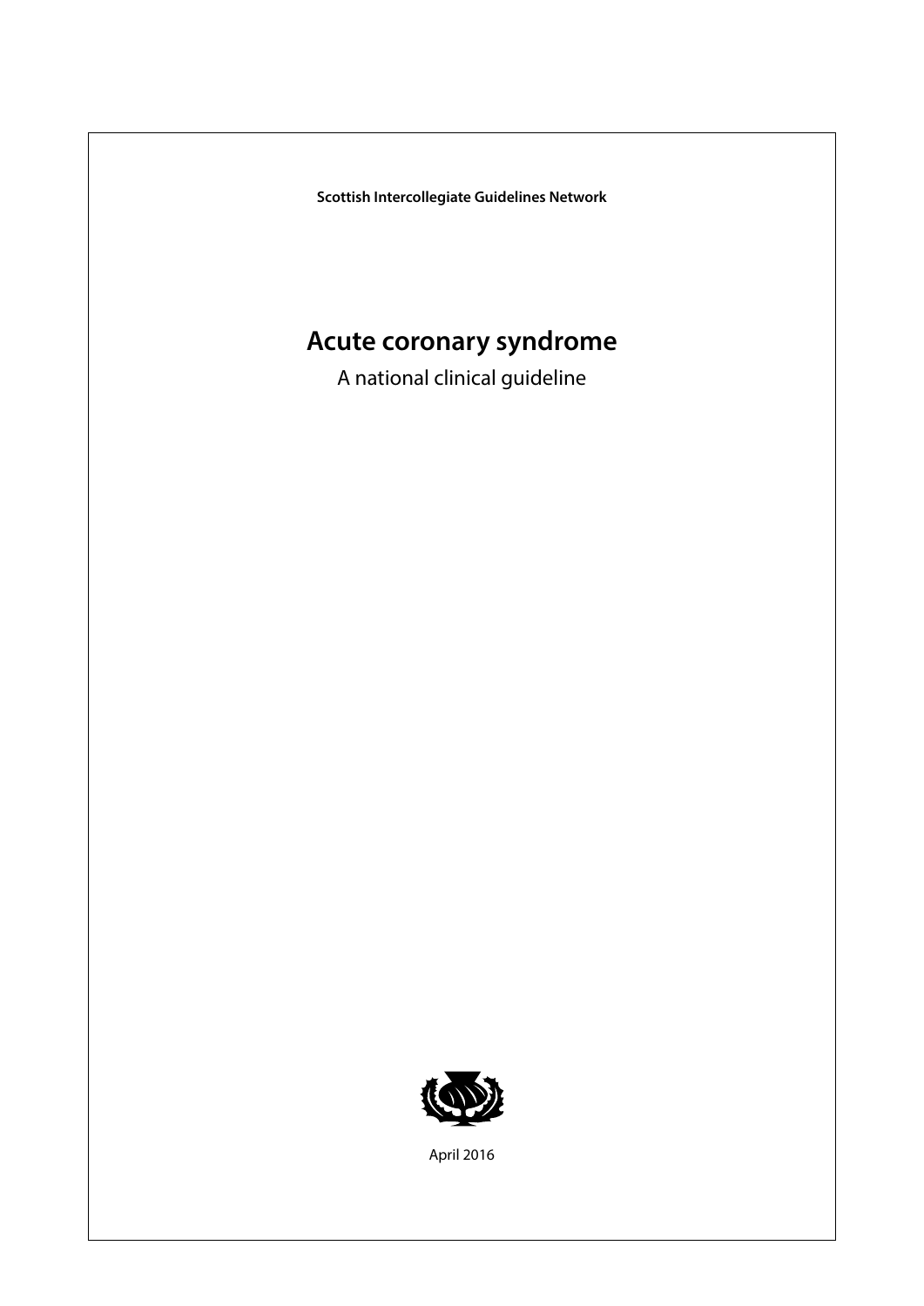**Scottish Intercollegiate Guidelines Network**

# Acute coronary syndrome

A national clinical guideline

April 2016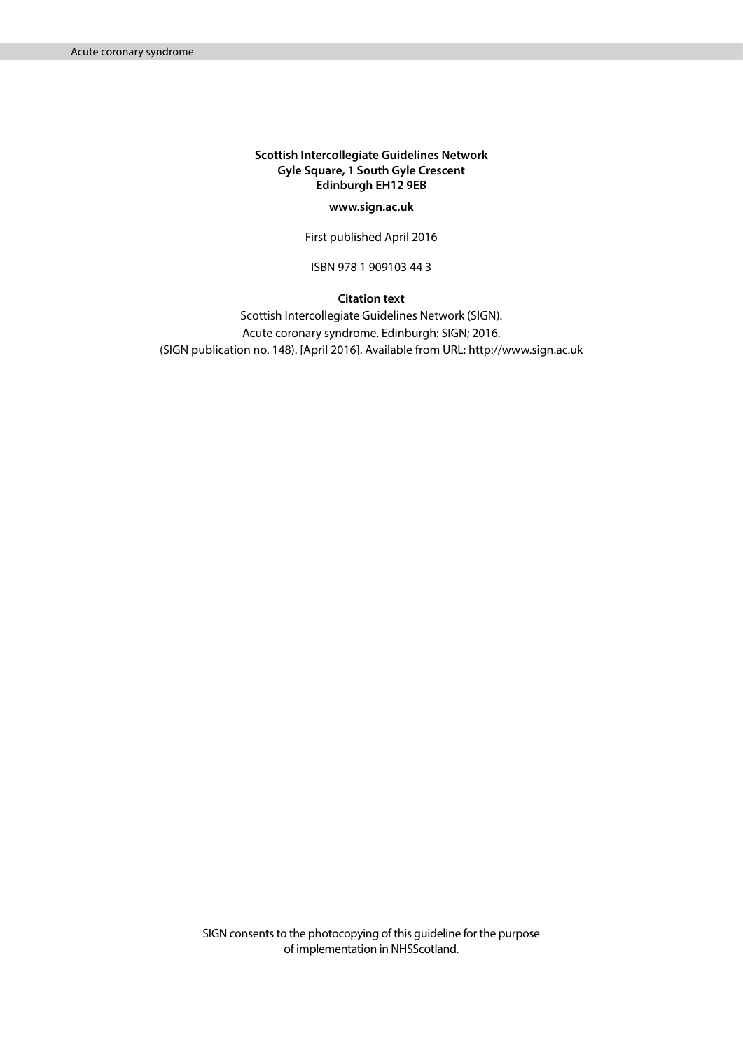**Scottish Intercollegiate Guidelines Network**
**Gyle Square, 1 South Gyle Crescent**
**Edinburgh EH12 9EB**

**www.sign.ac.uk**

First published April 2016

ISBN 978 1 909103 44 3

**Citation text**

Scottish Intercollegiate Guidelines Network (SIGN).
Acute coronary syndrome. Edinburgh: SIGN; 2016.
(SIGN publication no. 148). [April 2016]. Available from URL: http://www.sign.ac.uk

SIGN consents to the photocopying of this guideline for the purpose of implementation in NHSScotland.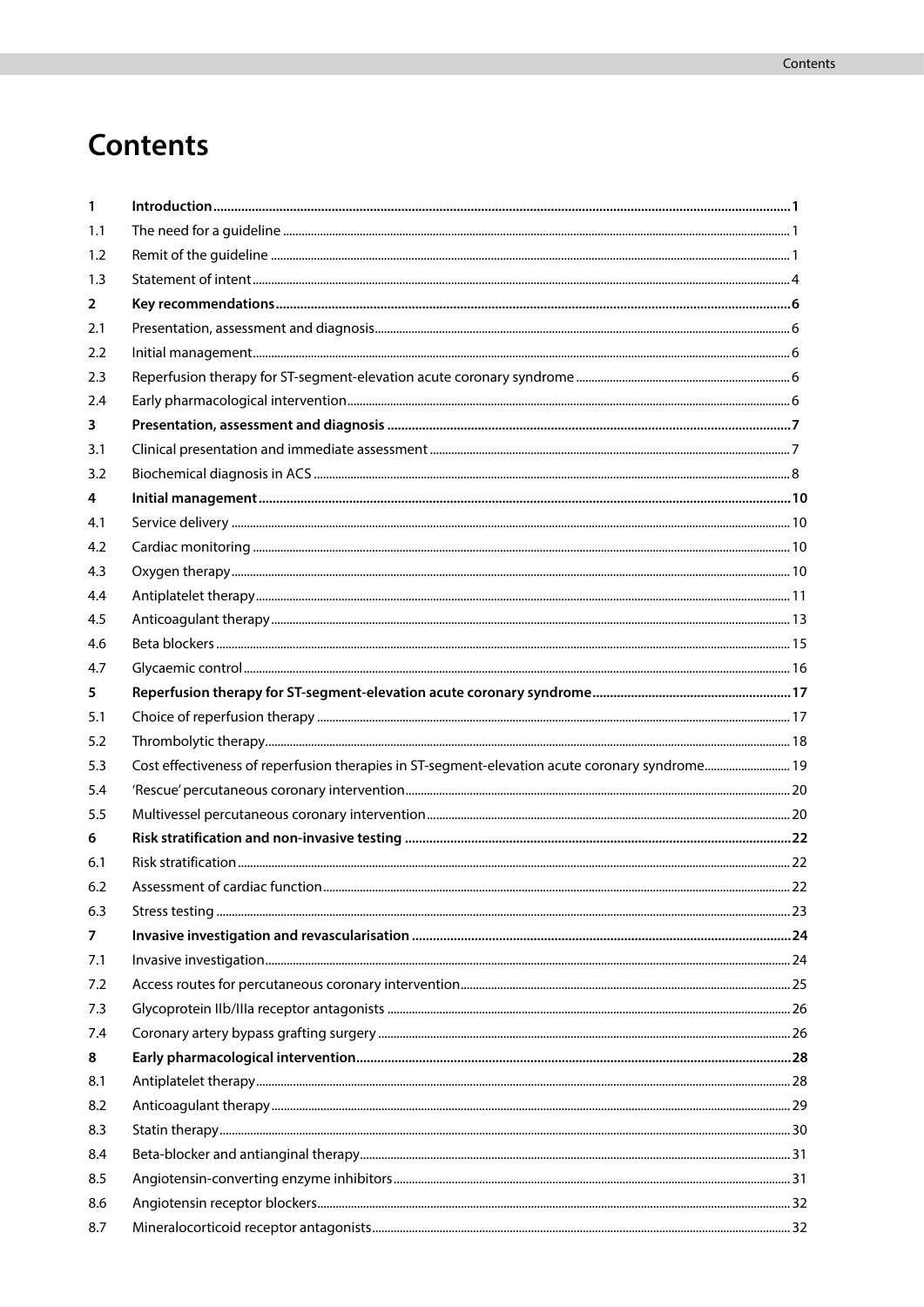# Contents

| | | |
|---|---|---|
| **1** | **Introduction** | **1** |
| 1.1 | The need for a guideline | 1 |
| 1.2 | Remit of the guideline | 1 |
| 1.3 | Statement of intent | 4 |
| **2** | **Key recommendations** | **6** |
| 2.1 | Presentation, assessment and diagnosis | 6 |
| 2.2 | Initial management | 6 |
| 2.3 | Reperfusion therapy for ST-segment-elevation acute coronary syndrome | 6 |
| 2.4 | Early pharmacological intervention | 6 |
| **3** | **Presentation, assessment and diagnosis** | **7** |
| 3.1 | Clinical presentation and immediate assessment | 7 |
| 3.2 | Biochemical diagnosis in ACS | 8 |
| **4** | **Initial management** | **10** |
| 4.1 | Service delivery | 10 |
| 4.2 | Cardiac monitoring | 10 |
| 4.3 | Oxygen therapy | 10 |
| 4.4 | Antiplatelet therapy | 11 |
| 4.5 | Anticoagulant therapy | 13 |
| 4.6 | Beta blockers | 15 |
| 4.7 | Glycaemic control | 16 |
| **5** | **Reperfusion therapy for ST-segment-elevation acute coronary syndrome** | **17** |
| 5.1 | Choice of reperfusion therapy | 17 |
| 5.2 | Thrombolytic therapy | 18 |
| 5.3 | Cost effectiveness of reperfusion therapies in ST-segment-elevation acute coronary syndrome | 19 |
| 5.4 | 'Rescue' percutaneous coronary intervention | 20 |
| 5.5 | Multivessel percutaneous coronary intervention | 20 |
| **6** | **Risk stratification and non-invasive testing** | **22** |
| 6.1 | Risk stratification | 22 |
| 6.2 | Assessment of cardiac function | 22 |
| 6.3 | Stress testing | 23 |
| **7** | **Invasive investigation and revascularisation** | **24** |
| 7.1 | Invasive investigation | 24 |
| 7.2 | Access routes for percutaneous coronary intervention | 25 |
| 7.3 | Glycoprotein IIb/IIIa receptor antagonists | 26 |
| 7.4 | Coronary artery bypass grafting surgery | 26 |
| **8** | **Early pharmacological intervention** | **28** |
| 8.1 | Antiplatelet therapy | 28 |
| 8.2 | Anticoagulant therapy | 29 |
| 8.3 | Statin therapy | 30 |
| 8.4 | Beta-blocker and antianginal therapy | 31 |
| 8.5 | Angiotensin-converting enzyme inhibitors | 31 |
| 8.6 | Angiotensin receptor blockers | 32 |
| 8.7 | Mineralocorticoid receptor antagonists | 32 |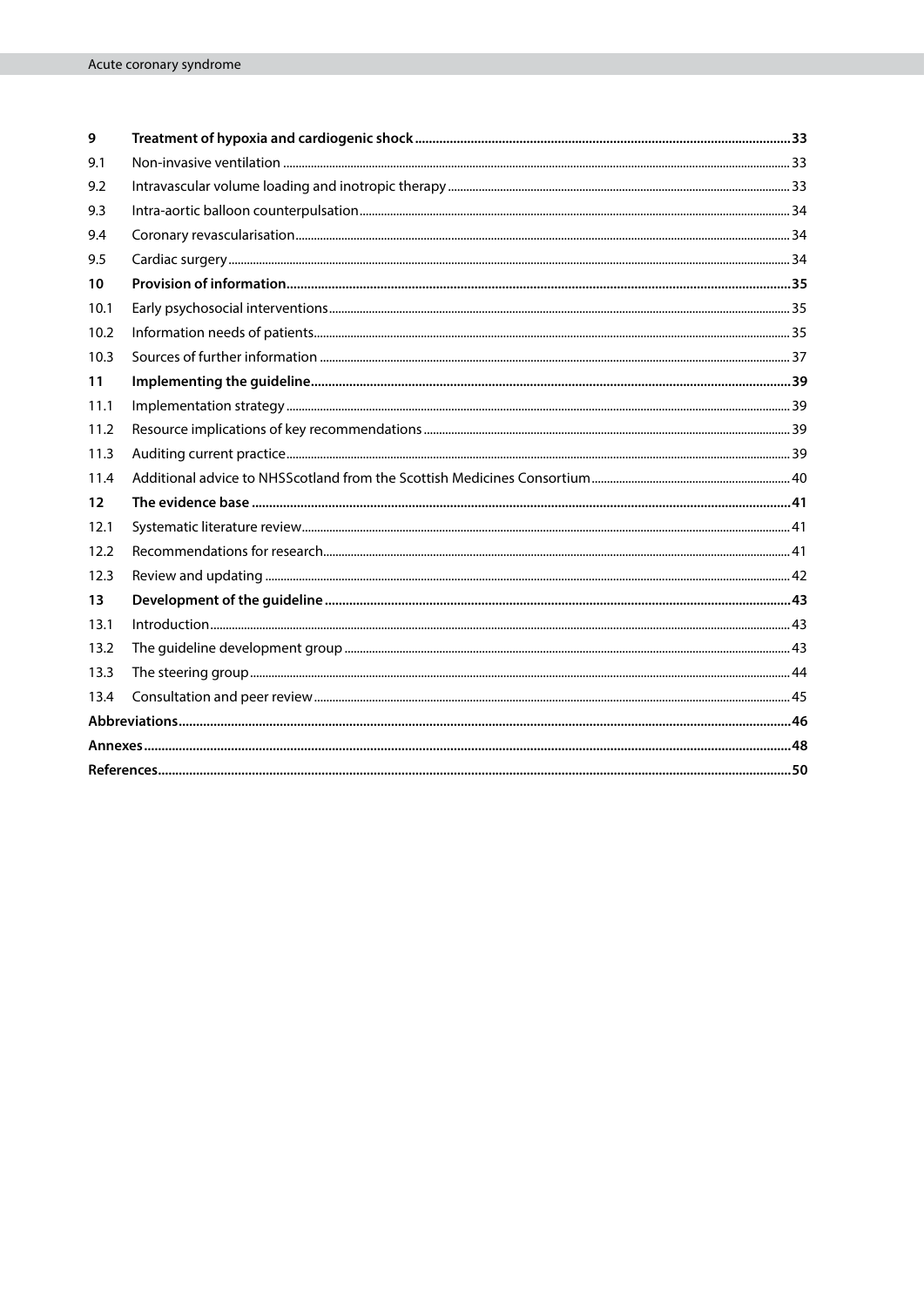| | | |
|---|---|---|
| **9** | **Treatment of hypoxia and cardiogenic shock** | **33** |
| 9.1 | Non-invasive ventilation | 33 |
| 9.2 | Intravascular volume loading and inotropic therapy | 33 |
| 9.3 | Intra-aortic balloon counterpulsation | 34 |
| 9.4 | Coronary revascularisation | 34 |
| 9.5 | Cardiac surgery | 34 |
| **10** | **Provision of information** | **35** |
| 10.1 | Early psychosocial interventions | 35 |
| 10.2 | Information needs of patients | 35 |
| 10.3 | Sources of further information | 37 |
| **11** | **Implementing the guideline** | **39** |
| 11.1 | Implementation strategy | 39 |
| 11.2 | Resource implications of key recommendations | 39 |
| 11.3 | Auditing current practice | 39 |
| 11.4 | Additional advice to NHSScotland from the Scottish Medicines Consortium | 40 |
| **12** | **The evidence base** | **41** |
| 12.1 | Systematic literature review | 41 |
| 12.2 | Recommendations for research | 41 |
| 12.3 | Review and updating | 42 |
| **13** | **Development of the guideline** | **43** |
| 13.1 | Introduction | 43 |
| 13.2 | The guideline development group | 43 |
| 13.3 | The steering group | 44 |
| 13.4 | Consultation and peer review | 45 |
| **Abbreviations** | | **46** |
| **Annexes** | | **48** |
| **References** | | **50** |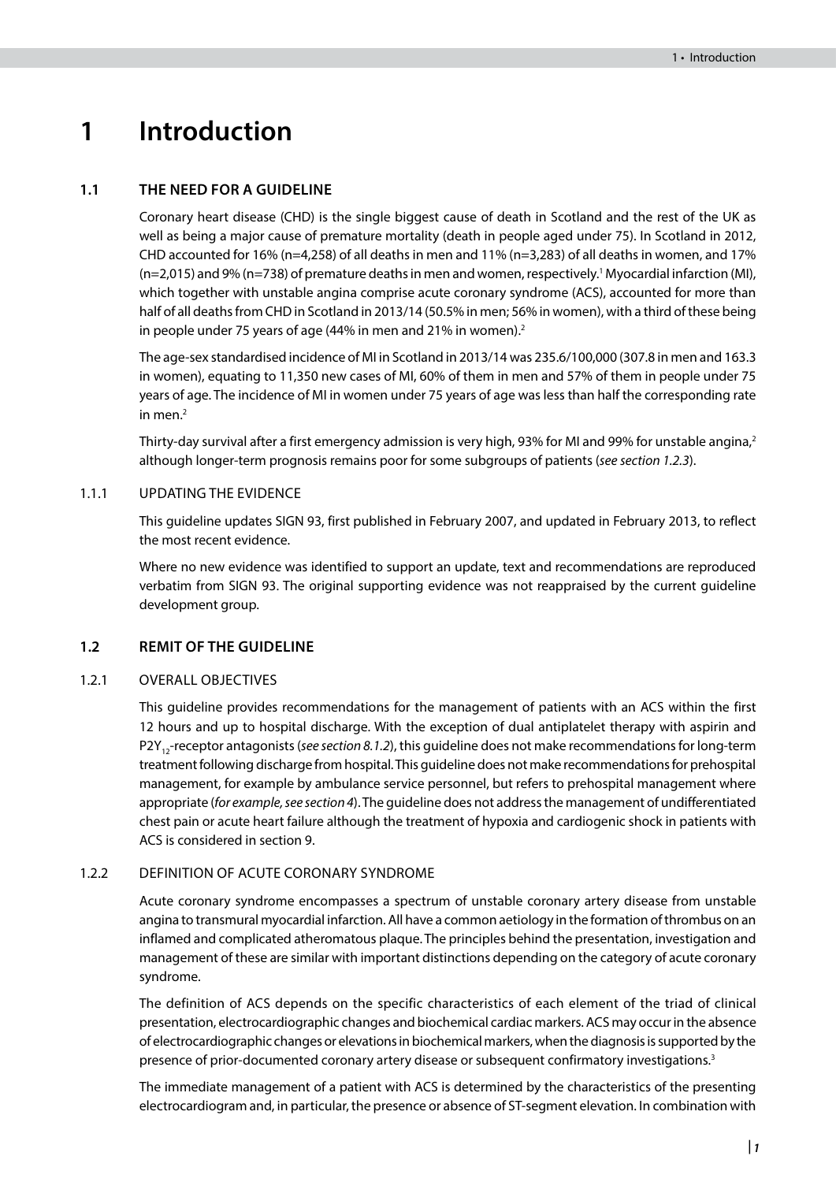# 1 Introduction

## 1.1 THE NEED FOR A GUIDELINE

Coronary heart disease (CHD) is the single biggest cause of death in Scotland and the rest of the UK as well as being a major cause of premature mortality (death in people aged under 75). In Scotland in 2012, CHD accounted for 16% (n=4,258) of all deaths in men and 11% (n=3,283) of all deaths in women, and 17% (n=2,015) and 9% (n=738) of premature deaths in men and women, respectively.[1] Myocardial infarction (MI), which together with unstable angina comprise acute coronary syndrome (ACS), accounted for more than half of all deaths from CHD in Scotland in 2013/14 (50.5% in men; 56% in women), with a third of these being in people under 75 years of age (44% in men and 21% in women).[2]

The age-sex standardised incidence of MI in Scotland in 2013/14 was 235.6/100,000 (307.8 in men and 163.3 in women), equating to 11,350 new cases of MI, 60% of them in men and 57% of them in people under 75 years of age. The incidence of MI in women under 75 years of age was less than half the corresponding rate in men.[2]

Thirty-day survival after a first emergency admission is very high, 93% for MI and 99% for unstable angina,[2] although longer-term prognosis remains poor for some subgroups of patients (*see section 1.2.3*).

### 1.1.1 UPDATING THE EVIDENCE

This guideline updates SIGN 93, first published in February 2007, and updated in February 2013, to reflect the most recent evidence.

Where no new evidence was identified to support an update, text and recommendations are reproduced verbatim from SIGN 93. The original supporting evidence was not reappraised by the current guideline development group.

## 1.2 REMIT OF THE GUIDELINE

### 1.2.1 OVERALL OBJECTIVES

This guideline provides recommendations for the management of patients with an ACS within the first 12 hours and up to hospital discharge. With the exception of dual antiplatelet therapy with aspirin and $P2Y_{12}$-receptor antagonists (*see section 8.1.2*), this guideline does not make recommendations for long-term treatment following discharge from hospital. This guideline does not make recommendations for prehospital management, for example by ambulance service personnel, but refers to prehospital management where appropriate (*for example, see section 4*). The guideline does not address the management of undifferentiated chest pain or acute heart failure although the treatment of hypoxia and cardiogenic shock in patients with ACS is considered in section 9.

### 1.2.2 DEFINITION OF ACUTE CORONARY SYNDROME

Acute coronary syndrome encompasses a spectrum of unstable coronary artery disease from unstable angina to transmural myocardial infarction. All have a common aetiology in the formation of thrombus on an inflamed and complicated atheromatous plaque. The principles behind the presentation, investigation and management of these are similar with important distinctions depending on the category of acute coronary syndrome.

The definition of ACS depends on the specific characteristics of each element of the triad of clinical presentation, electrocardiographic changes and biochemical cardiac markers. ACS may occur in the absence of electrocardiographic changes or elevations in biochemical markers, when the diagnosis is supported by the presence of prior-documented coronary artery disease or subsequent confirmatory investigations.[3]

The immediate management of a patient with ACS is determined by the characteristics of the presenting electrocardiogram and, in particular, the presence or absence of ST-segment elevation. In combination with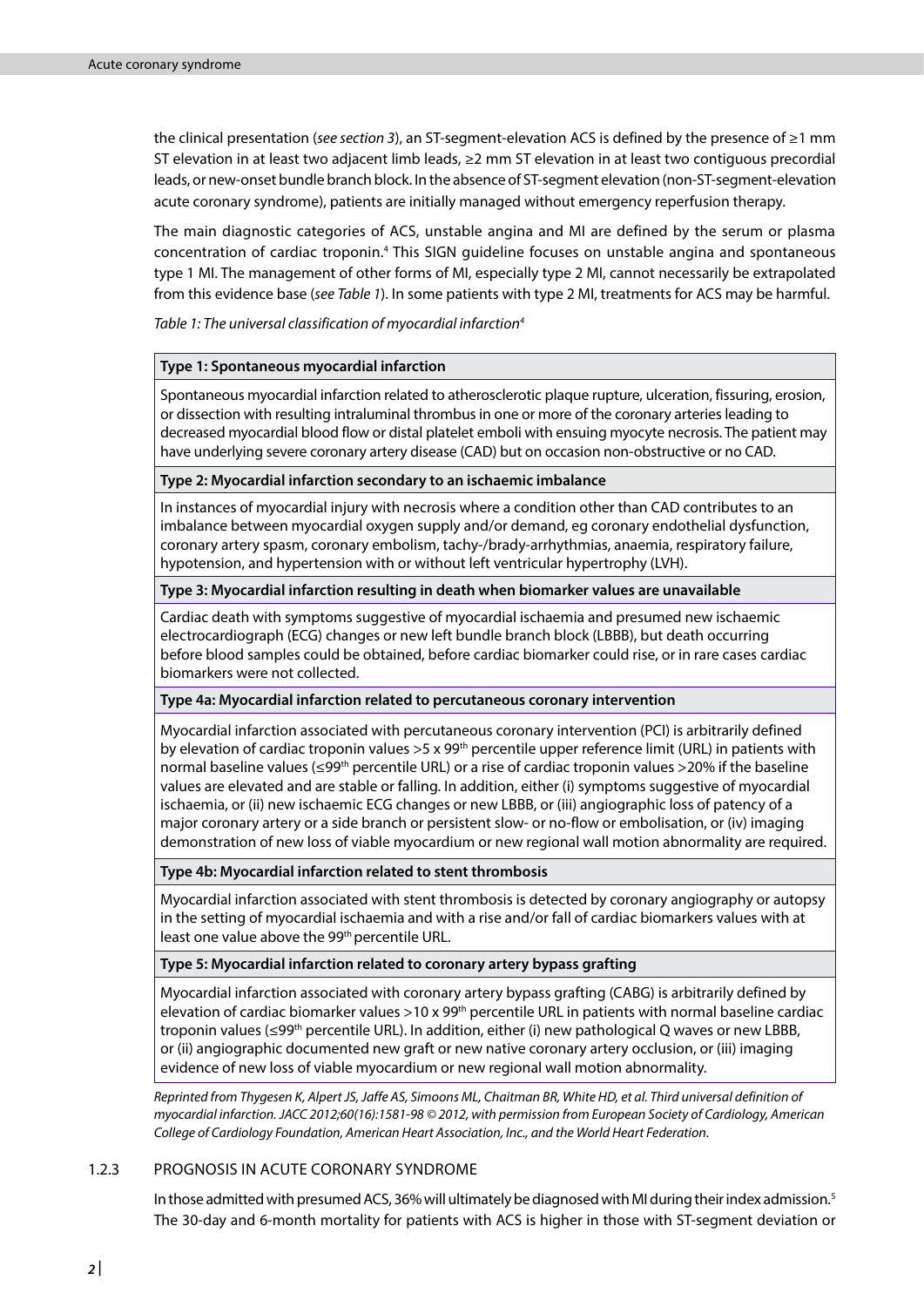the clinical presentation (*see section 3*), an ST-segment-elevation ACS is defined by the presence of ≥1 mm ST elevation in at least two adjacent limb leads, ≥2 mm ST elevation in at least two contiguous precordial leads, or new-onset bundle branch block. In the absence of ST-segment elevation (non-ST-segment-elevation acute coronary syndrome), patients are initially managed without emergency reperfusion therapy.

The main diagnostic categories of ACS, unstable angina and MI are defined by the serum or plasma concentration of cardiac troponin.[4] This SIGN guideline focuses on unstable angina and spontaneous type 1 MI. The management of other forms of MI, especially type 2 MI, cannot necessarily be extrapolated from this evidence base (*see Table 1*). In some patients with type 2 MI, treatments for ACS may be harmful.

*Table 1: The universal classification of myocardial infarction[4]*

| **Type 1: Spontaneous myocardial infarction** |
|---|
| Spontaneous myocardial infarction related to atherosclerotic plaque rupture, ulceration, fissuring, erosion, or dissection with resulting intraluminal thrombus in one or more of the coronary arteries leading to decreased myocardial blood flow or distal platelet emboli with ensuing myocyte necrosis. The patient may have underlying severe coronary artery disease (CAD) but on occasion non-obstructive or no CAD. |
| **Type 2: Myocardial infarction secondary to an ischaemic imbalance** |
| In instances of myocardial injury with necrosis where a condition other than CAD contributes to an imbalance between myocardial oxygen supply and/or demand, eg coronary endothelial dysfunction, coronary artery spasm, coronary embolism, tachy-/brady-arrhythmias, anaemia, respiratory failure, hypotension, and hypertension with or without left ventricular hypertrophy (LVH). |
| **Type 3: Myocardial infarction resulting in death when biomarker values are unavailable** |
| Cardiac death with symptoms suggestive of myocardial ischaemia and presumed new ischaemic electrocardiograph (ECG) changes or new left bundle branch block (LBBB), but death occurring before blood samples could be obtained, before cardiac biomarker could rise, or in rare cases cardiac biomarkers were not collected. |
| **Type 4a: Myocardial infarction related to percutaneous coronary intervention** |
| Myocardial infarction associated with percutaneous coronary intervention (PCI) is arbitrarily defined by elevation of cardiac troponin values >5 x 99$^{th}$ percentile upper reference limit (URL) in patients with normal baseline values (≤99$^{th}$ percentile URL) or a rise of cardiac troponin values >20% if the baseline values are elevated and are stable or falling. In addition, either (i) symptoms suggestive of myocardial ischaemia, or (ii) new ischaemic ECG changes or new LBBB, or (iii) angiographic loss of patency of a major coronary artery or a side branch or persistent slow- or no-flow or embolisation, or (iv) imaging demonstration of new loss of viable myocardium or new regional wall motion abnormality are required. |
| **Type 4b: Myocardial infarction related to stent thrombosis** |
| Myocardial infarction associated with stent thrombosis is detected by coronary angiography or autopsy in the setting of myocardial ischaemia and with a rise and/or fall of cardiac biomarkers values with at least one value above the 99$^{th}$ percentile URL. |
| **Type 5: Myocardial infarction related to coronary artery bypass grafting** |
| Myocardial infarction associated with coronary artery bypass grafting (CABG) is arbitrarily defined by elevation of cardiac biomarker values >10 x 99$^{th}$ percentile URL in patients with normal baseline cardiac troponin values (≤99$^{th}$ percentile URL). In addition, either (i) new pathological Q waves or new LBBB, or (ii) angiographic documented new graft or new native coronary artery occlusion, or (iii) imaging evidence of new loss of viable myocardium or new regional wall motion abnormality. |

*Reprinted from Thygesen K, Alpert JS, Jaffe AS, Simoons ML, Chaitman BR, White HD, et al. Third universal definition of myocardial infarction. JACC 2012;60(16):1581-98 © 2012, with permission from European Society of Cardiology, American College of Cardiology Foundation, American Heart Association, Inc., and the World Heart Federation.*

### 1.2.3 PROGNOSIS IN ACUTE CORONARY SYNDROME

In those admitted with presumed ACS, 36% will ultimately be diagnosed with MI during their index admission.[5] The 30-day and 6-month mortality for patients with ACS is higher in those with ST-segment deviation or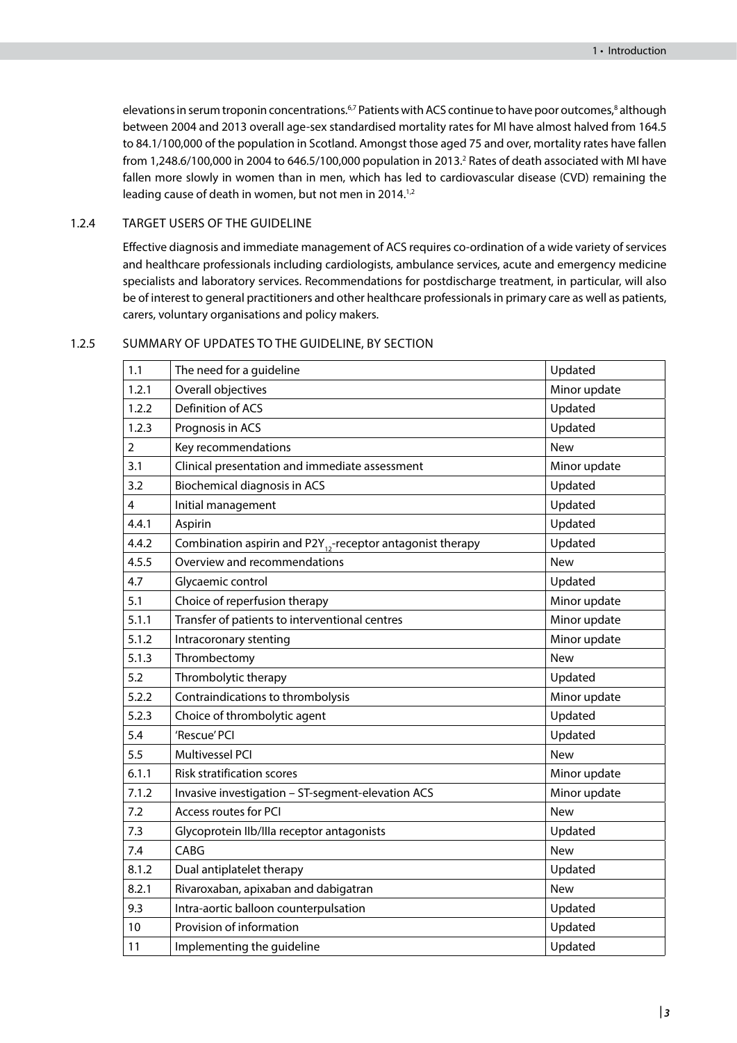elevations in serum troponin concentrations.[6,7] Patients with ACS continue to have poor outcomes,[8] although between 2004 and 2013 overall age-sex standardised mortality rates for MI have almost halved from 164.5 to 84.1/100,000 of the population in Scotland. Amongst those aged 75 and over, mortality rates have fallen from 1,248.6/100,000 in 2004 to 646.5/100,000 population in 2013.[2] Rates of death associated with MI have fallen more slowly in women than in men, which has led to cardiovascular disease (CVD) remaining the leading cause of death in women, but not men in 2014.[1,2]

### 1.2.4 TARGET USERS OF THE GUIDELINE

Effective diagnosis and immediate management of ACS requires co-ordination of a wide variety of services and healthcare professionals including cardiologists, ambulance services, acute and emergency medicine specialists and laboratory services. Recommendations for postdischarge treatment, in particular, will also be of interest to general practitioners and other healthcare professionals in primary care as well as patients, carers, voluntary organisations and policy makers.

### 1.2.5 SUMMARY OF UPDATES TO THE GUIDELINE, BY SECTION

| | | |
|---|---|---|
| 1.1 | The need for a guideline | Updated |
| 1.2.1 | Overall objectives | Minor update |
| 1.2.2 | Definition of ACS | Updated |
| 1.2.3 | Prognosis in ACS | Updated |
| 2 | Key recommendations | New |
| 3.1 | Clinical presentation and immediate assessment | Minor update |
| 3.2 | Biochemical diagnosis in ACS | Updated |
| 4 | Initial management | Updated |
| 4.4.1 | Aspirin | Updated |
| 4.4.2 | Combination aspirin and $P2Y_{12}$-receptor antagonist therapy | Updated |
| 4.5.5 | Overview and recommendations | New |
| 4.7 | Glycaemic control | Updated |
| 5.1 | Choice of reperfusion therapy | Minor update |
| 5.1.1 | Transfer of patients to interventional centres | Minor update |
| 5.1.2 | Intracoronary stenting | Minor update |
| 5.1.3 | Thrombectomy | New |
| 5.2 | Thrombolytic therapy | Updated |
| 5.2.2 | Contraindications to thrombolysis | Minor update |
| 5.2.3 | Choice of thrombolytic agent | Updated |
| 5.4 | 'Rescue' PCI | Updated |
| 5.5 | Multivessel PCI | New |
| 6.1.1 | Risk stratification scores | Minor update |
| 7.1.2 | Invasive investigation – ST-segment-elevation ACS | Minor update |
| 7.2 | Access routes for PCI | New |
| 7.3 | Glycoprotein IIb/IIIa receptor antagonists | Updated |
| 7.4 | CABG | New |
| 8.1.2 | Dual antiplatelet therapy | Updated |
| 8.2.1 | Rivaroxaban, apixaban and dabigatran | New |
| 9.3 | Intra-aortic balloon counterpulsation | Updated |
| 10 | Provision of information | Updated |
| 11 | Implementing the guideline | Updated |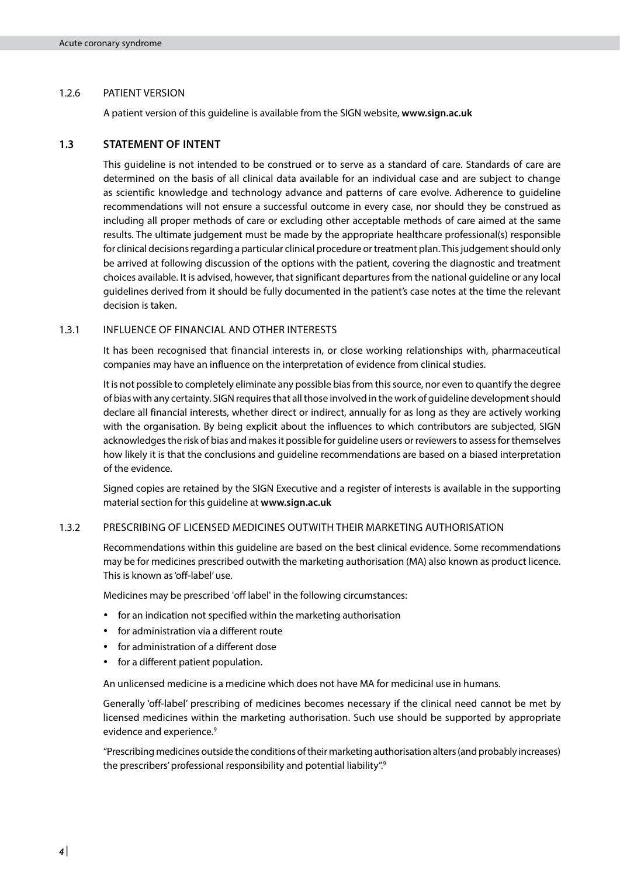### 1.2.6 PATIENT VERSION

A patient version of this guideline is available from the SIGN website, **www.sign.ac.uk**

## 1.3 STATEMENT OF INTENT

This guideline is not intended to be construed or to serve as a standard of care. Standards of care are determined on the basis of all clinical data available for an individual case and are subject to change as scientific knowledge and technology advance and patterns of care evolve. Adherence to guideline recommendations will not ensure a successful outcome in every case, nor should they be construed as including all proper methods of care or excluding other acceptable methods of care aimed at the same results. The ultimate judgement must be made by the appropriate healthcare professional(s) responsible for clinical decisions regarding a particular clinical procedure or treatment plan. This judgement should only be arrived at following discussion of the options with the patient, covering the diagnostic and treatment choices available. It is advised, however, that significant departures from the national guideline or any local guidelines derived from it should be fully documented in the patient's case notes at the time the relevant decision is taken.

### 1.3.1 INFLUENCE OF FINANCIAL AND OTHER INTERESTS

It has been recognised that financial interests in, or close working relationships with, pharmaceutical companies may have an influence on the interpretation of evidence from clinical studies.

It is not possible to completely eliminate any possible bias from this source, nor even to quantify the degree of bias with any certainty. SIGN requires that all those involved in the work of guideline development should declare all financial interests, whether direct or indirect, annually for as long as they are actively working with the organisation. By being explicit about the influences to which contributors are subjected, SIGN acknowledges the risk of bias and makes it possible for guideline users or reviewers to assess for themselves how likely it is that the conclusions and guideline recommendations are based on a biased interpretation of the evidence.

Signed copies are retained by the SIGN Executive and a register of interests is available in the supporting material section for this guideline at **www.sign.ac.uk**

### 1.3.2 PRESCRIBING OF LICENSED MEDICINES OUTWITH THEIR MARKETING AUTHORISATION

Recommendations within this guideline are based on the best clinical evidence. Some recommendations may be for medicines prescribed outwith the marketing authorisation (MA) also known as product licence. This is known as 'off-label' use.

Medicines may be prescribed 'off label' in the following circumstances:

- for an indication not specified within the marketing authorisation
- for administration via a different route
- for administration of a different dose
- for a different patient population.

An unlicensed medicine is a medicine which does not have MA for medicinal use in humans.

Generally 'off-label' prescribing of medicines becomes necessary if the clinical need cannot be met by licensed medicines within the marketing authorisation. Such use should be supported by appropriate evidence and experience.[9]

"Prescribing medicines outside the conditions of their marketing authorisation alters (and probably increases) the prescribers' professional responsibility and potential liability".[9]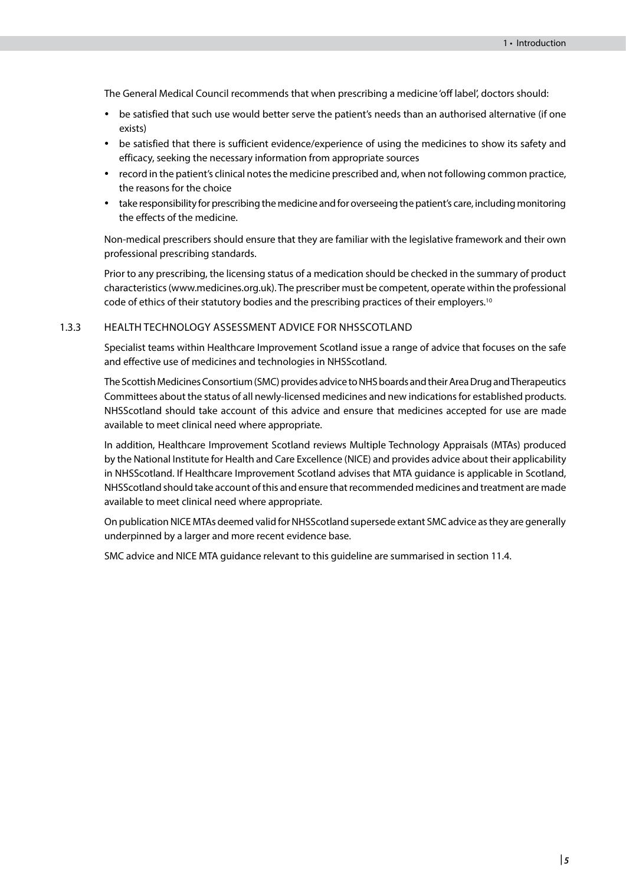The General Medical Council recommends that when prescribing a medicine 'off label', doctors should:

- be satisfied that such use would better serve the patient's needs than an authorised alternative (if one exists)
- be satisfied that there is sufficient evidence/experience of using the medicines to show its safety and efficacy, seeking the necessary information from appropriate sources
- record in the patient's clinical notes the medicine prescribed and, when not following common practice, the reasons for the choice
- take responsibility for prescribing the medicine and for overseeing the patient's care, including monitoring the effects of the medicine.

Non-medical prescribers should ensure that they are familiar with the legislative framework and their own professional prescribing standards.

Prior to any prescribing, the licensing status of a medication should be checked in the summary of product characteristics (www.medicines.org.uk). The prescriber must be competent, operate within the professional code of ethics of their statutory bodies and the prescribing practices of their employers.[10]

### 1.3.3 HEALTH TECHNOLOGY ASSESSMENT ADVICE FOR NHSSCOTLAND

Specialist teams within Healthcare Improvement Scotland issue a range of advice that focuses on the safe and effective use of medicines and technologies in NHSScotland.

The Scottish Medicines Consortium (SMC) provides advice to NHS boards and their Area Drug and Therapeutics Committees about the status of all newly-licensed medicines and new indications for established products. NHSScotland should take account of this advice and ensure that medicines accepted for use are made available to meet clinical need where appropriate.

In addition, Healthcare Improvement Scotland reviews Multiple Technology Appraisals (MTAs) produced by the National Institute for Health and Care Excellence (NICE) and provides advice about their applicability in NHSScotland. If Healthcare Improvement Scotland advises that MTA guidance is applicable in Scotland, NHSScotland should take account of this and ensure that recommended medicines and treatment are made available to meet clinical need where appropriate.

On publication NICE MTAs deemed valid for NHSScotland supersede extant SMC advice as they are generally underpinned by a larger and more recent evidence base.

SMC advice and NICE MTA guidance relevant to this guideline are summarised in section 11.4.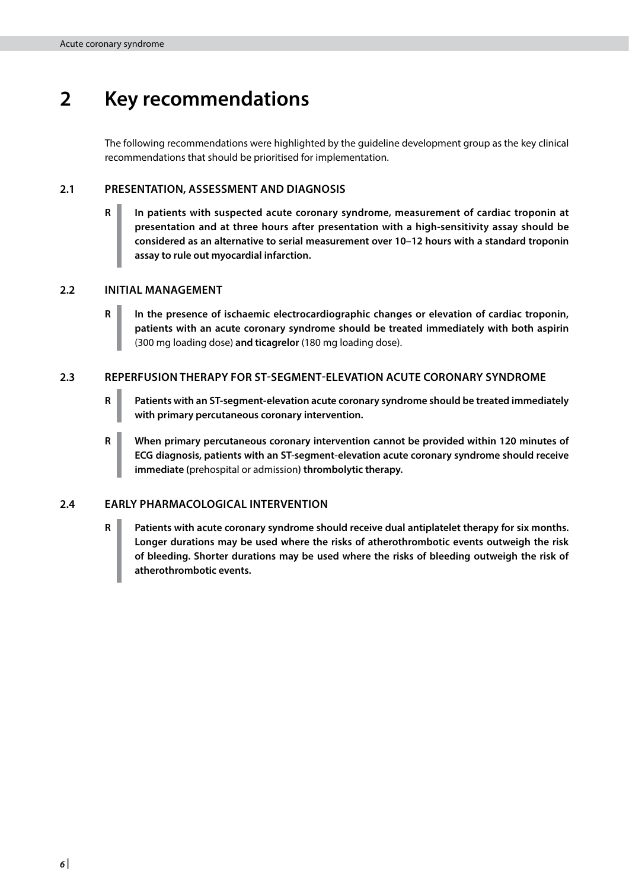# 2 Key recommendations

The following recommendations were highlighted by the guideline development group as the key clinical recommendations that should be prioritised for implementation.

## 2.1 PRESENTATION, ASSESSMENT AND DIAGNOSIS

**R** **In patients with suspected acute coronary syndrome, measurement of cardiac troponin at presentation and at three hours after presentation with a high-sensitivity assay should be considered as an alternative to serial measurement over 10–12 hours with a standard troponin assay to rule out myocardial infarction.**

## 2.2 INITIAL MANAGEMENT

**R** **In the presence of ischaemic electrocardiographic changes or elevation of cardiac troponin, patients with an acute coronary syndrome should be treated immediately with both aspirin** (300 mg loading dose) **and ticagrelor** (180 mg loading dose).

## 2.3 REPERFUSION THERAPY FOR ST-SEGMENT-ELEVATION ACUTE CORONARY SYNDROME

**R** **Patients with an ST-segment-elevation acute coronary syndrome should be treated immediately with primary percutaneous coronary intervention.**

**R** **When primary percutaneous coronary intervention cannot be provided within 120 minutes of ECG diagnosis, patients with an ST-segment-elevation acute coronary syndrome should receive immediate (**prehospital or admission**) thrombolytic therapy.**

## 2.4 EARLY PHARMACOLOGICAL INTERVENTION

**R** **Patients with acute coronary syndrome should receive dual antiplatelet therapy for six months. Longer durations may be used where the risks of atherothrombotic events outweigh the risk of bleeding. Shorter durations may be used where the risks of bleeding outweigh the risk of atherothrombotic events.**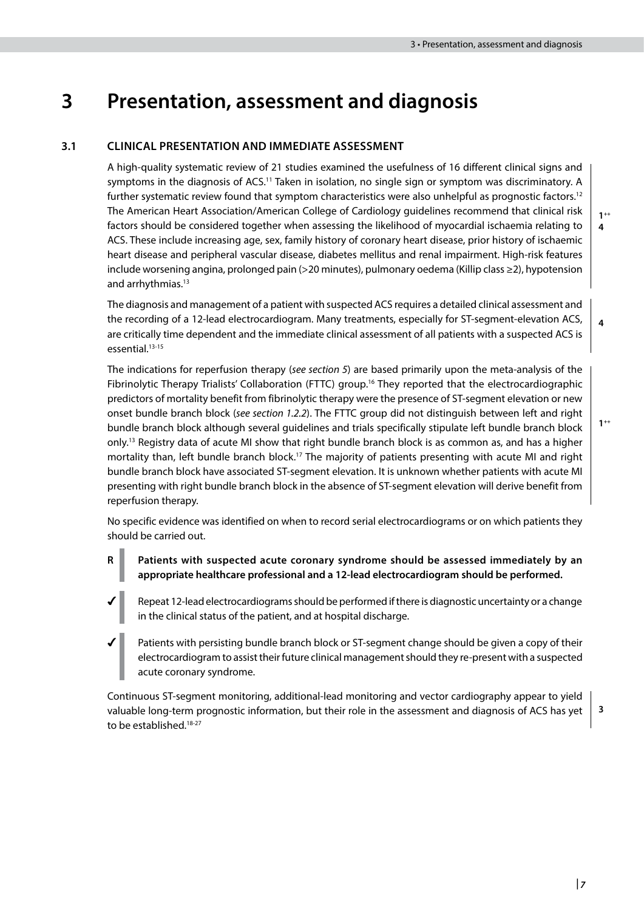# 3 Presentation, assessment and diagnosis

## 3.1 CLINICAL PRESENTATION AND IMMEDIATE ASSESSMENT

A high-quality systematic review of 21 studies examined the usefulness of 16 different clinical signs and symptoms in the diagnosis of ACS.[11] Taken in isolation, no single sign or symptom was discriminatory. A further systematic review found that symptom characteristics were also unhelpful as prognostic factors.[12] The American Heart Association/American College of Cardiology guidelines recommend that clinical risk factors should be considered together when assessing the likelihood of myocardial ischaemia relating to ACS. These include increasing age, sex, family history of coronary heart disease, prior history of ischaemic heart disease and peripheral vascular disease, diabetes mellitus and renal impairment. High-risk features include worsening angina, prolonged pain (>20 minutes), pulmonary oedema (Killip class ≥2), hypotension and arrhythmias.[13]

1++
4

The diagnosis and management of a patient with suspected ACS requires a detailed clinical assessment and the recording of a 12-lead electrocardiogram. Many treatments, especially for ST-segment-elevation ACS, are critically time dependent and the immediate clinical assessment of all patients with a suspected ACS is essential.[13-15]

4

The indications for reperfusion therapy (*see section 5*) are based primarily upon the meta-analysis of the Fibrinolytic Therapy Trialists' Collaboration (FTTC) group.[16] They reported that the electrocardiographic predictors of mortality benefit from fibrinolytic therapy were the presence of ST-segment elevation or new onset bundle branch block (*see section 1.2.2*). The FTTC group did not distinguish between left and right bundle branch block although several guidelines and trials specifically stipulate left bundle branch block only.[13] Registry data of acute MI show that right bundle branch block is as common as, and has a higher mortality than, left bundle branch block.[17] The majority of patients presenting with acute MI and right bundle branch block have associated ST-segment elevation. It is unknown whether patients with acute MI presenting with right bundle branch block in the absence of ST-segment elevation will derive benefit from reperfusion therapy.

1++

No specific evidence was identified on when to record serial electrocardiograms or on which patients they should be carried out.

R **Patients with suspected acute coronary syndrome should be assessed immediately by an appropriate healthcare professional and a 12-lead electrocardiogram should be performed.**

✓ Repeat 12-lead electrocardiograms should be performed if there is diagnostic uncertainty or a change in the clinical status of the patient, and at hospital discharge.

✓ Patients with persisting bundle branch block or ST-segment change should be given a copy of their electrocardiogram to assist their future clinical management should they re-present with a suspected acute coronary syndrome.

Continuous ST-segment monitoring, additional-lead monitoring and vector cardiography appear to yield valuable long-term prognostic information, but their role in the assessment and diagnosis of ACS has yet to be established.[18-27]

3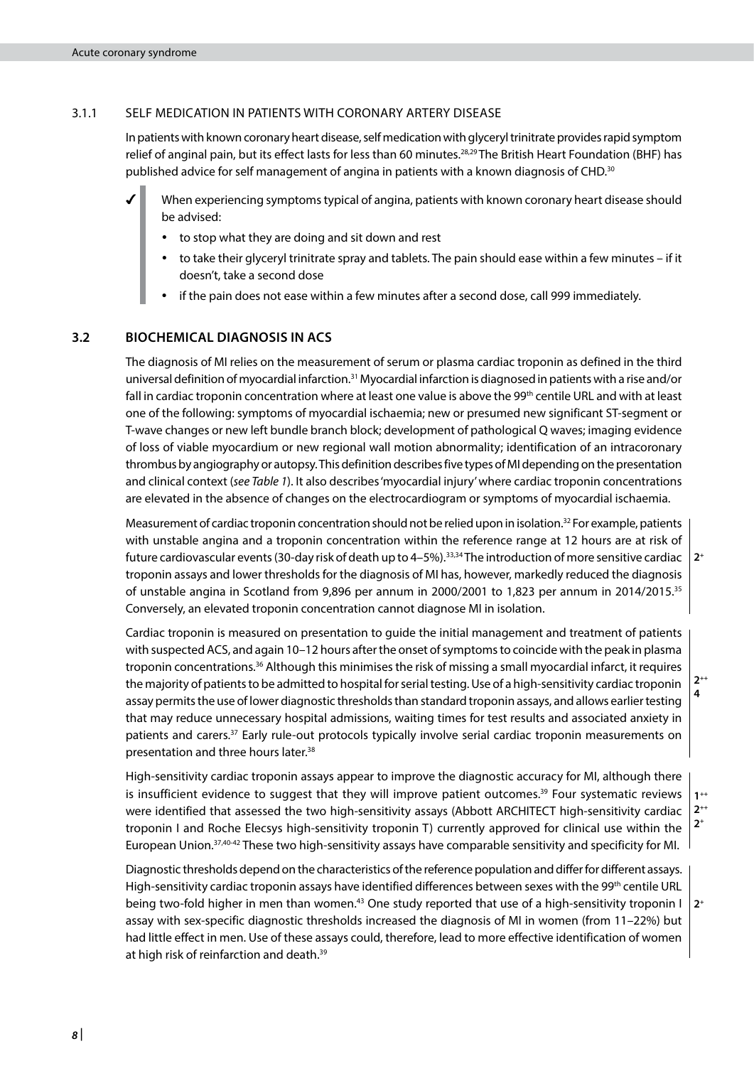### 3.1.1 SELF MEDICATION IN PATIENTS WITH CORONARY ARTERY DISEASE

In patients with known coronary heart disease, self medication with glyceryl trinitrate provides rapid symptom relief of anginal pain, but its effect lasts for less than 60 minutes.[28,29] The British Heart Foundation (BHF) has published advice for self management of angina in patients with a known diagnosis of CHD.[30]

✓ When experiencing symptoms typical of angina, patients with known coronary heart disease should be advised:

- to stop what they are doing and sit down and rest
- to take their glyceryl trinitrate spray and tablets. The pain should ease within a few minutes – if it doesn't, take a second dose
- if the pain does not ease within a few minutes after a second dose, call 999 immediately.

## 3.2 BIOCHEMICAL DIAGNOSIS IN ACS

The diagnosis of MI relies on the measurement of serum or plasma cardiac troponin as defined in the third universal definition of myocardial infarction.[31] Myocardial infarction is diagnosed in patients with a rise and/or fall in cardiac troponin concentration where at least one value is above the 99th centile URL and with at least one of the following: symptoms of myocardial ischaemia; new or presumed new significant ST-segment or T-wave changes or new left bundle branch block; development of pathological Q waves; imaging evidence of loss of viable myocardium or new regional wall motion abnormality; identification of an intracoronary thrombus by angiography or autopsy. This definition describes five types of MI depending on the presentation and clinical context (*see Table 1*). It also describes 'myocardial injury' where cardiac troponin concentrations are elevated in the absence of changes on the electrocardiogram or symptoms of myocardial ischaemia.

Measurement of cardiac troponin concentration should not be relied upon in isolation.[32] For example, patients with unstable angina and a troponin concentration within the reference range at 12 hours are at risk of future cardiovascular events (30-day risk of death up to 4–5%).[33,34] The introduction of more sensitive cardiac troponin assays and lower thresholds for the diagnosis of MI has, however, markedly reduced the diagnosis of unstable angina in Scotland from 9,896 per annum in 2000/2001 to 1,823 per annum in 2014/2015.[35] Conversely, an elevated troponin concentration cannot diagnose MI in isolation.

**2+**

Cardiac troponin is measured on presentation to guide the initial management and treatment of patients with suspected ACS, and again 10–12 hours after the onset of symptoms to coincide with the peak in plasma troponin concentrations.[36] Although this minimises the risk of missing a small myocardial infarct, it requires the majority of patients to be admitted to hospital for serial testing. Use of a high-sensitivity cardiac troponin assay permits the use of lower diagnostic thresholds than standard troponin assays, and allows earlier testing that may reduce unnecessary hospital admissions, waiting times for test results and associated anxiety in patients and carers.[37] Early rule-out protocols typically involve serial cardiac troponin measurements on presentation and three hours later.[38]

**2++**
**4**

High-sensitivity cardiac troponin assays appear to improve the diagnostic accuracy for MI, although there is insufficient evidence to suggest that they will improve patient outcomes.[39] Four systematic reviews were identified that assessed the two high-sensitivity assays (Abbott ARCHITECT high-sensitivity cardiac troponin I and Roche Elecsys high-sensitivity troponin T) currently approved for clinical use within the European Union.[37,40-42] These two high-sensitivity assays have comparable sensitivity and specificity for MI.

**1++**
**2++**
**2+**

Diagnostic thresholds depend on the characteristics of the reference population and differ for different assays. High-sensitivity cardiac troponin assays have identified differences between sexes with the 99th centile URL being two-fold higher in men than women.[43] One study reported that use of a high-sensitivity troponin I assay with sex-specific diagnostic thresholds increased the diagnosis of MI in women (from 11–22%) but had little effect in men. Use of these assays could, therefore, lead to more effective identification of women at high risk of reinfarction and death.[39]

**2+**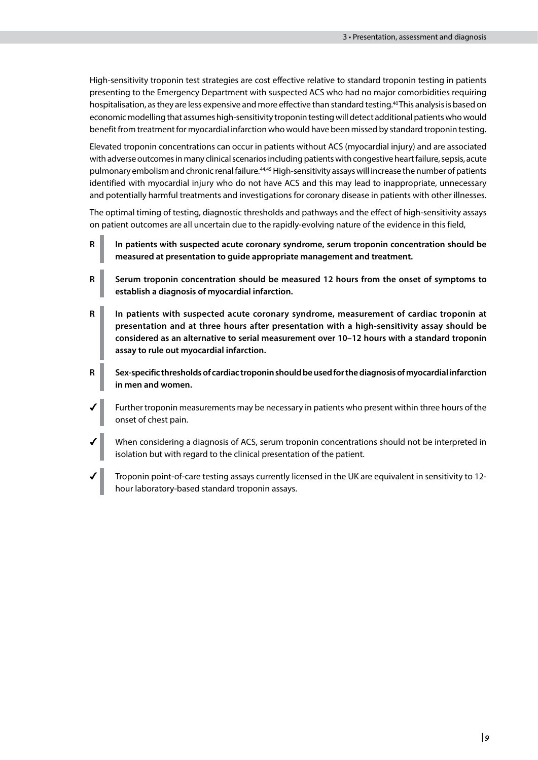High-sensitivity troponin test strategies are cost effective relative to standard troponin testing in patients presenting to the Emergency Department with suspected ACS who had no major comorbidities requiring hospitalisation, as they are less expensive and more effective than standard testing.[40] This analysis is based on economic modelling that assumes high-sensitivity troponin testing will detect additional patients who would benefit from treatment for myocardial infarction who would have been missed by standard troponin testing.

Elevated troponin concentrations can occur in patients without ACS (myocardial injury) and are associated with adverse outcomes in many clinical scenarios including patients with congestive heart failure, sepsis, acute pulmonary embolism and chronic renal failure.[44,45] High-sensitivity assays will increase the number of patients identified with myocardial injury who do not have ACS and this may lead to inappropriate, unnecessary and potentially harmful treatments and investigations for coronary disease in patients with other illnesses.

The optimal timing of testing, diagnostic thresholds and pathways and the effect of high-sensitivity assays on patient outcomes are all uncertain due to the rapidly-evolving nature of the evidence in this field,

R **In patients with suspected acute coronary syndrome, serum troponin concentration should be measured at presentation to guide appropriate management and treatment.**

R **Serum troponin concentration should be measured 12 hours from the onset of symptoms to establish a diagnosis of myocardial infarction.**

R **In patients with suspected acute coronary syndrome, measurement of cardiac troponin at presentation and at three hours after presentation with a high-sensitivity assay should be considered as an alternative to serial measurement over 10–12 hours with a standard troponin assay to rule out myocardial infarction.**

R **Sex-specific thresholds of cardiac troponin should be used for the diagnosis of myocardial infarction in men and women.**

✓ Further troponin measurements may be necessary in patients who present within three hours of the onset of chest pain.

✓ When considering a diagnosis of ACS, serum troponin concentrations should not be interpreted in isolation but with regard to the clinical presentation of the patient.

✓ Troponin point-of-care testing assays currently licensed in the UK are equivalent in sensitivity to 12-hour laboratory-based standard troponin assays.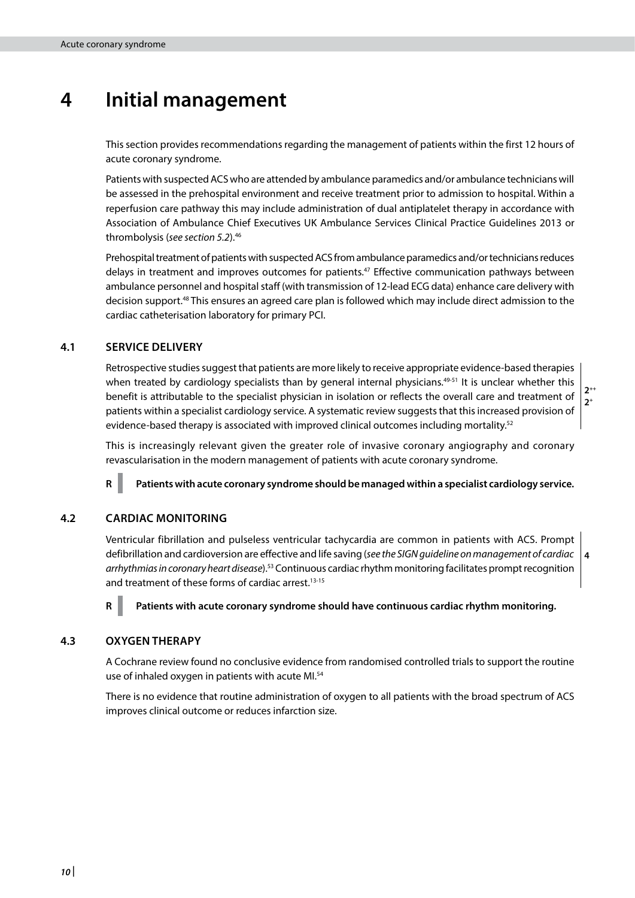# 4 Initial management

This section provides recommendations regarding the management of patients within the first 12 hours of acute coronary syndrome.

Patients with suspected ACS who are attended by ambulance paramedics and/or ambulance technicians will be assessed in the prehospital environment and receive treatment prior to admission to hospital. Within a reperfusion care pathway this may include administration of dual antiplatelet therapy in accordance with Association of Ambulance Chief Executives UK Ambulance Services Clinical Practice Guidelines 2013 or thrombolysis (*see section 5.2*).[46]

Prehospital treatment of patients with suspected ACS from ambulance paramedics and/or technicians reduces delays in treatment and improves outcomes for patients.[47] Effective communication pathways between ambulance personnel and hospital staff (with transmission of 12-lead ECG data) enhance care delivery with decision support.[48] This ensures an agreed care plan is followed which may include direct admission to the cardiac catheterisation laboratory for primary PCI.

## 4.1 SERVICE DELIVERY

Retrospective studies suggest that patients are more likely to receive appropriate evidence-based therapies when treated by cardiology specialists than by general internal physicians.[49-51] It is unclear whether this benefit is attributable to the specialist physician in isolation or reflects the overall care and treatment of patients within a specialist cardiology service. A systematic review suggests that this increased provision of evidence-based therapy is associated with improved clinical outcomes including mortality.[52]

$2^{++}$
$2^{+}$

This is increasingly relevant given the greater role of invasive coronary angiography and coronary revascularisation in the modern management of patients with acute coronary syndrome.

**R** **Patients with acute coronary syndrome should be managed within a specialist cardiology service.**

## 4.2 CARDIAC MONITORING

Ventricular fibrillation and pulseless ventricular tachycardia are common in patients with ACS. Prompt defibrillation and cardioversion are effective and life saving (*see the SIGN guideline on management of cardiac arrhythmias in coronary heart disease*).[53] Continuous cardiac rhythm monitoring facilitates prompt recognition and treatment of these forms of cardiac arrest.[13-15]

4

**R** **Patients with acute coronary syndrome should have continuous cardiac rhythm monitoring.**

## 4.3 OXYGEN THERAPY

A Cochrane review found no conclusive evidence from randomised controlled trials to support the routine use of inhaled oxygen in patients with acute MI.[54]

There is no evidence that routine administration of oxygen to all patients with the broad spectrum of ACS improves clinical outcome or reduces infarction size.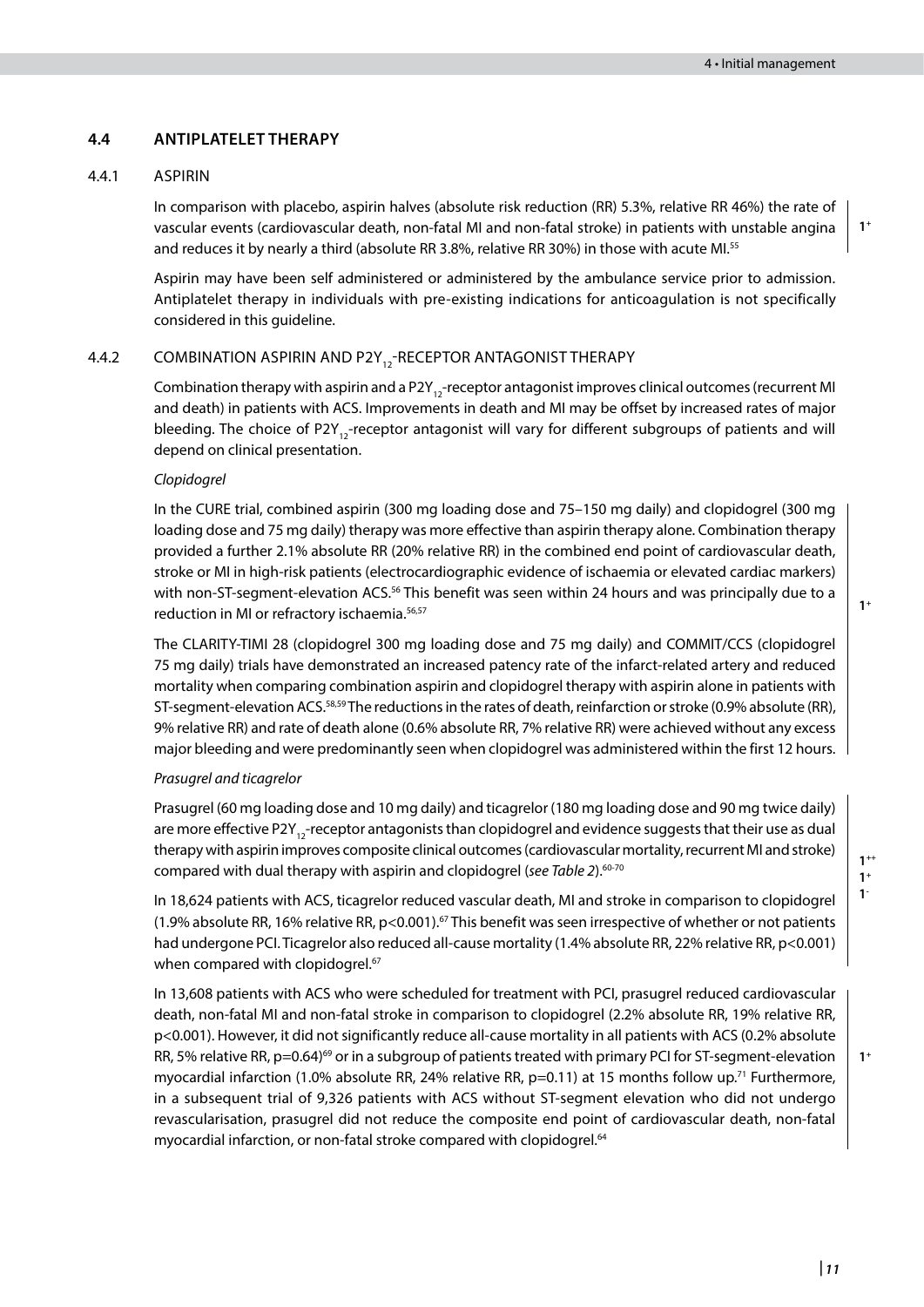## 4.4 ANTIPLATELET THERAPY

### 4.4.1 ASPIRIN

In comparison with placebo, aspirin halves (absolute risk reduction (RR) 5.3%, relative RR 46%) the rate of vascular events (cardiovascular death, non-fatal MI and non-fatal stroke) in patients with unstable angina and reduces it by nearly a third (absolute RR 3.8%, relative RR 30%) in those with acute MI.[55]

1+

Aspirin may have been self administered or administered by the ambulance service prior to admission. Antiplatelet therapy in individuals with pre-existing indications for anticoagulation is not specifically considered in this guideline.

### 4.4.2 COMBINATION ASPIRIN AND $P2Y_{12}$-RECEPTOR ANTAGONIST THERAPY

Combination therapy with aspirin and a $P2Y_{12}$-receptor antagonist improves clinical outcomes (recurrent MI and death) in patients with ACS. Improvements in death and MI may be offset by increased rates of major bleeding. The choice of $P2Y_{12}$-receptor antagonist will vary for different subgroups of patients and will depend on clinical presentation.

*Clopidogrel*

In the CURE trial, combined aspirin (300 mg loading dose and 75–150 mg daily) and clopidogrel (300 mg loading dose and 75 mg daily) therapy was more effective than aspirin therapy alone. Combination therapy provided a further 2.1% absolute RR (20% relative RR) in the combined end point of cardiovascular death, stroke or MI in high-risk patients (electrocardiographic evidence of ischaemia or elevated cardiac markers) with non-ST-segment-elevation ACS.[56] This benefit was seen within 24 hours and was principally due to a reduction in MI or refractory ischaemia.[56,57]

The CLARITY-TIMI 28 (clopidogrel 300 mg loading dose and 75 mg daily) and COMMIT/CCS (clopidogrel 75 mg daily) trials have demonstrated an increased patency rate of the infarct-related artery and reduced mortality when comparing combination aspirin and clopidogrel therapy with aspirin alone in patients with ST-segment-elevation ACS.[58,59] The reductions in the rates of death, reinfarction or stroke (0.9% absolute (RR), 9% relative RR) and rate of death alone (0.6% absolute RR, 7% relative RR) were achieved without any excess major bleeding and were predominantly seen when clopidogrel was administered within the first 12 hours.

1+

*Prasugrel and ticagrelor*

Prasugrel (60 mg loading dose and 10 mg daily) and ticagrelor (180 mg loading dose and 90 mg twice daily) are more effective $P2Y_{12}$-receptor antagonists than clopidogrel and evidence suggests that their use as dual therapy with aspirin improves composite clinical outcomes (cardiovascular mortality, recurrent MI and stroke) compared with dual therapy with aspirin and clopidogrel (*see Table 2*).[60-70]

In 18,624 patients with ACS, ticagrelor reduced vascular death, MI and stroke in comparison to clopidogrel (1.9% absolute RR, 16% relative RR, $p<0.001$).[67] This benefit was seen irrespective of whether or not patients had undergone PCI. Ticagrelor also reduced all-cause mortality (1.4% absolute RR, 22% relative RR, $p<0.001$) when compared with clopidogrel.[67]

1++
1+
1-

In 13,608 patients with ACS who were scheduled for treatment with PCI, prasugrel reduced cardiovascular death, non-fatal MI and non-fatal stroke in comparison to clopidogrel (2.2% absolute RR, 19% relative RR, $p<0.001$). However, it did not significantly reduce all-cause mortality in all patients with ACS (0.2% absolute RR, 5% relative RR, $p=0.64$)[69] or in a subgroup of patients treated with primary PCI for ST-segment-elevation myocardial infarction (1.0% absolute RR, 24% relative RR, $p=0.11$) at 15 months follow up.[71] Furthermore, in a subsequent trial of 9,326 patients with ACS without ST-segment elevation who did not undergo revascularisation, prasugrel did not reduce the composite end point of cardiovascular death, non-fatal myocardial infarction, or non-fatal stroke compared with clopidogrel.[64]

1+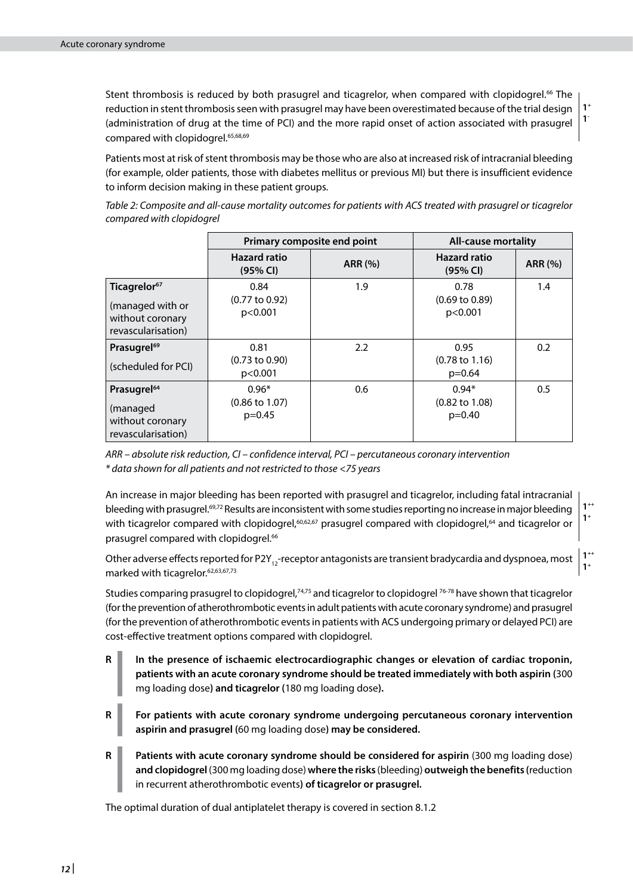Stent thrombosis is reduced by both prasugrel and ticagrelor, when compared with clopidogrel.[66] The reduction in stent thrombosis seen with prasugrel may have been overestimated because of the trial design (administration of drug at the time of PCI) and the more rapid onset of action associated with prasugrel compared with clopidogrel.[65,68,69]

$1^{+}$
$1^{-}$

Patients most at risk of stent thrombosis may be those who are also at increased risk of intracranial bleeding (for example, older patients, those with diabetes mellitus or previous MI) but there is insufficient evidence to inform decision making in these patient groups.

*Table 2: Composite and all-cause mortality outcomes for patients with ACS treated with prasugrel or ticagrelor compared with clopidogrel*

| | Primary composite end point | | All-cause mortality | |
|---|---|---|---|---|
| | **Hazard ratio (95% CI)** | **ARR (%)** | **Hazard ratio (95% CI)** | **ARR (%)** |
| **Ticagrelor**[67] (managed with or without coronary revascularisation) | 0.84 (0.77 to 0.92) p<0.001 | 1.9 | 0.78 (0.69 to 0.89) p<0.001 | 1.4 |
| **Prasugrel**[69] (scheduled for PCI) | 0.81 (0.73 to 0.90) p<0.001 | 2.2 | 0.95 (0.78 to 1.16) p=0.64 | 0.2 |
| **Prasugrel**[64] (managed without coronary revascularisation) | 0.96* (0.86 to 1.07) p=0.45 | 0.6 | 0.94* (0.82 to 1.08) p=0.40 | 0.5 |

*ARR – absolute risk reduction, CI – confidence interval, PCI – percutaneous coronary intervention*
*\* data shown for all patients and not restricted to those <75 years*

An increase in major bleeding has been reported with prasugrel and ticagrelor, including fatal intracranial bleeding with prasugrel.[69,72] Results are inconsistent with some studies reporting no increase in major bleeding with ticagrelor compared with clopidogrel,[60,62,67] prasugrel compared with clopidogrel,[64] and ticagrelor or prasugrel compared with clopidogrel.[66]

$1^{++}$
$1^{+}$

Other adverse effects reported for $P2Y_{12}$-receptor antagonists are transient bradycardia and dyspnoea, most marked with ticagrelor.[62,63,67,73]

$1^{++}$
$1^{+}$

Studies comparing prasugrel to clopidogrel,[74,75] and ticagrelor to clopidogrel [76-78] have shown that ticagrelor (for the prevention of atherothrombotic events in adult patients with acute coronary syndrome) and prasugrel (for the prevention of atherothrombotic events in patients with ACS undergoing primary or delayed PCI) are cost-effective treatment options compared with clopidogrel.

**R** **In the presence of ischaemic electrocardiographic changes or elevation of cardiac troponin, patients with an acute coronary syndrome should be treated immediately with both aspirin (**300 mg loading dose**) and ticagrelor (**180 mg loading dose**).**

**R** **For patients with acute coronary syndrome undergoing percutaneous coronary intervention aspirin and prasugrel (**60 mg loading dose**) may be considered.**

**R** **Patients with acute coronary syndrome should be considered for aspirin** (300 mg loading dose) **and clopidogrel** (300 mg loading dose) **where the risks** (bleeding) **outweigh the benefits (**reduction in recurrent atherothrombotic events**) of ticagrelor or prasugrel.**

The optimal duration of dual antiplatelet therapy is covered in section 8.1.2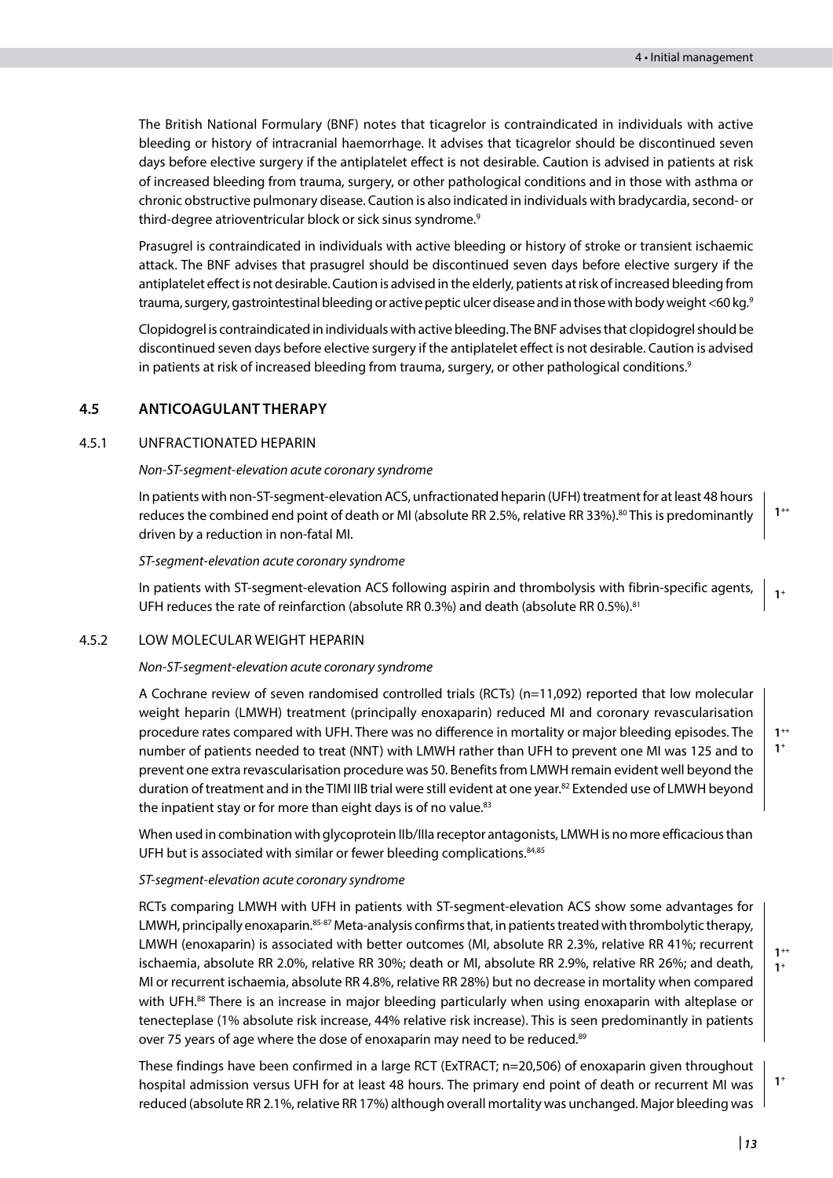The British National Formulary (BNF) notes that ticagrelor is contraindicated in individuals with active bleeding or history of intracranial haemorrhage. It advises that ticagrelor should be discontinued seven days before elective surgery if the antiplatelet effect is not desirable. Caution is advised in patients at risk of increased bleeding from trauma, surgery, or other pathological conditions and in those with asthma or chronic obstructive pulmonary disease. Caution is also indicated in individuals with bradycardia, second- or third-degree atrioventricular block or sick sinus syndrome.[9]

Prasugrel is contraindicated in individuals with active bleeding or history of stroke or transient ischaemic attack. The BNF advises that prasugrel should be discontinued seven days before elective surgery if the antiplatelet effect is not desirable. Caution is advised in the elderly, patients at risk of increased bleeding from trauma, surgery, gastrointestinal bleeding or active peptic ulcer disease and in those with body weight <60 kg.[9]

Clopidogrel is contraindicated in individuals with active bleeding. The BNF advises that clopidogrel should be discontinued seven days before elective surgery if the antiplatelet effect is not desirable. Caution is advised in patients at risk of increased bleeding from trauma, surgery, or other pathological conditions.[9]

## 4.5 ANTICOAGULANT THERAPY

### 4.5.1 UNFRACTIONATED HEPARIN

*Non-ST-segment-elevation acute coronary syndrome*

In patients with non-ST-segment-elevation ACS, unfractionated heparin (UFH) treatment for at least 48 hours reduces the combined end point of death or MI (absolute RR 2.5%, relative RR 33%).[80] This is predominantly driven by a reduction in non-fatal MI.

1++

*ST-segment-elevation acute coronary syndrome*

In patients with ST-segment-elevation ACS following aspirin and thrombolysis with fibrin-specific agents, UFH reduces the rate of reinfarction (absolute RR 0.3%) and death (absolute RR 0.5%).[81]

1+

### 4.5.2 LOW MOLECULAR WEIGHT HEPARIN

*Non-ST-segment-elevation acute coronary syndrome*

A Cochrane review of seven randomised controlled trials (RCTs) (n=11,092) reported that low molecular weight heparin (LMWH) treatment (principally enoxaparin) reduced MI and coronary revascularisation procedure rates compared with UFH. There was no difference in mortality or major bleeding episodes. The number of patients needed to treat (NNT) with LMWH rather than UFH to prevent one MI was 125 and to prevent one extra revascularisation procedure was 50. Benefits from LMWH remain evident well beyond the duration of treatment and in the TIMI IIB trial were still evident at one year.[82] Extended use of LMWH beyond the inpatient stay or for more than eight days is of no value.[83]

1++
1+

When used in combination with glycoprotein IIb/IIIa receptor antagonists, LMWH is no more efficacious than UFH but is associated with similar or fewer bleeding complications.[84,85]

*ST-segment-elevation acute coronary syndrome*

RCTs comparing LMWH with UFH in patients with ST-segment-elevation ACS show some advantages for LMWH, principally enoxaparin.[85-87] Meta-analysis confirms that, in patients treated with thrombolytic therapy, LMWH (enoxaparin) is associated with better outcomes (MI, absolute RR 2.3%, relative RR 41%; recurrent ischaemia, absolute RR 2.0%, relative RR 30%; death or MI, absolute RR 2.9%, relative RR 26%; and death, MI or recurrent ischaemia, absolute RR 4.8%, relative RR 28%) but no decrease in mortality when compared with UFH.[88] There is an increase in major bleeding particularly when using enoxaparin with alteplase or tenecteplase (1% absolute risk increase, 44% relative risk increase). This is seen predominantly in patients over 75 years of age where the dose of enoxaparin may need to be reduced.[89]

1++
1+

These findings have been confirmed in a large RCT (ExTRACT; n=20,506) of enoxaparin given throughout hospital admission versus UFH for at least 48 hours. The primary end point of death or recurrent MI was reduced (absolute RR 2.1%, relative RR 17%) although overall mortality was unchanged. Major bleeding was

1+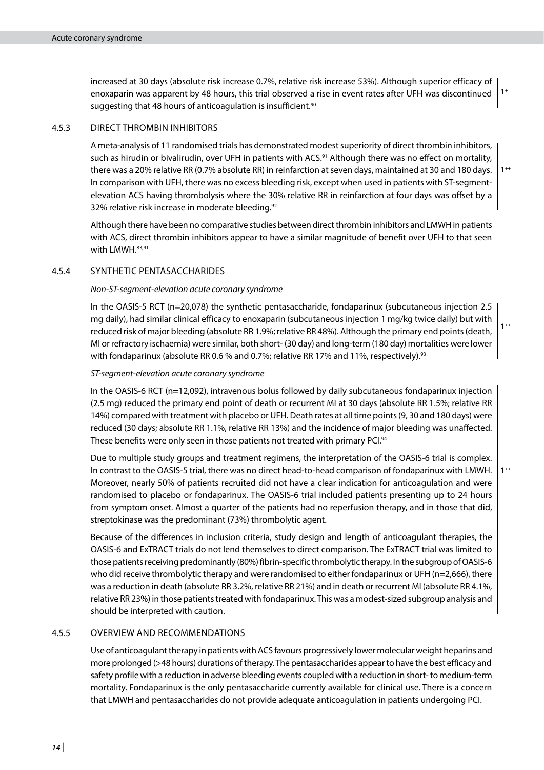increased at 30 days (absolute risk increase 0.7%, relative risk increase 53%). Although superior efficacy of enoxaparin was apparent by 48 hours, this trial observed a rise in event rates after UFH was discontinued suggesting that 48 hours of anticoagulation is insufficient.[90]

$1^{+}$

### 4.5.3 DIRECT THROMBIN INHIBITORS

A meta-analysis of 11 randomised trials has demonstrated modest superiority of direct thrombin inhibitors, such as hirudin or bivalirudin, over UFH in patients with ACS.[91] Although there was no effect on mortality, there was a 20% relative RR (0.7% absolute RR) in reinfarction at seven days, maintained at 30 and 180 days. In comparison with UFH, there was no excess bleeding risk, except when used in patients with ST-segment-elevation ACS having thrombolysis where the 30% relative RR in reinfarction at four days was offset by a 32% relative risk increase in moderate bleeding.[92]

$1^{++}$

Although there have been no comparative studies between direct thrombin inhibitors and LMWH in patients with ACS, direct thrombin inhibitors appear to have a similar magnitude of benefit over UFH to that seen with LMWH.[83,91]

### 4.5.4 SYNTHETIC PENTASACCHARIDES

*Non-ST-segment-elevation acute coronary syndrome*

In the OASIS-5 RCT (n=20,078) the synthetic pentasaccharide, fondaparinux (subcutaneous injection 2.5 mg daily), had similar clinical efficacy to enoxaparin (subcutaneous injection 1 mg/kg twice daily) but with reduced risk of major bleeding (absolute RR 1.9%; relative RR 48%). Although the primary end points (death, MI or refractory ischaemia) were similar, both short- (30 day) and long-term (180 day) mortalities were lower with fondaparinux (absolute RR 0.6 % and 0.7%; relative RR 17% and 11%, respectively).[93]

$1^{++}$

*ST-segment-elevation acute coronary syndrome*

In the OASIS-6 RCT (n=12,092), intravenous bolus followed by daily subcutaneous fondaparinux injection (2.5 mg) reduced the primary end point of death or recurrent MI at 30 days (absolute RR 1.5%; relative RR 14%) compared with treatment with placebo or UFH. Death rates at all time points (9, 30 and 180 days) were reduced (30 days; absolute RR 1.1%, relative RR 13%) and the incidence of major bleeding was unaffected. These benefits were only seen in those patients not treated with primary PCI.[94]

Due to multiple study groups and treatment regimens, the interpretation of the OASIS-6 trial is complex. In contrast to the OASIS-5 trial, there was no direct head-to-head comparison of fondaparinux with LMWH. Moreover, nearly 50% of patients recruited did not have a clear indication for anticoagulation and were randomised to placebo or fondaparinux. The OASIS-6 trial included patients presenting up to 24 hours from symptom onset. Almost a quarter of the patients had no reperfusion therapy, and in those that did, streptokinase was the predominant (73%) thrombolytic agent.

$1^{++}$

Because of the differences in inclusion criteria, study design and length of anticoagulant therapies, the OASIS-6 and ExTRACT trials do not lend themselves to direct comparison. The ExTRACT trial was limited to those patients receiving predominantly (80%) fibrin-specific thrombolytic therapy. In the subgroup of OASIS-6 who did receive thrombolytic therapy and were randomised to either fondaparinux or UFH (n=2,666), there was a reduction in death (absolute RR 3.2%, relative RR 21%) and in death or recurrent MI (absolute RR 4.1%, relative RR 23%) in those patients treated with fondaparinux. This was a modest-sized subgroup analysis and should be interpreted with caution.

### 4.5.5 OVERVIEW AND RECOMMENDATIONS

Use of anticoagulant therapy in patients with ACS favours progressively lower molecular weight heparins and more prolonged (>48 hours) durations of therapy. The pentasaccharides appear to have the best efficacy and safety profile with a reduction in adverse bleeding events coupled with a reduction in short- to medium-term mortality. Fondaparinux is the only pentasaccharide currently available for clinical use. There is a concern that LMWH and pentasaccharides do not provide adequate anticoagulation in patients undergoing PCI.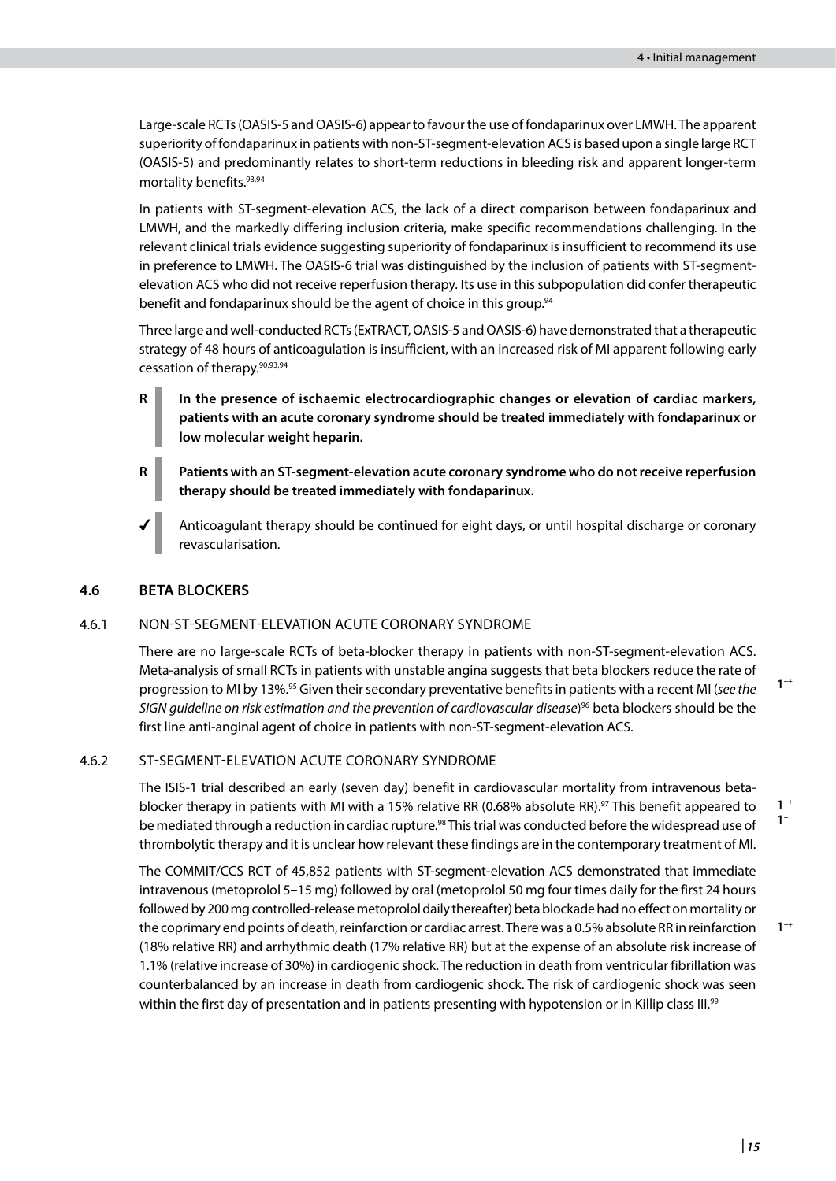Large-scale RCTs (OASIS-5 and OASIS-6) appear to favour the use of fondaparinux over LMWH. The apparent superiority of fondaparinux in patients with non-ST-segment-elevation ACS is based upon a single large RCT (OASIS-5) and predominantly relates to short-term reductions in bleeding risk and apparent longer-term mortality benefits.[93,94]

In patients with ST-segment-elevation ACS, the lack of a direct comparison between fondaparinux and LMWH, and the markedly differing inclusion criteria, make specific recommendations challenging. In the relevant clinical trials evidence suggesting superiority of fondaparinux is insufficient to recommend its use in preference to LMWH. The OASIS-6 trial was distinguished by the inclusion of patients with ST-segment-elevation ACS who did not receive reperfusion therapy. Its use in this subpopulation did confer therapeutic benefit and fondaparinux should be the agent of choice in this group.[94]

Three large and well-conducted RCTs (ExTRACT, OASIS-5 and OASIS-6) have demonstrated that a therapeutic strategy of 48 hours of anticoagulation is insufficient, with an increased risk of MI apparent following early cessation of therapy.[90,93,94]

**R** **In the presence of ischaemic electrocardiographic changes or elevation of cardiac markers, patients with an acute coronary syndrome should be treated immediately with fondaparinux or low molecular weight heparin.**

**R** **Patients with an ST-segment-elevation acute coronary syndrome who do not receive reperfusion therapy should be treated immediately with fondaparinux.**

✓ Anticoagulant therapy should be continued for eight days, or until hospital discharge or coronary revascularisation.

## 4.6 BETA BLOCKERS

### 4.6.1 NON-ST-SEGMENT-ELEVATION ACUTE CORONARY SYNDROME

There are no large-scale RCTs of beta-blocker therapy in patients with non-ST-segment-elevation ACS. Meta-analysis of small RCTs in patients with unstable angina suggests that beta blockers reduce the rate of progression to MI by 13%.[95] Given their secondary preventative benefits in patients with a recent MI (*see the SIGN guideline on risk estimation and the prevention of cardiovascular disease*)[96] beta blockers should be the first line anti-anginal agent of choice in patients with non-ST-segment-elevation ACS.

$1^{++}$

### 4.6.2 ST-SEGMENT-ELEVATION ACUTE CORONARY SYNDROME

The ISIS-1 trial described an early (seven day) benefit in cardiovascular mortality from intravenous beta-blocker therapy in patients with MI with a 15% relative RR (0.68% absolute RR).[97] This benefit appeared to be mediated through a reduction in cardiac rupture.[98] This trial was conducted before the widespread use of thrombolytic therapy and it is unclear how relevant these findings are in the contemporary treatment of MI.

$1^{++}$
$1^{+}$

The COMMIT/CCS RCT of 45,852 patients with ST-segment-elevation ACS demonstrated that immediate intravenous (metoprolol 5–15 mg) followed by oral (metoprolol 50 mg four times daily for the first 24 hours followed by 200 mg controlled-release metoprolol daily thereafter) beta blockade had no effect on mortality or the coprimary end points of death, reinfarction or cardiac arrest. There was a 0.5% absolute RR in reinfarction (18% relative RR) and arrhythmic death (17% relative RR) but at the expense of an absolute risk increase of 1.1% (relative increase of 30%) in cardiogenic shock. The reduction in death from ventricular fibrillation was counterbalanced by an increase in death from cardiogenic shock. The risk of cardiogenic shock was seen within the first day of presentation and in patients presenting with hypotension or in Killip class III.[99]

$1^{++}$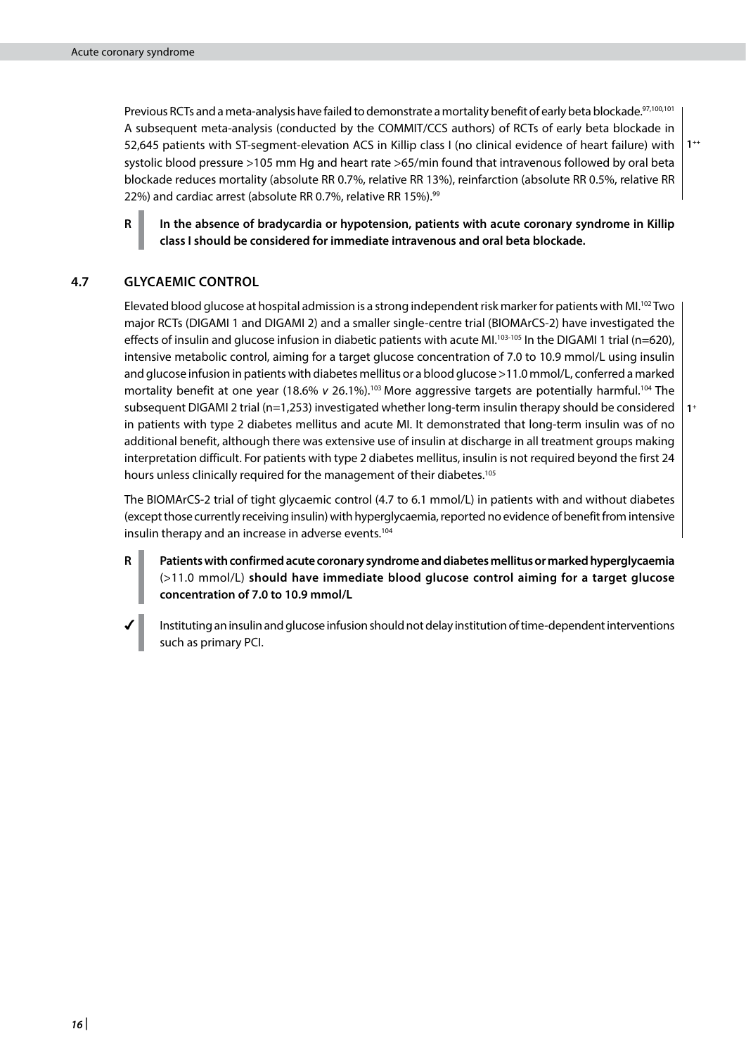Previous RCTs and a meta-analysis have failed to demonstrate a mortality benefit of early beta blockade.[97,100,101] A subsequent meta-analysis (conducted by the COMMIT/CCS authors) of RCTs of early beta blockade in 52,645 patients with ST-segment-elevation ACS in Killip class I (no clinical evidence of heart failure) with systolic blood pressure >105 mm Hg and heart rate >65/min found that intravenous followed by oral beta blockade reduces mortality (absolute RR 0.7%, relative RR 13%), reinfarction (absolute RR 0.5%, relative RR 22%) and cardiac arrest (absolute RR 0.7%, relative RR 15%).[99]

$1^{++}$

**R** **In the absence of bradycardia or hypotension, patients with acute coronary syndrome in Killip class I should be considered for immediate intravenous and oral beta blockade.**

## 4.7 GLYCAEMIC CONTROL

Elevated blood glucose at hospital admission is a strong independent risk marker for patients with MI.[102] Two major RCTs (DIGAMI 1 and DIGAMI 2) and a smaller single-centre trial (BIOMArCS-2) have investigated the effects of insulin and glucose infusion in diabetic patients with acute MI.[103-105] In the DIGAMI 1 trial (n=620), intensive metabolic control, aiming for a target glucose concentration of 7.0 to 10.9 mmol/L using insulin and glucose infusion in patients with diabetes mellitus or a blood glucose >11.0 mmol/L, conferred a marked mortality benefit at one year (18.6% *v* 26.1%).[103] More aggressive targets are potentially harmful.[104] The subsequent DIGAMI 2 trial (n=1,253) investigated whether long-term insulin therapy should be considered in patients with type 2 diabetes mellitus and acute MI. It demonstrated that long-term insulin was of no additional benefit, although there was extensive use of insulin at discharge in all treatment groups making interpretation difficult. For patients with type 2 diabetes mellitus, insulin is not required beyond the first 24 hours unless clinically required for the management of their diabetes.[105]

The BIOMArCS-2 trial of tight glycaemic control (4.7 to 6.1 mmol/L) in patients with and without diabetes (except those currently receiving insulin) with hyperglycaemia, reported no evidence of benefit from intensive insulin therapy and an increase in adverse events.[104]

$1^{+}$

**R** **Patients with confirmed acute coronary syndrome and diabetes mellitus or marked hyperglycaemia** (>11.0 mmol/L) **should have immediate blood glucose control aiming for a target glucose concentration of 7.0 to 10.9 mmol/L**

✓ Instituting an insulin and glucose infusion should not delay institution of time-dependent interventions such as primary PCI.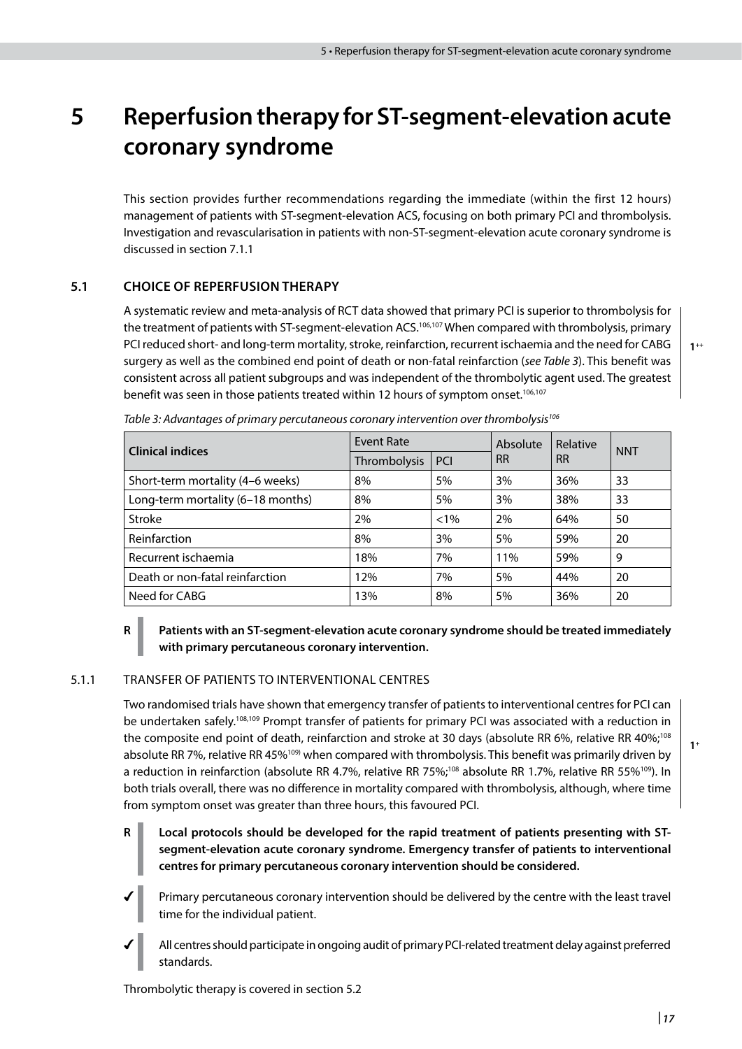# 5 Reperfusion therapy for ST-segment-elevation acute coronary syndrome

This section provides further recommendations regarding the immediate (within the first 12 hours) management of patients with ST-segment-elevation ACS, focusing on both primary PCI and thrombolysis. Investigation and revascularisation in patients with non-ST-segment-elevation acute coronary syndrome is discussed in section 7.1.1

## 5.1 CHOICE OF REPERFUSION THERAPY

A systematic review and meta-analysis of RCT data showed that primary PCI is superior to thrombolysis for the treatment of patients with ST-segment-elevation ACS.[106,107] When compared with thrombolysis, primary PCI reduced short- and long-term mortality, stroke, reinfarction, recurrent ischaemia and the need for CABG surgery as well as the combined end point of death or non-fatal reinfarction (*see Table 3*). This benefit was consistent across all patient subgroups and was independent of the thrombolytic agent used. The greatest benefit was seen in those patients treated within 12 hours of symptom onset.[106,107]

1++

*Table 3: Advantages of primary percutaneous coronary intervention over thrombolysis[106]*

| Clinical indices | Event Rate | | Absolute RR | Relative RR | NNT |
|---|---|---|---|---|---|
| | Thrombolysis | PCI | | | |
| Short-term mortality (4–6 weeks) | 8% | 5% | 3% | 36% | 33 |
| Long-term mortality (6–18 months) | 8% | 5% | 3% | 38% | 33 |
| Stroke | 2% | <1% | 2% | 64% | 50 |
| Reinfarction | 8% | 3% | 5% | 59% | 20 |
| Recurrent ischaemia | 18% | 7% | 11% | 59% | 9 |
| Death or non-fatal reinfarction | 12% | 7% | 5% | 44% | 20 |
| Need for CABG | 13% | 8% | 5% | 36% | 20 |

**R** **Patients with an ST-segment-elevation acute coronary syndrome should be treated immediately with primary percutaneous coronary intervention.**

### 5.1.1 TRANSFER OF PATIENTS TO INTERVENTIONAL CENTRES

Two randomised trials have shown that emergency transfer of patients to interventional centres for PCI can be undertaken safely.[108,109] Prompt transfer of patients for primary PCI was associated with a reduction in the composite end point of death, reinfarction and stroke at 30 days (absolute RR 6%, relative RR 40%;[108] absolute RR 7%, relative RR 45%[109]) when compared with thrombolysis. This benefit was primarily driven by a reduction in reinfarction (absolute RR 4.7%, relative RR 75%;[108] absolute RR 1.7%, relative RR 55%[109]). In both trials overall, there was no difference in mortality compared with thrombolysis, although, where time from symptom onset was greater than three hours, this favoured PCI.

1+

**R** **Local protocols should be developed for the rapid treatment of patients presenting with ST-segment-elevation acute coronary syndrome. Emergency transfer of patients to interventional centres for primary percutaneous coronary intervention should be considered.**

✓ Primary percutaneous coronary intervention should be delivered by the centre with the least travel time for the individual patient.

✓ All centres should participate in ongoing audit of primary PCI-related treatment delay against preferred standards.

Thrombolytic therapy is covered in section 5.2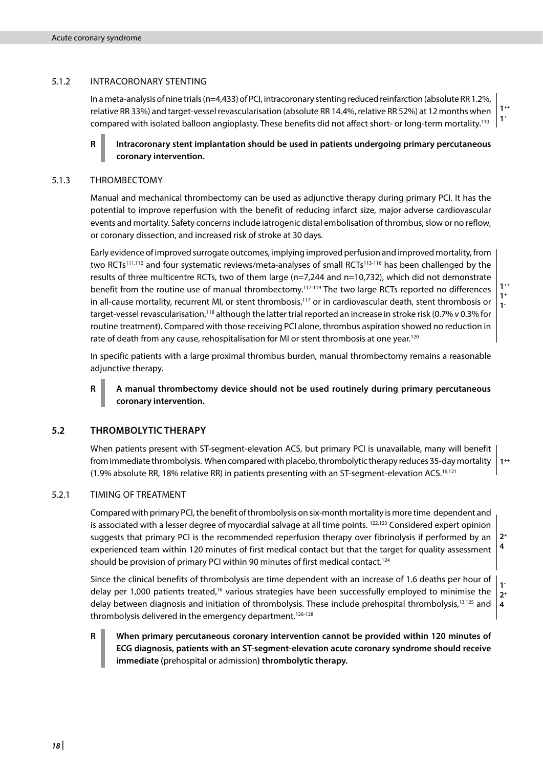### 5.1.2 INTRACORONARY STENTING

In a meta-analysis of nine trials (n=4,433) of PCI, intracoronary stenting reduced reinfarction (absolute RR 1.2%, relative RR 33%) and target-vessel revascularisation (absolute RR 14.4%, relative RR 52%) at 12 months when compared with isolated balloon angioplasty. These benefits did not affect short- or long-term mortality.[110]

$1^{++}$
$1^{+}$

**R** **Intracoronary stent implantation should be used in patients undergoing primary percutaneous coronary intervention.**

### 5.1.3 THROMBECTOMY

Manual and mechanical thrombectomy can be used as adjunctive therapy during primary PCI. It has the potential to improve reperfusion with the benefit of reducing infarct size, major adverse cardiovascular events and mortality. Safety concerns include iatrogenic distal embolisation of thrombus, slow or no reflow, or coronary dissection, and increased risk of stroke at 30 days.

Early evidence of improved surrogate outcomes, implying improved perfusion and improved mortality, from two RCTs[111,112] and four systematic reviews/meta-analyses of small RCTs[113-116] has been challenged by the results of three multicentre RCTs, two of them large (n=7,244 and n=10,732), which did not demonstrate benefit from the routine use of manual thrombectomy.[117-119] The two large RCTs reported no differences in all-cause mortality, recurrent MI, or stent thrombosis,[117] or in cardiovascular death, stent thrombosis or target-vessel revascularisation,[118] although the latter trial reported an increase in stroke risk (0.7% *v* 0.3% for routine treatment). Compared with those receiving PCI alone, thrombus aspiration showed no reduction in rate of death from any cause, rehospitalisation for MI or stent thrombosis at one year.[120]

$1^{++}$
$1^{+}$
$1^{-}$

In specific patients with a large proximal thrombus burden, manual thrombectomy remains a reasonable adjunctive therapy.

**R** **A manual thrombectomy device should not be used routinely during primary percutaneous coronary intervention.**

## 5.2 THROMBOLYTIC THERAPY

When patients present with ST-segment-elevation ACS, but primary PCI is unavailable, many will benefit from immediate thrombolysis. When compared with placebo, thrombolytic therapy reduces 35-day mortality (1.9% absolute RR, 18% relative RR) in patients presenting with an ST-segment-elevation ACS.[16,121]

$1^{++}$

### 5.2.1 TIMING OF TREATMENT

Compared with primary PCI, the benefit of thrombolysis on six-month mortality is more time dependent and is associated with a lesser degree of myocardial salvage at all time points.[122,123] Considered expert opinion suggests that primary PCI is the recommended reperfusion therapy over fibrinolysis if performed by an experienced team within 120 minutes of first medical contact but that the target for quality assessment should be provision of primary PCI within 90 minutes of first medical contact.[124]

$2^{+}$
4

Since the clinical benefits of thrombolysis are time dependent with an increase of 1.6 deaths per hour of delay per 1,000 patients treated,[16] various strategies have been successfully employed to minimise the delay between diagnosis and initiation of thrombolysis. These include prehospital thrombolysis,[13,125] and thrombolysis delivered in the emergency department.[126-128]

$1^{-}$
$2^{+}$
4

**R** **When primary percutaneous coronary intervention cannot be provided within 120 minutes of ECG diagnosis, patients with an ST-segment-elevation acute coronary syndrome should receive immediate** (prehospital or admission) **thrombolytic therapy.**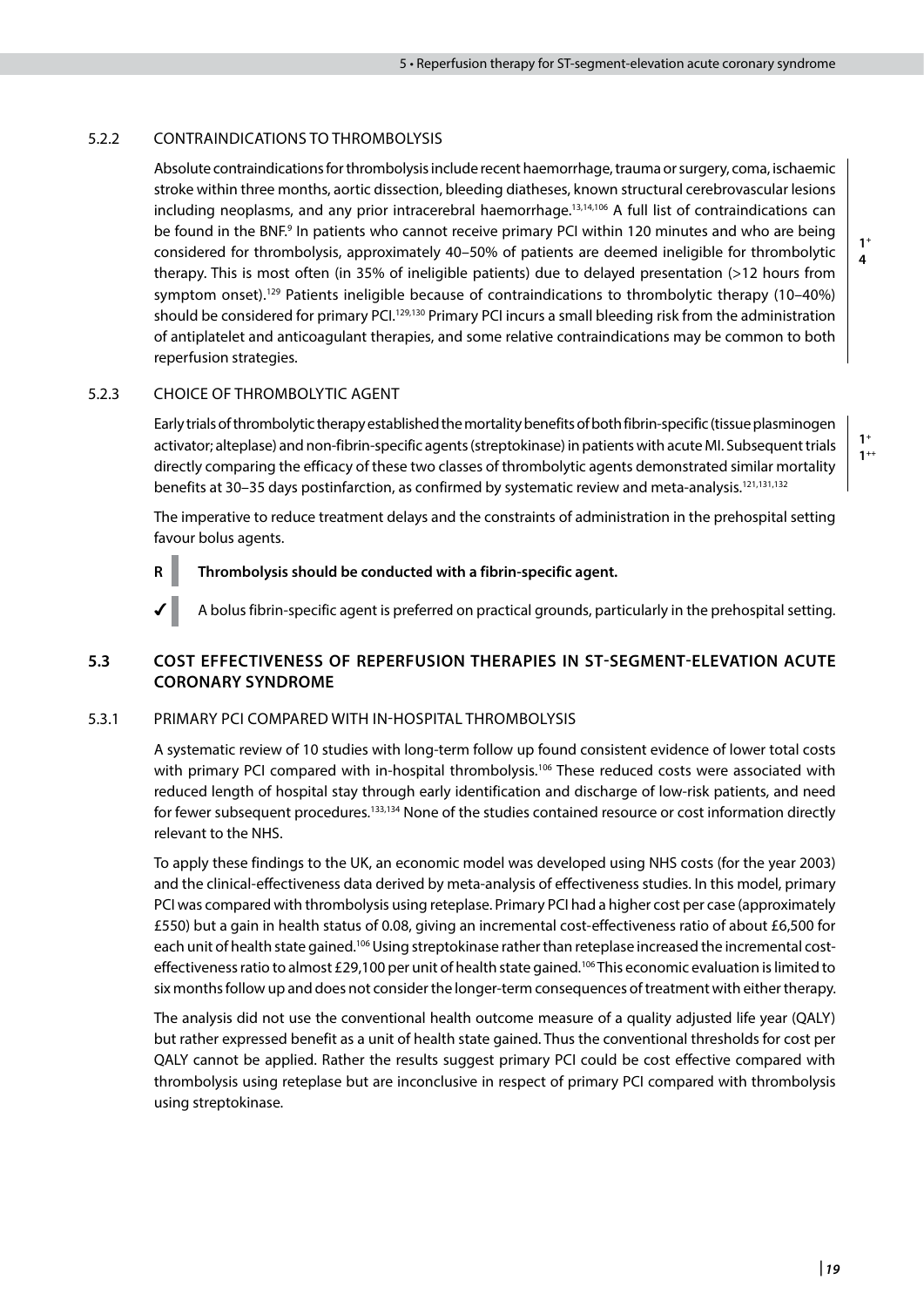### 5.2.2 CONTRAINDICATIONS TO THROMBOLYSIS

Absolute contraindications for thrombolysis include recent haemorrhage, trauma or surgery, coma, ischaemic stroke within three months, aortic dissection, bleeding diatheses, known structural cerebrovascular lesions including neoplasms, and any prior intracerebral haemorrhage.[13,14,106] A full list of contraindications can be found in the BNF.[9] In patients who cannot receive primary PCI within 120 minutes and who are being considered for thrombolysis, approximately 40–50% of patients are deemed ineligible for thrombolytic therapy. This is most often (in 35% of ineligible patients) due to delayed presentation (>12 hours from symptom onset).[129] Patients ineligible because of contraindications to thrombolytic therapy (10–40%) should be considered for primary PCI.[129,130] Primary PCI incurs a small bleeding risk from the administration of antiplatelet and anticoagulant therapies, and some relative contraindications may be common to both reperfusion strategies.

$1^+$
4

### 5.2.3 CHOICE OF THROMBOLYTIC AGENT

Early trials of thrombolytic therapy established the mortality benefits of both fibrin-specific (tissue plasminogen activator; alteplase) and non-fibrin-specific agents (streptokinase) in patients with acute MI. Subsequent trials directly comparing the efficacy of these two classes of thrombolytic agents demonstrated similar mortality benefits at 30–35 days postinfarction, as confirmed by systematic review and meta-analysis.[121,131,132]

$1^+$
$1^{++}$

The imperative to reduce treatment delays and the constraints of administration in the prehospital setting favour bolus agents.

**R** **Thrombolysis should be conducted with a fibrin-specific agent.**

✓ A bolus fibrin-specific agent is preferred on practical grounds, particularly in the prehospital setting.

## 5.3 COST EFFECTIVENESS OF REPERFUSION THERAPIES IN ST-SEGMENT-ELEVATION ACUTE CORONARY SYNDROME

### 5.3.1 PRIMARY PCI COMPARED WITH IN-HOSPITAL THROMBOLYSIS

A systematic review of 10 studies with long-term follow up found consistent evidence of lower total costs with primary PCI compared with in-hospital thrombolysis.[106] These reduced costs were associated with reduced length of hospital stay through early identification and discharge of low-risk patients, and need for fewer subsequent procedures.[133,134] None of the studies contained resource or cost information directly relevant to the NHS.

To apply these findings to the UK, an economic model was developed using NHS costs (for the year 2003) and the clinical-effectiveness data derived by meta-analysis of effectiveness studies. In this model, primary PCI was compared with thrombolysis using reteplase. Primary PCI had a higher cost per case (approximately £550) but a gain in health status of 0.08, giving an incremental cost-effectiveness ratio of about £6,500 for each unit of health state gained.[106] Using streptokinase rather than reteplase increased the incremental cost-effectiveness ratio to almost £29,100 per unit of health state gained.[106] This economic evaluation is limited to six months follow up and does not consider the longer-term consequences of treatment with either therapy.

The analysis did not use the conventional health outcome measure of a quality adjusted life year (QALY) but rather expressed benefit as a unit of health state gained. Thus the conventional thresholds for cost per QALY cannot be applied. Rather the results suggest primary PCI could be cost effective compared with thrombolysis using reteplase but are inconclusive in respect of primary PCI compared with thrombolysis using streptokinase.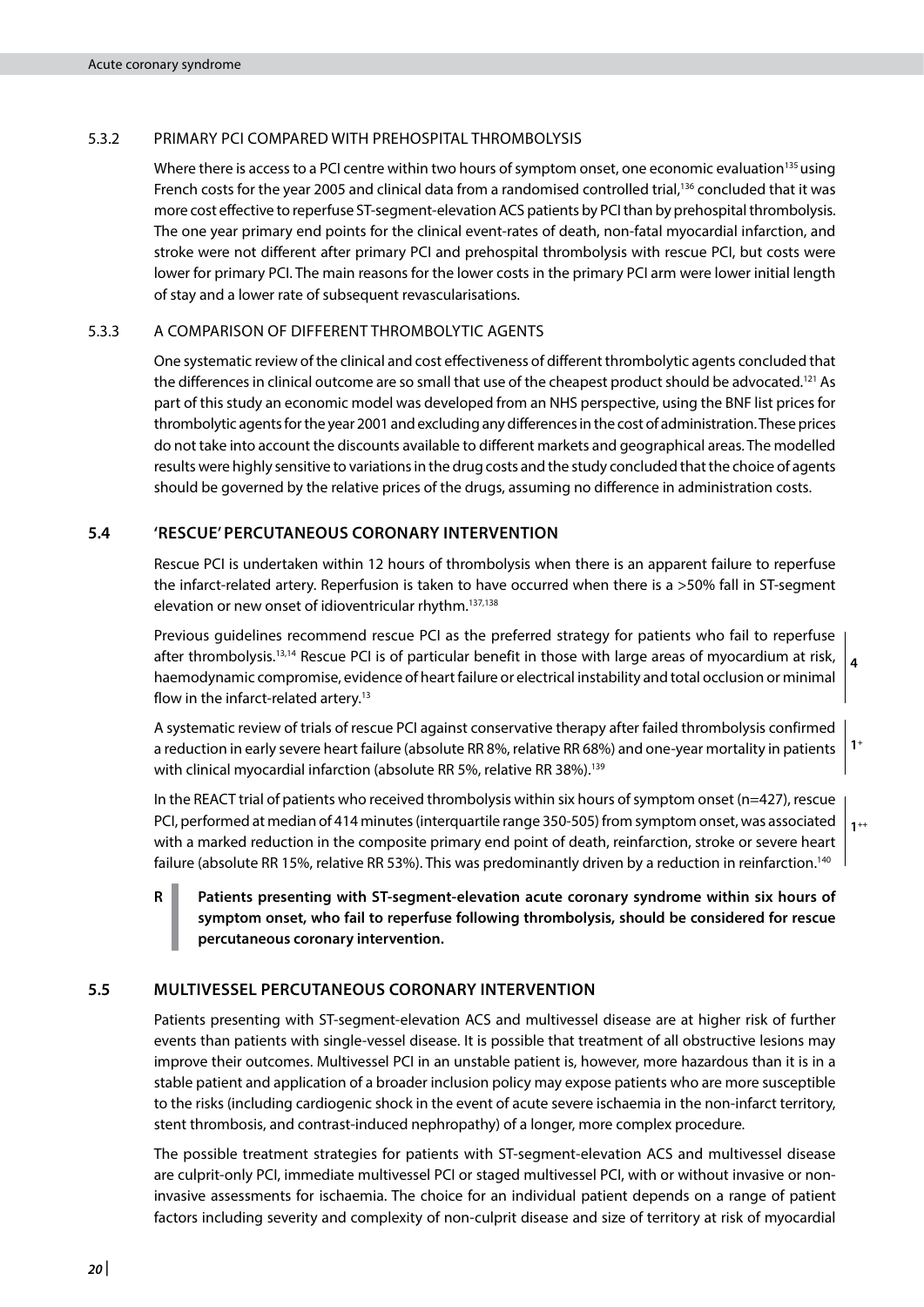### 5.3.2 PRIMARY PCI COMPARED WITH PREHOSPITAL THROMBOLYSIS

Where there is access to a PCI centre within two hours of symptom onset, one economic evaluation[135] using French costs for the year 2005 and clinical data from a randomised controlled trial,[136] concluded that it was more cost effective to reperfuse ST-segment-elevation ACS patients by PCI than by prehospital thrombolysis. The one year primary end points for the clinical event-rates of death, non-fatal myocardial infarction, and stroke were not different after primary PCI and prehospital thrombolysis with rescue PCI, but costs were lower for primary PCI. The main reasons for the lower costs in the primary PCI arm were lower initial length of stay and a lower rate of subsequent revascularisations.

### 5.3.3 A COMPARISON OF DIFFERENT THROMBOLYTIC AGENTS

One systematic review of the clinical and cost effectiveness of different thrombolytic agents concluded that the differences in clinical outcome are so small that use of the cheapest product should be advocated.[121] As part of this study an economic model was developed from an NHS perspective, using the BNF list prices for thrombolytic agents for the year 2001 and excluding any differences in the cost of administration. These prices do not take into account the discounts available to different markets and geographical areas. The modelled results were highly sensitive to variations in the drug costs and the study concluded that the choice of agents should be governed by the relative prices of the drugs, assuming no difference in administration costs.

## 5.4 'RESCUE' PERCUTANEOUS CORONARY INTERVENTION

Rescue PCI is undertaken within 12 hours of thrombolysis when there is an apparent failure to reperfuse the infarct-related artery. Reperfusion is taken to have occurred when there is a >50% fall in ST-segment elevation or new onset of idioventricular rhythm.[137,138]

Previous guidelines recommend rescue PCI as the preferred strategy for patients who fail to reperfuse after thrombolysis.[13,14] Rescue PCI is of particular benefit in those with large areas of myocardium at risk, haemodynamic compromise, evidence of heart failure or electrical instability and total occlusion or minimal flow in the infarct-related artery.[13]

**4**

A systematic review of trials of rescue PCI against conservative therapy after failed thrombolysis confirmed a reduction in early severe heart failure (absolute RR 8%, relative RR 68%) and one-year mortality in patients with clinical myocardial infarction (absolute RR 5%, relative RR 38%).[139]

**1+**

In the REACT trial of patients who received thrombolysis within six hours of symptom onset (n=427), rescue PCI, performed at median of 414 minutes (interquartile range 350-505) from symptom onset, was associated with a marked reduction in the composite primary end point of death, reinfarction, stroke or severe heart failure (absolute RR 15%, relative RR 53%). This was predominantly driven by a reduction in reinfarction.[140]

**1++**

**R** **Patients presenting with ST-segment-elevation acute coronary syndrome within six hours of symptom onset, who fail to reperfuse following thrombolysis, should be considered for rescue percutaneous coronary intervention.**

## 5.5 MULTIVESSEL PERCUTANEOUS CORONARY INTERVENTION

Patients presenting with ST-segment-elevation ACS and multivessel disease are at higher risk of further events than patients with single-vessel disease. It is possible that treatment of all obstructive lesions may improve their outcomes. Multivessel PCI in an unstable patient is, however, more hazardous than it is in a stable patient and application of a broader inclusion policy may expose patients who are more susceptible to the risks (including cardiogenic shock in the event of acute severe ischaemia in the non-infarct territory, stent thrombosis, and contrast-induced nephropathy) of a longer, more complex procedure.

The possible treatment strategies for patients with ST-segment-elevation ACS and multivessel disease are culprit-only PCI, immediate multivessel PCI or staged multivessel PCI, with or without invasive or non-invasive assessments for ischaemia. The choice for an individual patient depends on a range of patient factors including severity and complexity of non-culprit disease and size of territory at risk of myocardial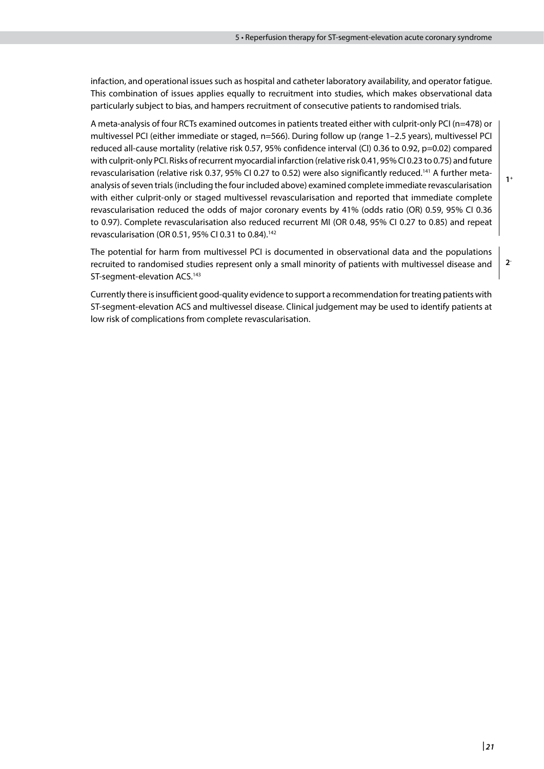infaction, and operational issues such as hospital and catheter laboratory availability, and operator fatigue. This combination of issues applies equally to recruitment into studies, which makes observational data particularly subject to bias, and hampers recruitment of consecutive patients to randomised trials.

A meta-analysis of four RCTs examined outcomes in patients treated either with culprit-only PCI (n=478) or multivessel PCI (either immediate or staged, n=566). During follow up (range 1–2.5 years), multivessel PCI reduced all-cause mortality (relative risk 0.57, 95% confidence interval (CI) 0.36 to 0.92, p=0.02) compared with culprit-only PCI. Risks of recurrent myocardial infarction (relative risk 0.41, 95% CI 0.23 to 0.75) and future revascularisation (relative risk 0.37, 95% CI 0.27 to 0.52) were also significantly reduced.[141] A further meta-analysis of seven trials (including the four included above) examined complete immediate revascularisation with either culprit-only or staged multivessel revascularisation and reported that immediate complete revascularisation reduced the odds of major coronary events by 41% (odds ratio (OR) 0.59, 95% CI 0.36 to 0.97). Complete revascularisation also reduced recurrent MI (OR 0.48, 95% CI 0.27 to 0.85) and repeat revascularisation (OR 0.51, 95% CI 0.31 to 0.84).[142]

$1^{+}$

The potential for harm from multivessel PCI is documented in observational data and the populations recruited to randomised studies represent only a small minority of patients with multivessel disease and ST-segment-elevation ACS.[143]

$2^{-}$

Currently there is insufficient good-quality evidence to support a recommendation for treating patients with ST-segment-elevation ACS and multivessel disease. Clinical judgement may be used to identify patients at low risk of complications from complete revascularisation.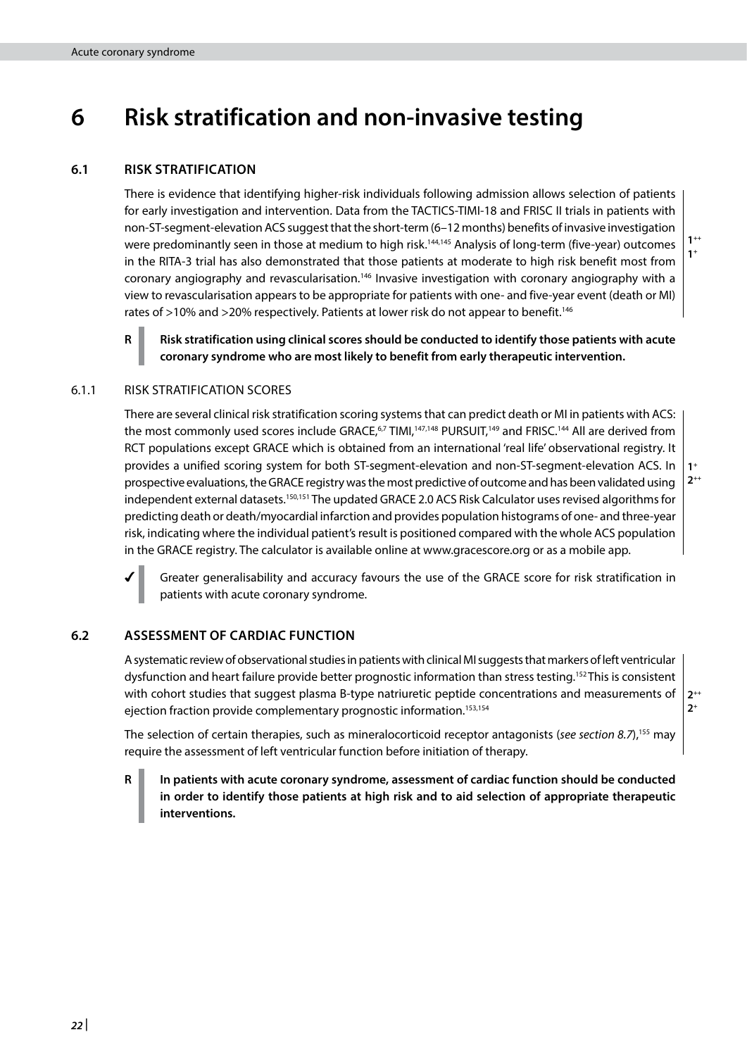# 6 Risk stratification and non-invasive testing

## 6.1 RISK STRATIFICATION

There is evidence that identifying higher-risk individuals following admission allows selection of patients for early investigation and intervention. Data from the TACTICS-TIMI-18 and FRISC II trials in patients with non-ST-segment-elevation ACS suggest that the short-term (6–12 months) benefits of invasive investigation were predominantly seen in those at medium to high risk.[144,145] Analysis of long-term (five-year) outcomes in the RITA-3 trial has also demonstrated that those patients at moderate to high risk benefit most from coronary angiography and revascularisation.[146] Invasive investigation with coronary angiography with a view to revascularisation appears to be appropriate for patients with one- and five-year event (death or MI) rates of >10% and >20% respectively. Patients at lower risk do not appear to benefit.[146]

1++
1+

**R** **Risk stratification using clinical scores should be conducted to identify those patients with acute coronary syndrome who are most likely to benefit from early therapeutic intervention.**

### 6.1.1 RISK STRATIFICATION SCORES

There are several clinical risk stratification scoring systems that can predict death or MI in patients with ACS: the most commonly used scores include GRACE,[6,7] TIMI,[147,148] PURSUIT,[149] and FRISC.[144] All are derived from RCT populations except GRACE which is obtained from an international 'real life' observational registry. It provides a unified scoring system for both ST-segment-elevation and non-ST-segment-elevation ACS. In prospective evaluations, the GRACE registry was the most predictive of outcome and has been validated using independent external datasets.[150,151] The updated GRACE 2.0 ACS Risk Calculator uses revised algorithms for predicting death or death/myocardial infarction and provides population histograms of one- and three-year risk, indicating where the individual patient's result is positioned compared with the whole ACS population in the GRACE registry. The calculator is available online at www.gracescore.org or as a mobile app.

1+
2++

✓ Greater generalisability and accuracy favours the use of the GRACE score for risk stratification in patients with acute coronary syndrome.

## 6.2 ASSESSMENT OF CARDIAC FUNCTION

A systematic review of observational studies in patients with clinical MI suggests that markers of left ventricular dysfunction and heart failure provide better prognostic information than stress testing.[152] This is consistent with cohort studies that suggest plasma B-type natriuretic peptide concentrations and measurements of ejection fraction provide complementary prognostic information.[153,154]

The selection of certain therapies, such as mineralocorticoid receptor antagonists (*see section 8.7*),[155] may require the assessment of left ventricular function before initiation of therapy.

2++
2+

**R** **In patients with acute coronary syndrome, assessment of cardiac function should be conducted in order to identify those patients at high risk and to aid selection of appropriate therapeutic interventions.**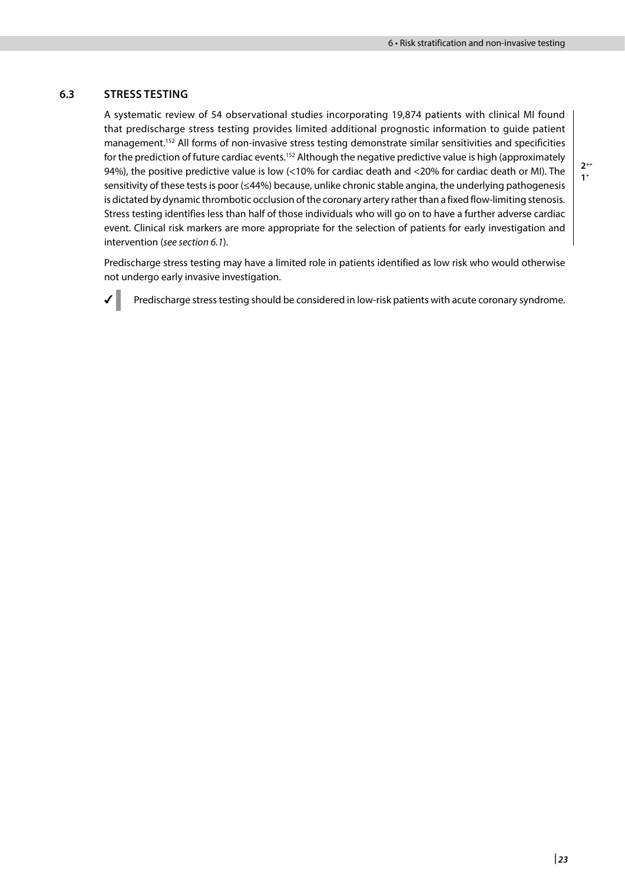## 6.3 STRESS TESTING

A systematic review of 54 observational studies incorporating 19,874 patients with clinical MI found that predischarge stress testing provides limited additional prognostic information to guide patient management.[152] All forms of non-invasive stress testing demonstrate similar sensitivities and specificities for the prediction of future cardiac events.[152] Although the negative predictive value is high (approximately 94%), the positive predictive value is low (<10% for cardiac death and <20% for cardiac death or MI). The sensitivity of these tests is poor (≤44%) because, unlike chronic stable angina, the underlying pathogenesis is dictated by dynamic thrombotic occlusion of the coronary artery rather than a fixed flow-limiting stenosis. Stress testing identifies less than half of those individuals who will go on to have a further adverse cardiac event. Clinical risk markers are more appropriate for the selection of patients for early investigation and intervention (*see section 6.1*).

$2^{++}$
$1^{+}$

Predischarge stress testing may have a limited role in patients identified as low risk who would otherwise not undergo early invasive investigation.

✓ Predischarge stress testing should be considered in low-risk patients with acute coronary syndrome.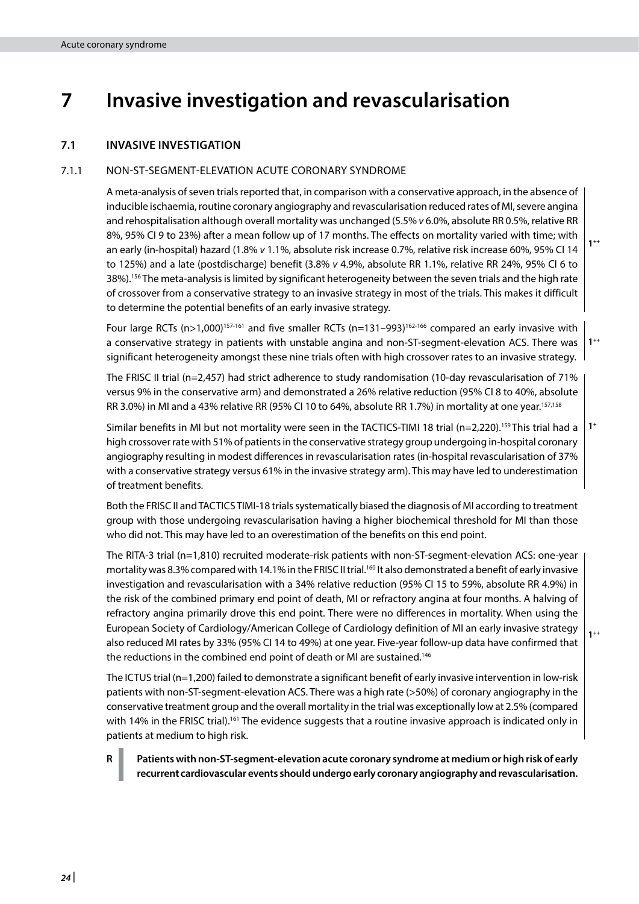# 7 Invasive investigation and revascularisation

## 7.1 INVASIVE INVESTIGATION

### 7.1.1 NON-ST-SEGMENT-ELEVATION ACUTE CORONARY SYNDROME

A meta-analysis of seven trials reported that, in comparison with a conservative approach, in the absence of inducible ischaemia, routine coronary angiography and revascularisation reduced rates of MI, severe angina and rehospitalisation although overall mortality was unchanged (5.5% *v* 6.0%, absolute RR 0.5%, relative RR 8%, 95% CI 9 to 23%) after a mean follow up of 17 months. The effects on mortality varied with time; with an early (in-hospital) hazard (1.8% *v* 1.1%, absolute risk increase 0.7%, relative risk increase 60%, 95% CI 14 to 125%) and a late (postdischarge) benefit (3.8% *v* 4.9%, absolute RR 1.1%, relative RR 24%, 95% CI 6 to 38%).[156] The meta-analysis is limited by significant heterogeneity between the seven trials and the high rate of crossover from a conservative strategy to an invasive strategy in most of the trials. This makes it difficult to determine the potential benefits of an early invasive strategy.

1++

Four large RCTs (n>1,000)[157-161] and five smaller RCTs (n=131–993)[162-166] compared an early invasive with a conservative strategy in patients with unstable angina and non-ST-segment-elevation ACS. There was significant heterogeneity amongst these nine trials often with high crossover rates to an invasive strategy.

1++

The FRISC II trial (n=2,457) had strict adherence to study randomisation (10-day revascularisation of 71% versus 9% in the conservative arm) and demonstrated a 26% relative reduction (95% CI 8 to 40%, absolute RR 3.0%) in MI and a 43% relative RR (95% CI 10 to 64%, absolute RR 1.7%) in mortality at one year.[157,158]

Similar benefits in MI but not mortality were seen in the TACTICS-TIMI 18 trial (n=2,220).[159] This trial had a high crossover rate with 51% of patients in the conservative strategy group undergoing in-hospital coronary angiography resulting in modest differences in revascularisation rates (in-hospital revascularisation of 37% with a conservative strategy versus 61% in the invasive strategy arm). This may have led to underestimation of treatment benefits.

1+

Both the FRISC II and TACTICS TIMI-18 trials systematically biased the diagnosis of MI according to treatment group with those undergoing revascularisation having a higher biochemical threshold for MI than those who did not. This may have led to an overestimation of the benefits on this end point.

The RITA-3 trial (n=1,810) recruited moderate-risk patients with non-ST-segment-elevation ACS: one-year mortality was 8.3% compared with 14.1% in the FRISC II trial.[160] It also demonstrated a benefit of early invasive investigation and revascularisation with a 34% relative reduction (95% CI 15 to 59%, absolute RR 4.9%) in the risk of the combined primary end point of death, MI or refractory angina at four months. A halving of refractory angina primarily drove this end point. There were no differences in mortality. When using the European Society of Cardiology/American College of Cardiology definition of MI an early invasive strategy also reduced MI rates by 33% (95% CI 14 to 49%) at one year. Five-year follow-up data have confirmed that the reductions in the combined end point of death or MI are sustained.[146]

The ICTUS trial (n=1,200) failed to demonstrate a significant benefit of early invasive intervention in low-risk patients with non-ST-segment-elevation ACS. There was a high rate (>50%) of coronary angiography in the conservative treatment group and the overall mortality in the trial was exceptionally low at 2.5% (compared with 14% in the FRISC trial).[161] The evidence suggests that a routine invasive approach is indicated only in patients at medium to high risk.

1++

**R** **Patients with non-ST-segment-elevation acute coronary syndrome at medium or high risk of early recurrent cardiovascular events should undergo early coronary angiography and revascularisation.**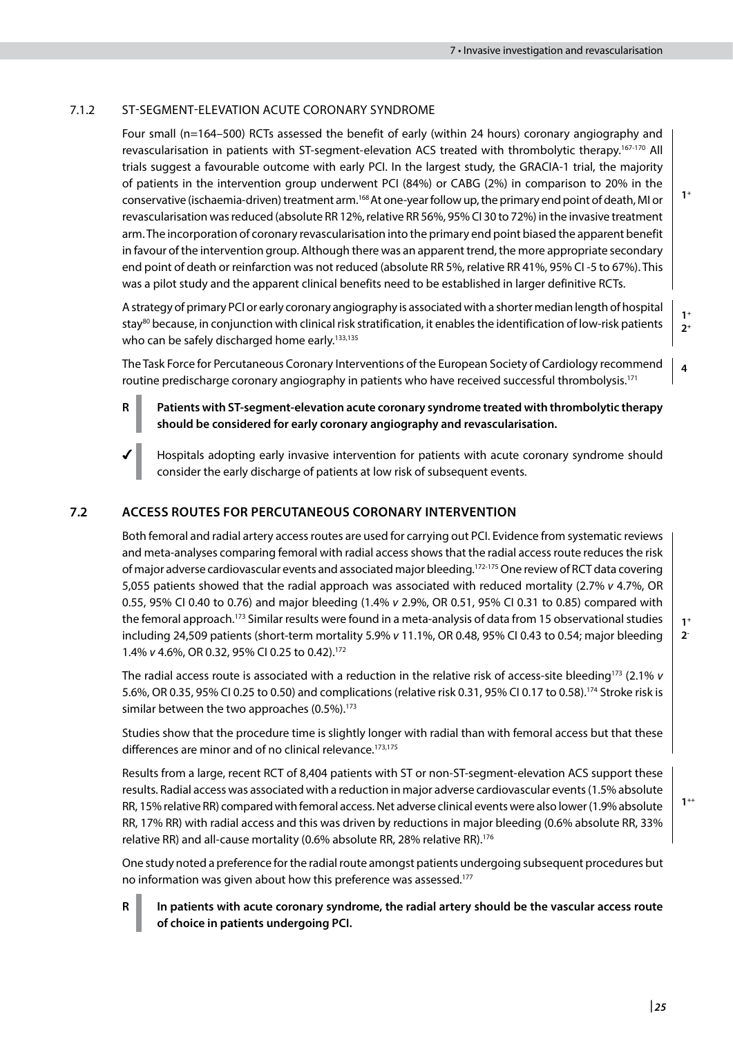### 7.1.2 ST-SEGMENT-ELEVATION ACUTE CORONARY SYNDROME

Four small (n=164–500) RCTs assessed the benefit of early (within 24 hours) coronary angiography and revascularisation in patients with ST-segment-elevation ACS treated with thrombolytic therapy.[167-170] All trials suggest a favourable outcome with early PCI. In the largest study, the GRACIA-1 trial, the majority of patients in the intervention group underwent PCI (84%) or CABG (2%) in comparison to 20% in the conservative (ischaemia-driven) treatment arm.[168] At one-year follow up, the primary end point of death, MI or revascularisation was reduced (absolute RR 12%, relative RR 56%, 95% CI 30 to 72%) in the invasive treatment arm. The incorporation of coronary revascularisation into the primary end point biased the apparent benefit in favour of the intervention group. Although there was an apparent trend, the more appropriate secondary end point of death or reinfarction was not reduced (absolute RR 5%, relative RR 41%, 95% CI -5 to 67%). This was a pilot study and the apparent clinical benefits need to be established in larger definitive RCTs.

*1+*

A strategy of primary PCI or early coronary angiography is associated with a shorter median length of hospital stay[80] because, in conjunction with clinical risk stratification, it enables the identification of low-risk patients who can be safely discharged home early.[133,135]

*1+, 2+*

The Task Force for Percutaneous Coronary Interventions of the European Society of Cardiology recommend routine predischarge coronary angiography in patients who have received successful thrombolysis.[171]

*4*

**R** **Patients with ST-segment-elevation acute coronary syndrome treated with thrombolytic therapy should be considered for early coronary angiography and revascularisation.**

✓ Hospitals adopting early invasive intervention for patients with acute coronary syndrome should consider the early discharge of patients at low risk of subsequent events.

## 7.2 ACCESS ROUTES FOR PERCUTANEOUS CORONARY INTERVENTION

Both femoral and radial artery access routes are used for carrying out PCI. Evidence from systematic reviews and meta-analyses comparing femoral with radial access shows that the radial access route reduces the risk of major adverse cardiovascular events and associated major bleeding.[172-175] One review of RCT data covering 5,055 patients showed that the radial approach was associated with reduced mortality (2.7% *v* 4.7%, OR 0.55, 95% CI 0.40 to 0.76) and major bleeding (1.4% *v* 2.9%, OR 0.51, 95% CI 0.31 to 0.85) compared with the femoral approach.[173] Similar results were found in a meta-analysis of data from 15 observational studies including 24,509 patients (short-term mortality 5.9% *v* 11.1%, OR 0.48, 95% CI 0.43 to 0.54; major bleeding 1.4% *v* 4.6%, OR 0.32, 95% CI 0.25 to 0.42).[172]

The radial access route is associated with a reduction in the relative risk of access-site bleeding[173] (2.1% *v* 5.6%, OR 0.35, 95% CI 0.25 to 0.50) and complications (relative risk 0.31, 95% CI 0.17 to 0.58).[174] Stroke risk is similar between the two approaches (0.5%).[173]

Studies show that the procedure time is slightly longer with radial than with femoral access but that these differences are minor and of no clinical relevance.[173,175]

*1+, 2-*

Results from a large, recent RCT of 8,404 patients with ST or non-ST-segment-elevation ACS support these results. Radial access was associated with a reduction in major adverse cardiovascular events (1.5% absolute RR, 15% relative RR) compared with femoral access. Net adverse clinical events were also lower (1.9% absolute RR, 17% RR) with radial access and this was driven by reductions in major bleeding (0.6% absolute RR, 33% relative RR) and all-cause mortality (0.6% absolute RR, 28% relative RR).[176]

*1++*

One study noted a preference for the radial route amongst patients undergoing subsequent procedures but no information was given about how this preference was assessed.[177]

**R** **In patients with acute coronary syndrome, the radial artery should be the vascular access route of choice in patients undergoing PCI.**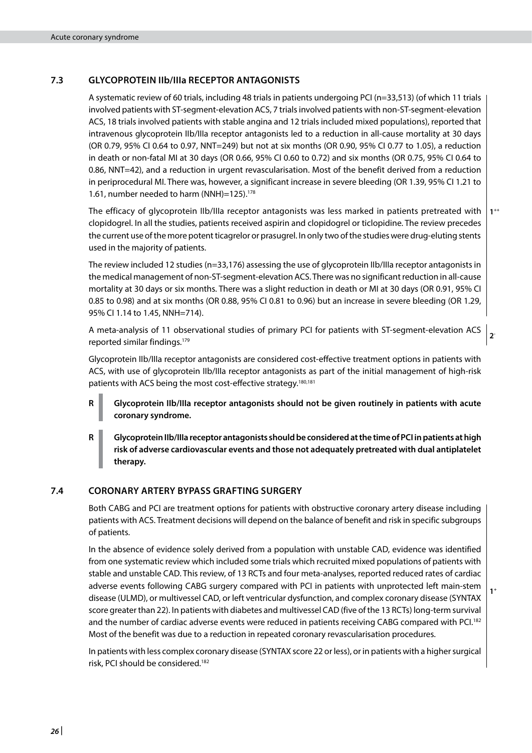## 7.3 GLYCOPROTEIN IIb/IIIa RECEPTOR ANTAGONISTS

A systematic review of 60 trials, including 48 trials in patients undergoing PCI (n=33,513) (of which 11 trials involved patients with ST-segment-elevation ACS, 7 trials involved patients with non-ST-segment-elevation ACS, 18 trials involved patients with stable angina and 12 trials included mixed populations), reported that intravenous glycoprotein IIb/IIIa receptor antagonists led to a reduction in all-cause mortality at 30 days (OR 0.79, 95% CI 0.64 to 0.97, NNT=249) but not at six months (OR 0.90, 95% CI 0.77 to 1.05), a reduction in death or non-fatal MI at 30 days (OR 0.66, 95% CI 0.60 to 0.72) and six months (OR 0.75, 95% CI 0.64 to 0.86, NNT=42), and a reduction in urgent revascularisation. Most of the benefit derived from a reduction in periprocedural MI. There was, however, a significant increase in severe bleeding (OR 1.39, 95% CI 1.21 to 1.61, number needed to harm (NNH)=125).[178]

The efficacy of glycoprotein IIb/IIIa receptor antagonists was less marked in patients pretreated with clopidogrel. In all the studies, patients received aspirin and clopidogrel or ticlopidine. The review precedes the current use of the more potent ticagrelor or prasugrel. In only two of the studies were drug-eluting stents used in the majority of patients.

The review included 12 studies (n=33,176) assessing the use of glycoprotein IIb/IIIa receptor antagonists in the medical management of non-ST-segment-elevation ACS. There was no significant reduction in all-cause mortality at 30 days or six months. There was a slight reduction in death or MI at 30 days (OR 0.91, 95% CI 0.85 to 0.98) and at six months (OR 0.88, 95% CI 0.81 to 0.96) but an increase in severe bleeding (OR 1.29, 95% CI 1.14 to 1.45, NNH=714).

$1^{++}$

A meta-analysis of 11 observational studies of primary PCI for patients with ST-segment-elevation ACS reported similar findings.[179]

$2^{-}$

Glycoprotein IIb/IIIa receptor antagonists are considered cost-effective treatment options in patients with ACS, with use of glycoprotein IIb/IIIa receptor antagonists as part of the initial management of high-risk patients with ACS being the most cost-effective strategy.[180,181]

**R** **Glycoprotein IIb/IIIa receptor antagonists should not be given routinely in patients with acute coronary syndrome.**

**R** **Glycoprotein IIb/IIIa receptor antagonists should be considered at the time of PCI in patients at high risk of adverse cardiovascular events and those not adequately pretreated with dual antiplatelet therapy.**

## 7.4 CORONARY ARTERY BYPASS GRAFTING SURGERY

Both CABG and PCI are treatment options for patients with obstructive coronary artery disease including patients with ACS. Treatment decisions will depend on the balance of benefit and risk in specific subgroups of patients.

In the absence of evidence solely derived from a population with unstable CAD, evidence was identified from one systematic review which included some trials which recruited mixed populations of patients with stable and unstable CAD. This review, of 13 RCTs and four meta-analyses, reported reduced rates of cardiac adverse events following CABG surgery compared with PCI in patients with unprotected left main-stem disease (ULMD), or multivessel CAD, or left ventricular dysfunction, and complex coronary disease (SYNTAX score greater than 22). In patients with diabetes and multivessel CAD (five of the 13 RCTs) long-term survival and the number of cardiac adverse events were reduced in patients receiving CABG compared with PCI.[182] Most of the benefit was due to a reduction in repeated coronary revascularisation procedures.

In patients with less complex coronary disease (SYNTAX score 22 or less), or in patients with a higher surgical risk, PCI should be considered.[182]

$1^{+}$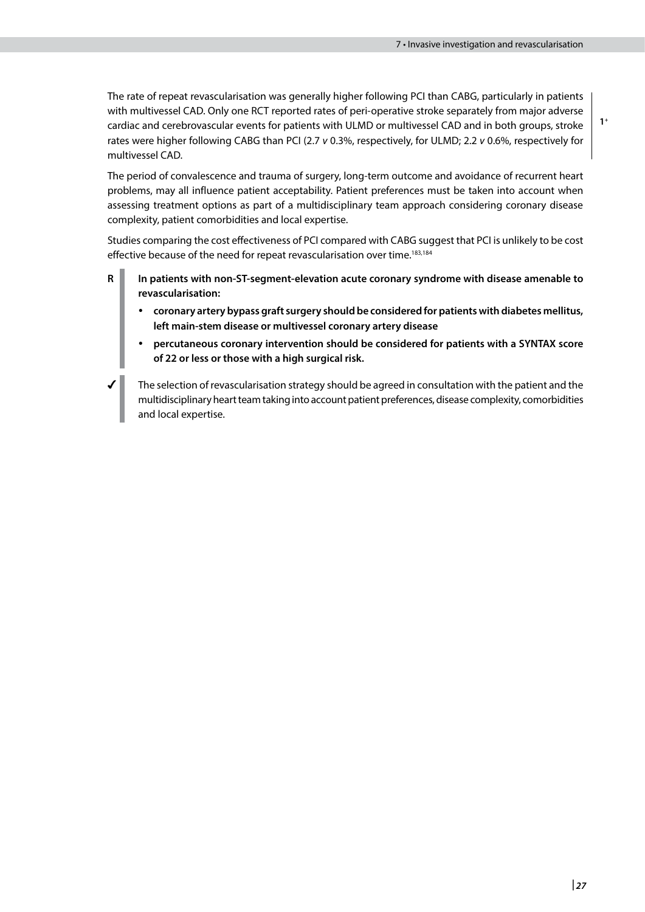The rate of repeat revascularisation was generally higher following PCI than CABG, particularly in patients with multivessel CAD. Only one RCT reported rates of peri-operative stroke separately from major adverse cardiac and cerebrovascular events for patients with ULMD or multivessel CAD and in both groups, stroke rates were higher following CABG than PCI (2.7 *v* 0.3%, respectively, for ULMD; 2.2 *v* 0.6%, respectively for multivessel CAD.

1+

The period of convalescence and trauma of surgery, long-term outcome and avoidance of recurrent heart problems, may all influence patient acceptability. Patient preferences must be taken into account when assessing treatment options as part of a multidisciplinary team approach considering coronary disease complexity, patient comorbidities and local expertise.

Studies comparing the cost effectiveness of PCI compared with CABG suggest that PCI is unlikely to be cost effective because of the need for repeat revascularisation over time.[183,184]

R **In patients with non-ST-segment-elevation acute coronary syndrome with disease amenable to revascularisation:**

- **coronary artery bypass graft surgery should be considered for patients with diabetes mellitus, left main-stem disease or multivessel coronary artery disease**
- **percutaneous coronary intervention should be considered for patients with a SYNTAX score of 22 or less or those with a high surgical risk.**

✓ The selection of revascularisation strategy should be agreed in consultation with the patient and the multidisciplinary heart team taking into account patient preferences, disease complexity, comorbidities and local expertise.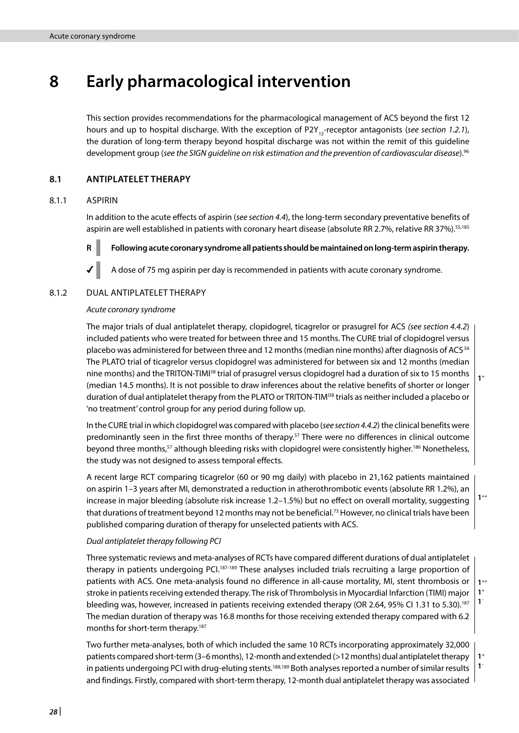# 8 Early pharmacological intervention

This section provides recommendations for the pharmacological management of ACS beyond the first 12 hours and up to hospital discharge. With the exception of $P2Y_{12}$-receptor antagonists (*see section 1.2.1*), the duration of long-term therapy beyond hospital discharge was not within the remit of this guideline development group (*see the SIGN guideline on risk estimation and the prevention of cardiovascular disease*).[96]

## 8.1 ANTIPLATELET THERAPY

### 8.1.1 ASPIRIN

In addition to the acute effects of aspirin (*see section 4.4*), the long-term secondary preventative benefits of aspirin are well established in patients with coronary heart disease (absolute RR 2.7%, relative RR 37%).[55,185]

**R** **Following acute coronary syndrome all patients should be maintained on long-term aspirin therapy.**

✓ A dose of 75 mg aspirin per day is recommended in patients with acute coronary syndrome.

### 8.1.2 DUAL ANTIPLATELET THERAPY

*Acute coronary syndrome*

The major trials of dual antiplatelet therapy, clopidogrel, ticagrelor or prasugrel for ACS *(see section 4.4.2*) included patients who were treated for between three and 15 months. The CURE trial of clopidogrel versus placebo was administered for between three and 12 months (median nine months) after diagnosis of ACS.[56] The PLATO trial of ticagrelor versus clopidogrel was administered for between six and 12 months (median nine months) and the TRITON-TIMI[38] trial of prasugrel versus clopidogrel had a duration of six to 15 months (median 14.5 months). It is not possible to draw inferences about the relative benefits of shorter or longer duration of dual antiplatelet therapy from the PLATO or TRITON-TIMI[38] trials as neither included a placebo or 'no treatment' control group for any period during follow up.

In the CURE trial in which clopidogrel was compared with placebo (*see section 4.4.2*) the clinical benefits were predominantly seen in the first three months of therapy.[57] There were no differences in clinical outcome beyond three months,[57] although bleeding risks with clopidogrel were consistently higher.[186] Nonetheless, the study was not designed to assess temporal effects.

$1^{+}$

A recent large RCT comparing ticagrelor (60 or 90 mg daily) with placebo in 21,162 patients maintained on aspirin 1–3 years after MI, demonstrated a reduction in atherothrombotic events (absolute RR 1.2%), an increase in major bleeding (absolute risk increase 1.2–1.5%) but no effect on overall mortality, suggesting that durations of treatment beyond 12 months may not be beneficial.[73] However, no clinical trials have been published comparing duration of therapy for unselected patients with ACS.

$1^{++}$

*Dual antiplatelet therapy following PCI*

Three systematic reviews and meta-analyses of RCTs have compared different durations of dual antiplatelet therapy in patients undergoing PCI.[187-189] These analyses included trials recruiting a large proportion of patients with ACS. One meta-analysis found no difference in all-cause mortality, MI, stent thrombosis or stroke in patients receiving extended therapy. The risk of Thrombolysis in Myocardial Infarction (TIMI) major bleeding was, however, increased in patients receiving extended therapy (OR 2.64, 95% CI 1.31 to 5.30).[187] The median duration of therapy was 16.8 months for those receiving extended therapy compared with 6.2 months for short-term therapy.[187]

$1^{++}$
$1^{+}$
$1^{-}$

Two further meta-analyses, both of which included the same 10 RCTs incorporating approximately 32,000 patients compared short-term (3–6 months), 12-month and extended (>12 months) dual antiplatelet therapy in patients undergoing PCI with drug-eluting stents.[188,189] Both analyses reported a number of similar results and findings. Firstly, compared with short-term therapy, 12-month dual antiplatelet therapy was associated

$1^{+}$
$1^{-}$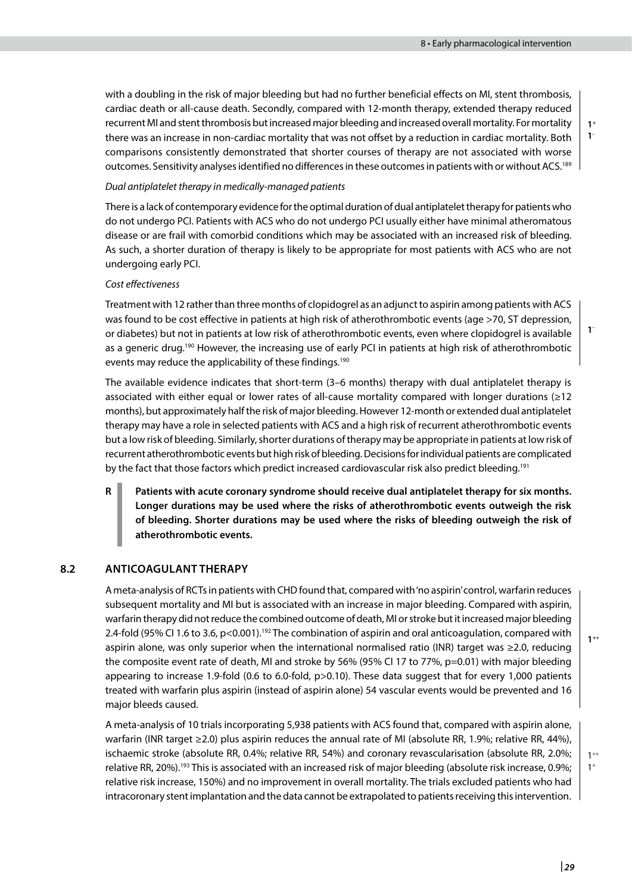with a doubling in the risk of major bleeding but had no further beneficial effects on MI, stent thrombosis, cardiac death or all-cause death. Secondly, compared with 12-month therapy, extended therapy reduced recurrent MI and stent thrombosis but increased major bleeding and increased overall mortality. For mortality there was an increase in non-cardiac mortality that was not offset by a reduction in cardiac mortality. Both comparisons consistently demonstrated that shorter courses of therapy are not associated with worse outcomes. Sensitivity analyses identified no differences in these outcomes in patients with or without ACS.[189]

$1^{+}$
$1^{-}$

*Dual antiplatelet therapy in medically-managed patients*

There is a lack of contemporary evidence for the optimal duration of dual antiplatelet therapy for patients who do not undergo PCI. Patients with ACS who do not undergo PCI usually either have minimal atheromatous disease or are frail with comorbid conditions which may be associated with an increased risk of bleeding. As such, a shorter duration of therapy is likely to be appropriate for most patients with ACS who are not undergoing early PCI.

*Cost effectiveness*

Treatment with 12 rather than three months of clopidogrel as an adjunct to aspirin among patients with ACS was found to be cost effective in patients at high risk of atherothrombotic events (age >70, ST depression, or diabetes) but not in patients at low risk of atherothrombotic events, even where clopidogrel is available as a generic drug.[190] However, the increasing use of early PCI in patients at high risk of atherothrombotic events may reduce the applicability of these findings.[190]

$1^{-}$

The available evidence indicates that short-term (3–6 months) therapy with dual antiplatelet therapy is associated with either equal or lower rates of all-cause mortality compared with longer durations (≥12 months), but approximately half the risk of major bleeding. However 12-month or extended dual antiplatelet therapy may have a role in selected patients with ACS and a high risk of recurrent atherothrombotic events but a low risk of bleeding. Similarly, shorter durations of therapy may be appropriate in patients at low risk of recurrent atherothrombotic events but high risk of bleeding. Decisions for individual patients are complicated by the fact that those factors which predict increased cardiovascular risk also predict bleeding.[191]

**R** **Patients with acute coronary syndrome should receive dual antiplatelet therapy for six months. Longer durations may be used where the risks of atherothrombotic events outweigh the risk of bleeding. Shorter durations may be used where the risks of bleeding outweigh the risk of atherothrombotic events.**

## 8.2 ANTICOAGULANT THERAPY

A meta-analysis of RCTs in patients with CHD found that, compared with 'no aspirin' control, warfarin reduces subsequent mortality and MI but is associated with an increase in major bleeding. Compared with aspirin, warfarin therapy did not reduce the combined outcome of death, MI or stroke but it increased major bleeding 2.4-fold (95% CI 1.6 to 3.6, $p<0.001$).[192] The combination of aspirin and oral anticoagulation, compared with aspirin alone, was only superior when the international normalised ratio (INR) target was ≥2.0, reducing the composite event rate of death, MI and stroke by 56% (95% CI 17 to 77%, $p=0.01$) with major bleeding appearing to increase 1.9-fold (0.6 to 6.0-fold, $p>0.10$). These data suggest that for every 1,000 patients treated with warfarin plus aspirin (instead of aspirin alone) 54 vascular events would be prevented and 16 major bleeds caused.

$1^{++}$

A meta-analysis of 10 trials incorporating 5,938 patients with ACS found that, compared with aspirin alone, warfarin (INR target ≥2.0) plus aspirin reduces the annual rate of MI (absolute RR, 1.9%; relative RR, 44%), ischaemic stroke (absolute RR, 0.4%; relative RR, 54%) and coronary revascularisation (absolute RR, 2.0%; relative RR, 20%).[193] This is associated with an increased risk of major bleeding (absolute risk increase, 0.9%; relative risk increase, 150%) and no improvement in overall mortality. The trials excluded patients who had intracoronary stent implantation and the data cannot be extrapolated to patients receiving this intervention.

$1^{++}$
$1^{+}$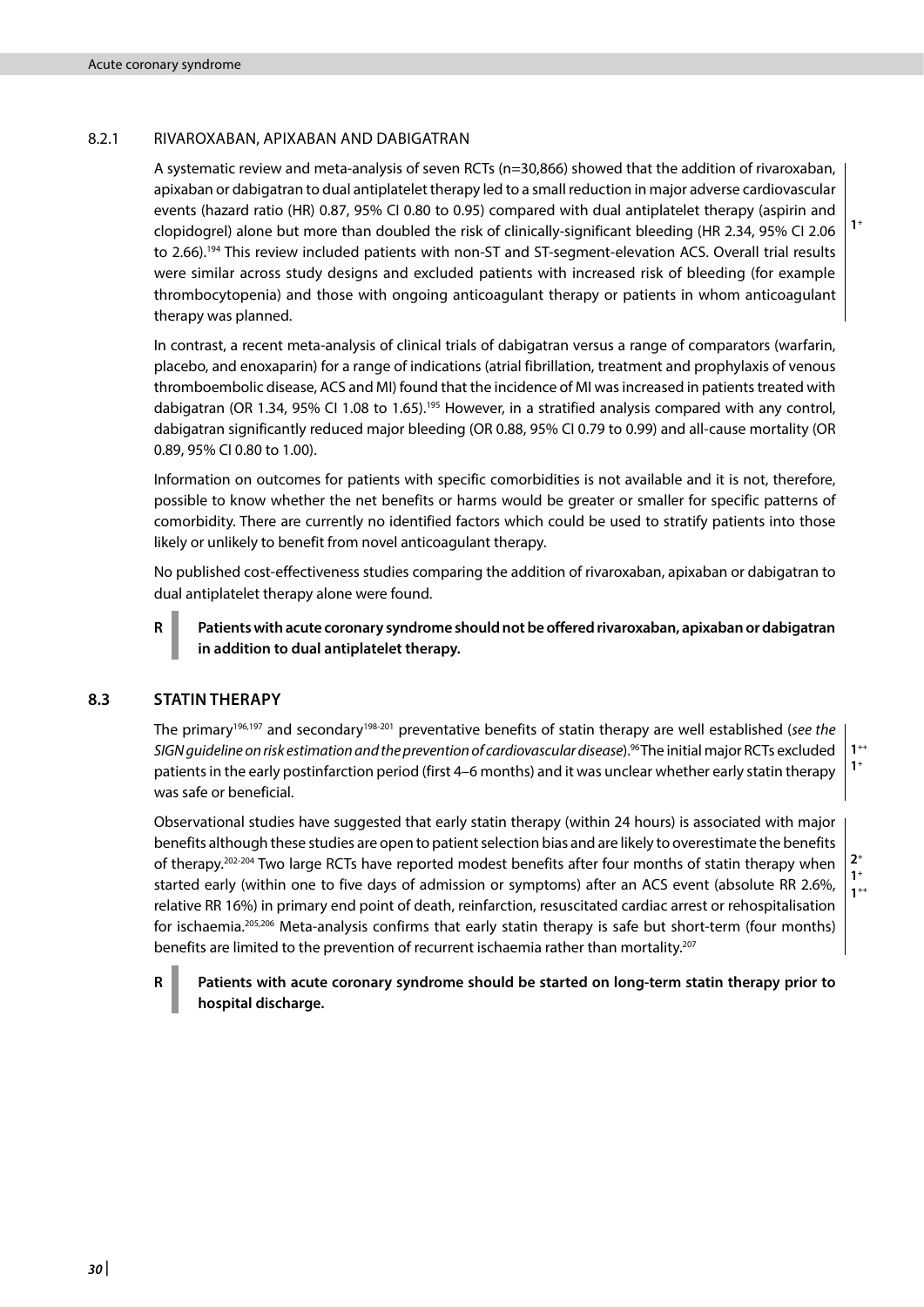### 8.2.1 RIVAROXABAN, APIXABAN AND DABIGATRAN

A systematic review and meta-analysis of seven RCTs (n=30,866) showed that the addition of rivaroxaban, apixaban or dabigatran to dual antiplatelet therapy led to a small reduction in major adverse cardiovascular events (hazard ratio (HR) 0.87, 95% CI 0.80 to 0.95) compared with dual antiplatelet therapy (aspirin and clopidogrel) alone but more than doubled the risk of clinically-significant bleeding (HR 2.34, 95% CI 2.06 to 2.66).[194] This review included patients with non-ST and ST-segment-elevation ACS. Overall trial results were similar across study designs and excluded patients with increased risk of bleeding (for example thrombocytopenia) and those with ongoing anticoagulant therapy or patients in whom anticoagulant therapy was planned.

$1^{+}$

In contrast, a recent meta-analysis of clinical trials of dabigatran versus a range of comparators (warfarin, placebo, and enoxaparin) for a range of indications (atrial fibrillation, treatment and prophylaxis of venous thromboembolic disease, ACS and MI) found that the incidence of MI was increased in patients treated with dabigatran (OR 1.34, 95% CI 1.08 to 1.65).[195] However, in a stratified analysis compared with any control, dabigatran significantly reduced major bleeding (OR 0.88, 95% CI 0.79 to 0.99) and all-cause mortality (OR 0.89, 95% CI 0.80 to 1.00).

Information on outcomes for patients with specific comorbidities is not available and it is not, therefore, possible to know whether the net benefits or harms would be greater or smaller for specific patterns of comorbidity. There are currently no identified factors which could be used to stratify patients into those likely or unlikely to benefit from novel anticoagulant therapy.

No published cost-effectiveness studies comparing the addition of rivaroxaban, apixaban or dabigatran to dual antiplatelet therapy alone were found.

**R** **Patients with acute coronary syndrome should not be offered rivaroxaban, apixaban or dabigatran in addition to dual antiplatelet therapy.**

## 8.3 STATIN THERAPY

The primary[196,197] and secondary[198-201] preventative benefits of statin therapy are well established (*see the SIGN guideline on risk estimation and the prevention of cardiovascular disease*).[96] The initial major RCTs excluded patients in the early postinfarction period (first 4–6 months) and it was unclear whether early statin therapy was safe or beneficial.

$1^{++}$
$1^{+}$

Observational studies have suggested that early statin therapy (within 24 hours) is associated with major benefits although these studies are open to patient selection bias and are likely to overestimate the benefits of therapy.[202-204] Two large RCTs have reported modest benefits after four months of statin therapy when started early (within one to five days of admission or symptoms) after an ACS event (absolute RR 2.6%, relative RR 16%) in primary end point of death, reinfarction, resuscitated cardiac arrest or rehospitalisation for ischaemia.[205,206] Meta-analysis confirms that early statin therapy is safe but short-term (four months) benefits are limited to the prevention of recurrent ischaemia rather than mortality.[207]

$2^{+}$
$1^{+}$
$1^{++}$

**R** **Patients with acute coronary syndrome should be started on long-term statin therapy prior to hospital discharge.**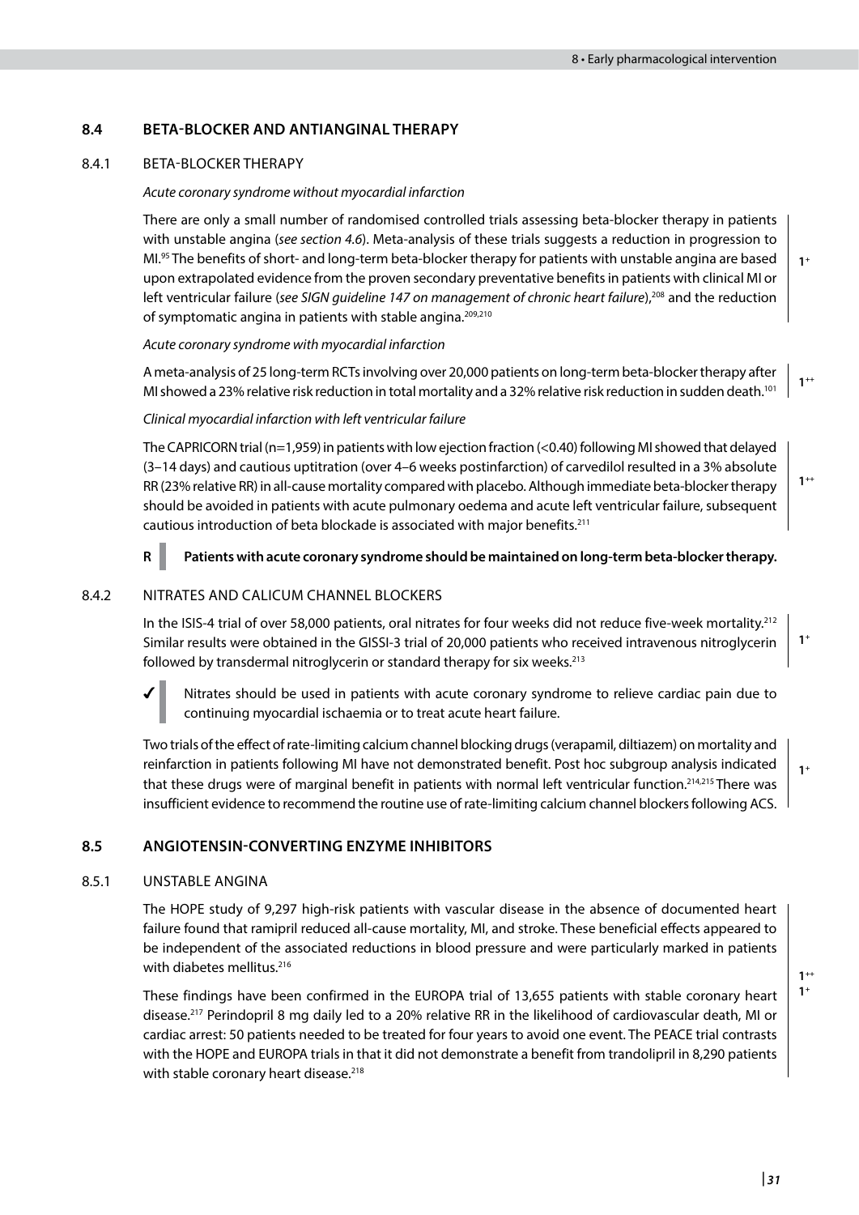## 8.4 BETA-BLOCKER AND ANTIANGINAL THERAPY

### 8.4.1 BETA-BLOCKER THERAPY

*Acute coronary syndrome without myocardial infarction*

There are only a small number of randomised controlled trials assessing beta-blocker therapy in patients with unstable angina (*see section 4.6*). Meta-analysis of these trials suggests a reduction in progression to MI.[95] The benefits of short- and long-term beta-blocker therapy for patients with unstable angina are based upon extrapolated evidence from the proven secondary preventative benefits in patients with clinical MI or left ventricular failure (*see SIGN guideline 147 on management of chronic heart failure*),[208] and the reduction of symptomatic angina in patients with stable angina.[209,210]

$1^{+}$

*Acute coronary syndrome with myocardial infarction*

A meta-analysis of 25 long-term RCTs involving over 20,000 patients on long-term beta-blocker therapy after MI showed a 23% relative risk reduction in total mortality and a 32% relative risk reduction in sudden death.[101]

$1^{++}$

*Clinical myocardial infarction with left ventricular failure*

The CAPRICORN trial (n=1,959) in patients with low ejection fraction (<0.40) following MI showed that delayed (3–14 days) and cautious uptitration (over 4–6 weeks postinfarction) of carvedilol resulted in a 3% absolute RR (23% relative RR) in all-cause mortality compared with placebo. Although immediate beta-blocker therapy should be avoided in patients with acute pulmonary oedema and acute left ventricular failure, subsequent cautious introduction of beta blockade is associated with major benefits.[211]

$1^{++}$

**R** **Patients with acute coronary syndrome should be maintained on long-term beta-blocker therapy.**

### 8.4.2 NITRATES AND CALICUM CHANNEL BLOCKERS

In the ISIS-4 trial of over 58,000 patients, oral nitrates for four weeks did not reduce five-week mortality.[212] Similar results were obtained in the GISSI-3 trial of 20,000 patients who received intravenous nitroglycerin followed by transdermal nitroglycerin or standard therapy for six weeks.[213]

$1^{+}$

✓ Nitrates should be used in patients with acute coronary syndrome to relieve cardiac pain due to continuing myocardial ischaemia or to treat acute heart failure.

Two trials of the effect of rate-limiting calcium channel blocking drugs (verapamil, diltiazem) on mortality and reinfarction in patients following MI have not demonstrated benefit. Post hoc subgroup analysis indicated that these drugs were of marginal benefit in patients with normal left ventricular function.[214,215] There was insufficient evidence to recommend the routine use of rate-limiting calcium channel blockers following ACS.

$1^{+}$

## 8.5 ANGIOTENSIN-CONVERTING ENZYME INHIBITORS

### 8.5.1 UNSTABLE ANGINA

The HOPE study of 9,297 high-risk patients with vascular disease in the absence of documented heart failure found that ramipril reduced all-cause mortality, MI, and stroke. These beneficial effects appeared to be independent of the associated reductions in blood pressure and were particularly marked in patients with diabetes mellitus.[216]

These findings have been confirmed in the EUROPA trial of 13,655 patients with stable coronary heart disease.[217] Perindopril 8 mg daily led to a 20% relative RR in the likelihood of cardiovascular death, MI or cardiac arrest: 50 patients needed to be treated for four years to avoid one event. The PEACE trial contrasts with the HOPE and EUROPA trials in that it did not demonstrate a benefit from trandolipril in 8,290 patients with stable coronary heart disease.[218]

$1^{++}$
$1^{+}$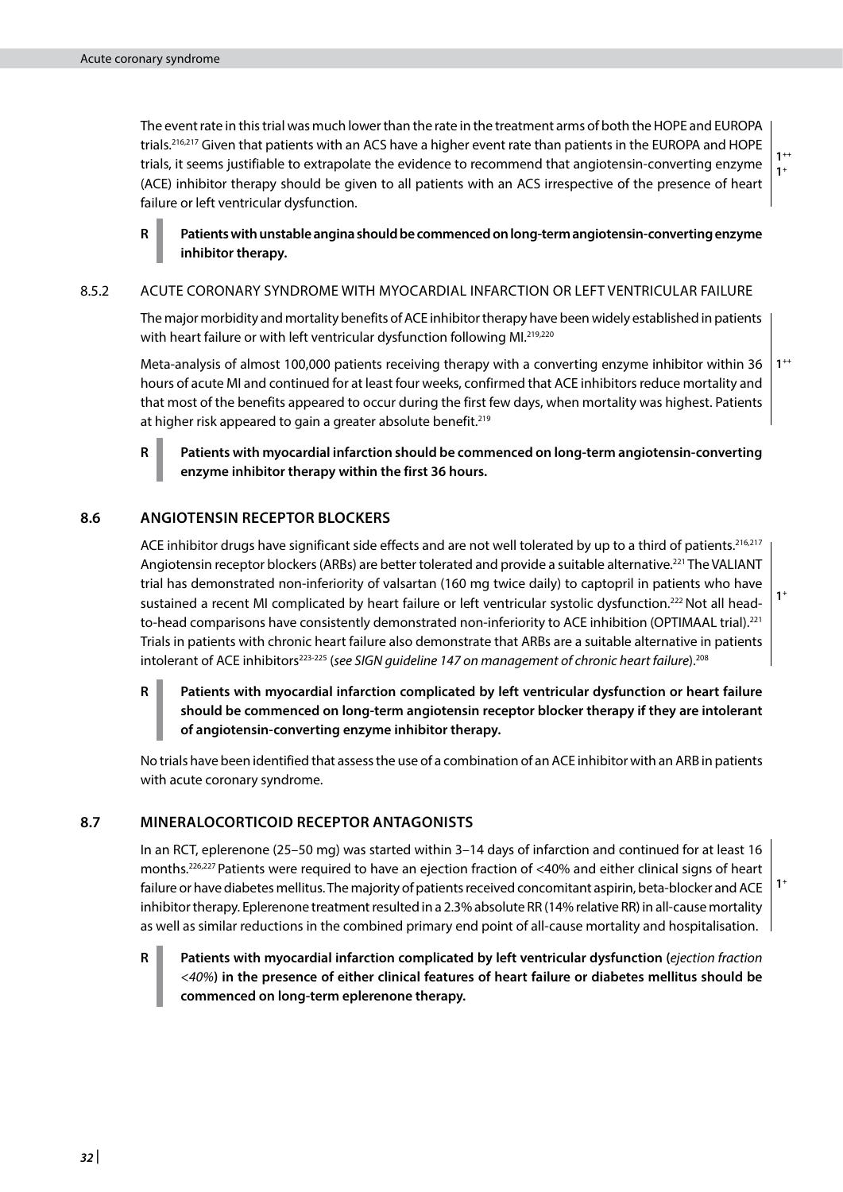The event rate in this trial was much lower than the rate in the treatment arms of both the HOPE and EUROPA trials.[216,217] Given that patients with an ACS have a higher event rate than patients in the EUROPA and HOPE trials, it seems justifiable to extrapolate the evidence to recommend that angiotensin-converting enzyme (ACE) inhibitor therapy should be given to all patients with an ACS irrespective of the presence of heart failure or left ventricular dysfunction.

$1^{++}$
$1^{+}$

**R** **Patients with unstable angina should be commenced on long-term angiotensin-converting enzyme inhibitor therapy.**

### 8.5.2 ACUTE CORONARY SYNDROME WITH MYOCARDIAL INFARCTION OR LEFT VENTRICULAR FAILURE

The major morbidity and mortality benefits of ACE inhibitor therapy have been widely established in patients with heart failure or with left ventricular dysfunction following MI.[219,220]

Meta-analysis of almost 100,000 patients receiving therapy with a converting enzyme inhibitor within 36 hours of acute MI and continued for at least four weeks, confirmed that ACE inhibitors reduce mortality and that most of the benefits appeared to occur during the first few days, when mortality was highest. Patients at higher risk appeared to gain a greater absolute benefit.[219]

$1^{++}$

**R** **Patients with myocardial infarction should be commenced on long-term angiotensin-converting enzyme inhibitor therapy within the first 36 hours.**

## 8.6 ANGIOTENSIN RECEPTOR BLOCKERS

ACE inhibitor drugs have significant side effects and are not well tolerated by up to a third of patients.[216,217] Angiotensin receptor blockers (ARBs) are better tolerated and provide a suitable alternative.[221] The VALIANT trial has demonstrated non-inferiority of valsartan (160 mg twice daily) to captopril in patients who have sustained a recent MI complicated by heart failure or left ventricular systolic dysfunction.[222] Not all head-to-head comparisons have consistently demonstrated non-inferiority to ACE inhibition (OPTIMAAL trial).[221] Trials in patients with chronic heart failure also demonstrate that ARBs are a suitable alternative in patients intolerant of ACE inhibitors[223-225] (*see SIGN guideline 147 on management of chronic heart failure*).[208]

$1^{+}$

**R** **Patients with myocardial infarction complicated by left ventricular dysfunction or heart failure should be commenced on long-term angiotensin receptor blocker therapy if they are intolerant of angiotensin-converting enzyme inhibitor therapy.**

No trials have been identified that assess the use of a combination of an ACE inhibitor with an ARB in patients with acute coronary syndrome.

## 8.7 MINERALOCORTICOID RECEPTOR ANTAGONISTS

In an RCT, eplerenone (25–50 mg) was started within 3–14 days of infarction and continued for at least 16 months.[226,227] Patients were required to have an ejection fraction of <40% and either clinical signs of heart failure or have diabetes mellitus. The majority of patients received concomitant aspirin, beta-blocker and ACE inhibitor therapy. Eplerenone treatment resulted in a 2.3% absolute RR (14% relative RR) in all-cause mortality as well as similar reductions in the combined primary end point of all-cause mortality and hospitalisation.

$1^{+}$

**R** **Patients with myocardial infarction complicated by left ventricular dysfunction (*ejection fraction <40%*) in the presence of either clinical features of heart failure or diabetes mellitus should be commenced on long-term eplerenone therapy.**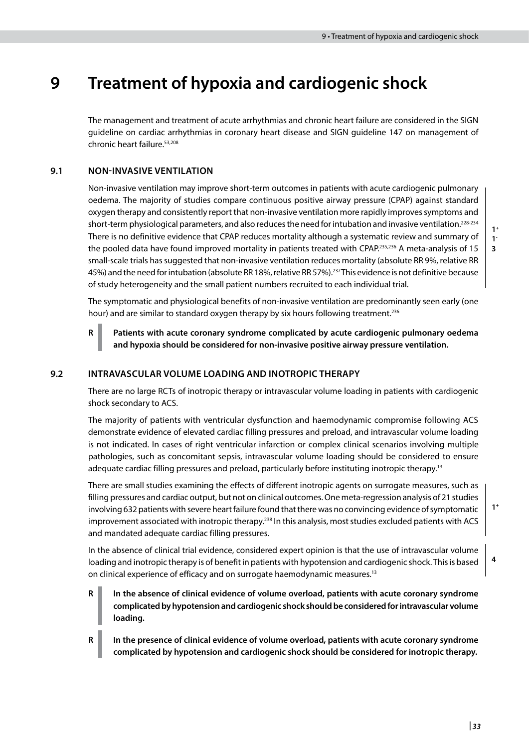# 9 Treatment of hypoxia and cardiogenic shock

The management and treatment of acute arrhythmias and chronic heart failure are considered in the SIGN guideline on cardiac arrhythmias in coronary heart disease and SIGN guideline 147 on management of chronic heart failure.[53,208]

## 9.1 NON-INVASIVE VENTILATION

Non-invasive ventilation may improve short-term outcomes in patients with acute cardiogenic pulmonary oedema. The majority of studies compare continuous positive airway pressure (CPAP) against standard oxygen therapy and consistently report that non-invasive ventilation more rapidly improves symptoms and short-term physiological parameters, and also reduces the need for intubation and invasive ventilation.[228-234] There is no definitive evidence that CPAP reduces mortality although a systematic review and summary of the pooled data have found improved mortality in patients treated with CPAP.[235,236] A meta-analysis of 15 small-scale trials has suggested that non-invasive ventilation reduces mortality (absolute RR 9%, relative RR 45%) and the need for intubation (absolute RR 18%, relative RR 57%).[237] This evidence is not definitive because of study heterogeneity and the small patient numbers recruited to each individual trial.

**$1^+$**
**$1^-$**
**3**

The symptomatic and physiological benefits of non-invasive ventilation are predominantly seen early (one hour) and are similar to standard oxygen therapy by six hours following treatment.[236]

**R** **Patients with acute coronary syndrome complicated by acute cardiogenic pulmonary oedema and hypoxia should be considered for non-invasive positive airway pressure ventilation.**

## 9.2 INTRAVASCULAR VOLUME LOADING AND INOTROPIC THERAPY

There are no large RCTs of inotropic therapy or intravascular volume loading in patients with cardiogenic shock secondary to ACS.

The majority of patients with ventricular dysfunction and haemodynamic compromise following ACS demonstrate evidence of elevated cardiac filling pressures and preload, and intravascular volume loading is not indicated. In cases of right ventricular infarction or complex clinical scenarios involving multiple pathologies, such as concomitant sepsis, intravascular volume loading should be considered to ensure adequate cardiac filling pressures and preload, particularly before instituting inotropic therapy.[13]

There are small studies examining the effects of different inotropic agents on surrogate measures, such as filling pressures and cardiac output, but not on clinical outcomes. One meta-regression analysis of 21 studies involving 632 patients with severe heart failure found that there was no convincing evidence of symptomatic improvement associated with inotropic therapy.[238] In this analysis, most studies excluded patients with ACS and mandated adequate cardiac filling pressures.

**$1^+$**

In the absence of clinical trial evidence, considered expert opinion is that the use of intravascular volume loading and inotropic therapy is of benefit in patients with hypotension and cardiogenic shock. This is based on clinical experience of efficacy and on surrogate haemodynamic measures.[13]

**4**

**R** **In the absence of clinical evidence of volume overload, patients with acute coronary syndrome complicated by hypotension and cardiogenic shock should be considered for intravascular volume loading.**

**R** **In the presence of clinical evidence of volume overload, patients with acute coronary syndrome complicated by hypotension and cardiogenic shock should be considered for inotropic therapy.**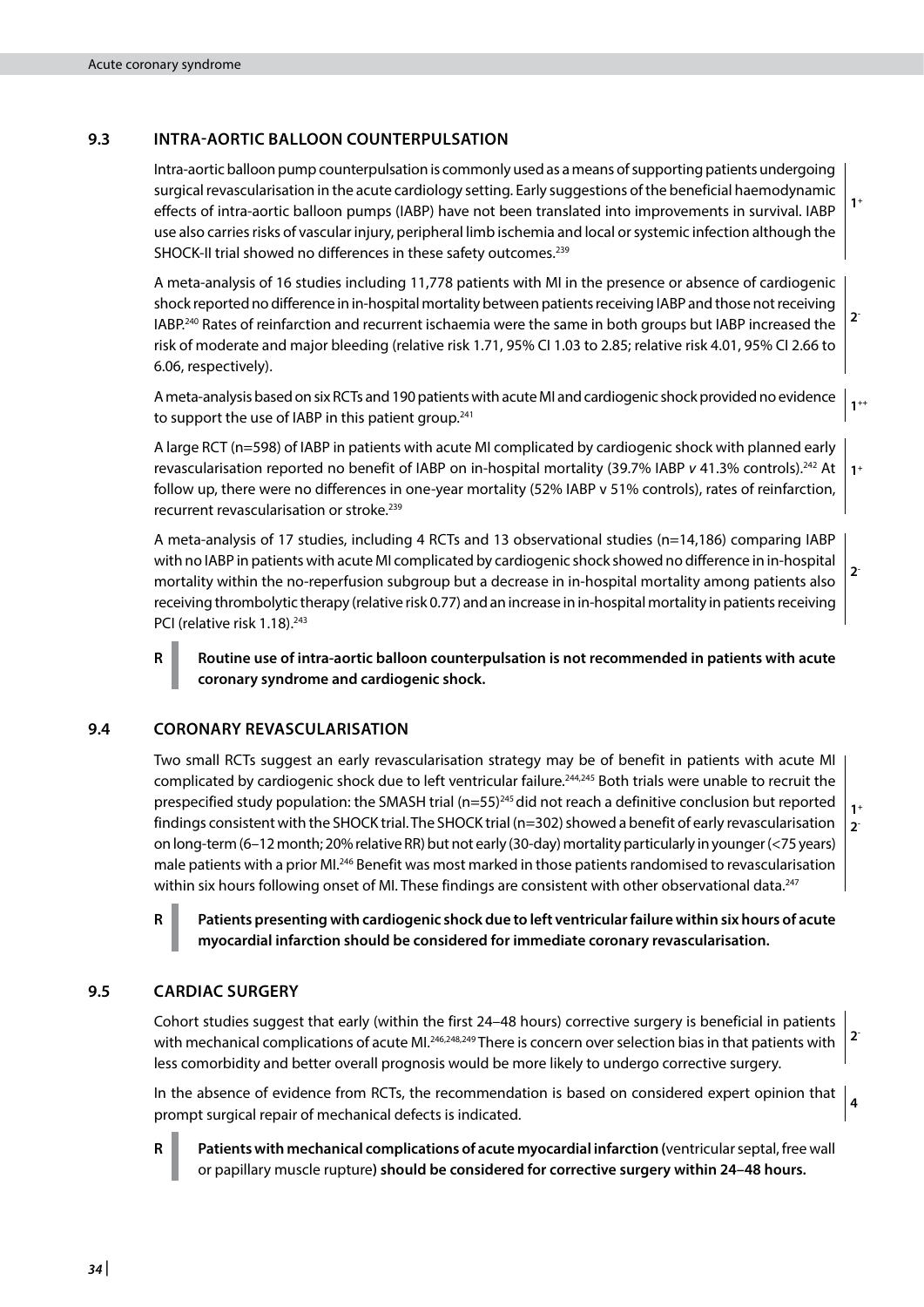## 9.3 INTRA-AORTIC BALLOON COUNTERPULSATION

Intra-aortic balloon pump counterpulsation is commonly used as a means of supporting patients undergoing surgical revascularisation in the acute cardiology setting. Early suggestions of the beneficial haemodynamic effects of intra-aortic balloon pumps (IABP) have not been translated into improvements in survival. IABP use also carries risks of vascular injury, peripheral limb ischemia and local or systemic infection although the SHOCK-II trial showed no differences in these safety outcomes.[239]

$1^+$

A meta-analysis of 16 studies including 11,778 patients with MI in the presence or absence of cardiogenic shock reported no difference in in-hospital mortality between patients receiving IABP and those not receiving IABP.[240] Rates of reinfarction and recurrent ischaemia were the same in both groups but IABP increased the risk of moderate and major bleeding (relative risk 1.71, 95% CI 1.03 to 2.85; relative risk 4.01, 95% CI 2.66 to 6.06, respectively).

$2^-$

A meta-analysis based on six RCTs and 190 patients with acute MI and cardiogenic shock provided no evidence to support the use of IABP in this patient group.[241]

$1^{++}$

A large RCT (n=598) of IABP in patients with acute MI complicated by cardiogenic shock with planned early revascularisation reported no benefit of IABP on in-hospital mortality (39.7% IABP *v* 41.3% controls).[242] At follow up, there were no differences in one-year mortality (52% IABP v 51% controls), rates of reinfarction, recurrent revascularisation or stroke.[239]

$1^+$

A meta-analysis of 17 studies, including 4 RCTs and 13 observational studies (n=14,186) comparing IABP with no IABP in patients with acute MI complicated by cardiogenic shock showed no difference in in-hospital mortality within the no-reperfusion subgroup but a decrease in in-hospital mortality among patients also receiving thrombolytic therapy (relative risk 0.77) and an increase in in-hospital mortality in patients receiving PCI (relative risk 1.18).[243]

$2^-$

**R** **Routine use of intra-aortic balloon counterpulsation is not recommended in patients with acute coronary syndrome and cardiogenic shock.**

## 9.4 CORONARY REVASCULARISATION

Two small RCTs suggest an early revascularisation strategy may be of benefit in patients with acute MI complicated by cardiogenic shock due to left ventricular failure.[244,245] Both trials were unable to recruit the prespecified study population: the SMASH trial (n=55)[245] did not reach a definitive conclusion but reported findings consistent with the SHOCK trial. The SHOCK trial (n=302) showed a benefit of early revascularisation on long-term (6–12 month; 20% relative RR) but not early (30-day) mortality particularly in younger (<75 years) male patients with a prior MI.[246] Benefit was most marked in those patients randomised to revascularisation within six hours following onset of MI. These findings are consistent with other observational data.[247]

$1^+$
$2^-$

**R** **Patients presenting with cardiogenic shock due to left ventricular failure within six hours of acute myocardial infarction should be considered for immediate coronary revascularisation.**

## 9.5 CARDIAC SURGERY

Cohort studies suggest that early (within the first 24–48 hours) corrective surgery is beneficial in patients with mechanical complications of acute MI.[246,248,249] There is concern over selection bias in that patients with less comorbidity and better overall prognosis would be more likely to undergo corrective surgery.

$2^-$

In the absence of evidence from RCTs, the recommendation is based on considered expert opinion that prompt surgical repair of mechanical defects is indicated.

4

**R** **Patients with mechanical complications of acute myocardial infarction** (ventricular septal, free wall or papillary muscle rupture) **should be considered for corrective surgery within 24–48 hours.**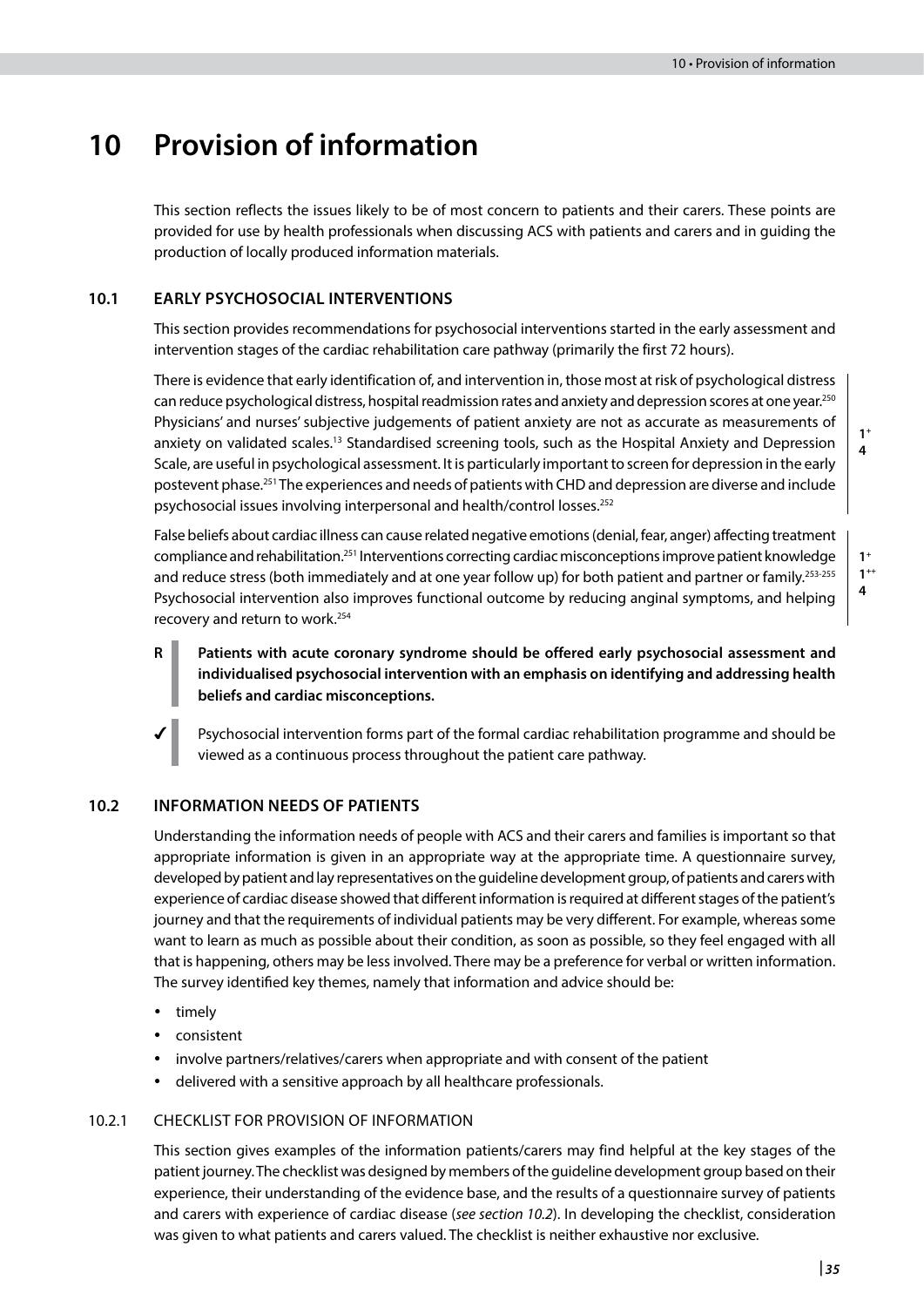# 10 Provision of information

This section reflects the issues likely to be of most concern to patients and their carers. These points are provided for use by health professionals when discussing ACS with patients and carers and in guiding the production of locally produced information materials.

## 10.1 EARLY PSYCHOSOCIAL INTERVENTIONS

This section provides recommendations for psychosocial interventions started in the early assessment and intervention stages of the cardiac rehabilitation care pathway (primarily the first 72 hours).

There is evidence that early identification of, and intervention in, those most at risk of psychological distress can reduce psychological distress, hospital readmission rates and anxiety and depression scores at one year.[250] Physicians' and nurses' subjective judgements of patient anxiety are not as accurate as measurements of anxiety on validated scales.[13] Standardised screening tools, such as the Hospital Anxiety and Depression Scale, are useful in psychological assessment. It is particularly important to screen for depression in the early postevent phase.[251] The experiences and needs of patients with CHD and depression are diverse and include psychosocial issues involving interpersonal and health/control losses.[252]

**1+**
**4**

False beliefs about cardiac illness can cause related negative emotions (denial, fear, anger) affecting treatment compliance and rehabilitation.[251] Interventions correcting cardiac misconceptions improve patient knowledge and reduce stress (both immediately and at one year follow up) for both patient and partner or family.[253-255] Psychosocial intervention also improves functional outcome by reducing anginal symptoms, and helping recovery and return to work.[254]

**1+**
**1++**
**4**

**R** **Patients with acute coronary syndrome should be offered early psychosocial assessment and individualised psychosocial intervention with an emphasis on identifying and addressing health beliefs and cardiac misconceptions.**

✓ Psychosocial intervention forms part of the formal cardiac rehabilitation programme and should be viewed as a continuous process throughout the patient care pathway.

## 10.2 INFORMATION NEEDS OF PATIENTS

Understanding the information needs of people with ACS and their carers and families is important so that appropriate information is given in an appropriate way at the appropriate time. A questionnaire survey, developed by patient and lay representatives on the guideline development group, of patients and carers with experience of cardiac disease showed that different information is required at different stages of the patient's journey and that the requirements of individual patients may be very different. For example, whereas some want to learn as much as possible about their condition, as soon as possible, so they feel engaged with all that is happening, others may be less involved. There may be a preference for verbal or written information. The survey identified key themes, namely that information and advice should be:

- timely
- consistent
- involve partners/relatives/carers when appropriate and with consent of the patient
- delivered with a sensitive approach by all healthcare professionals.

### 10.2.1 CHECKLIST FOR PROVISION OF INFORMATION

This section gives examples of the information patients/carers may find helpful at the key stages of the patient journey. The checklist was designed by members of the guideline development group based on their experience, their understanding of the evidence base, and the results of a questionnaire survey of patients and carers with experience of cardiac disease (*see section 10.2*). In developing the checklist, consideration was given to what patients and carers valued. The checklist is neither exhaustive nor exclusive.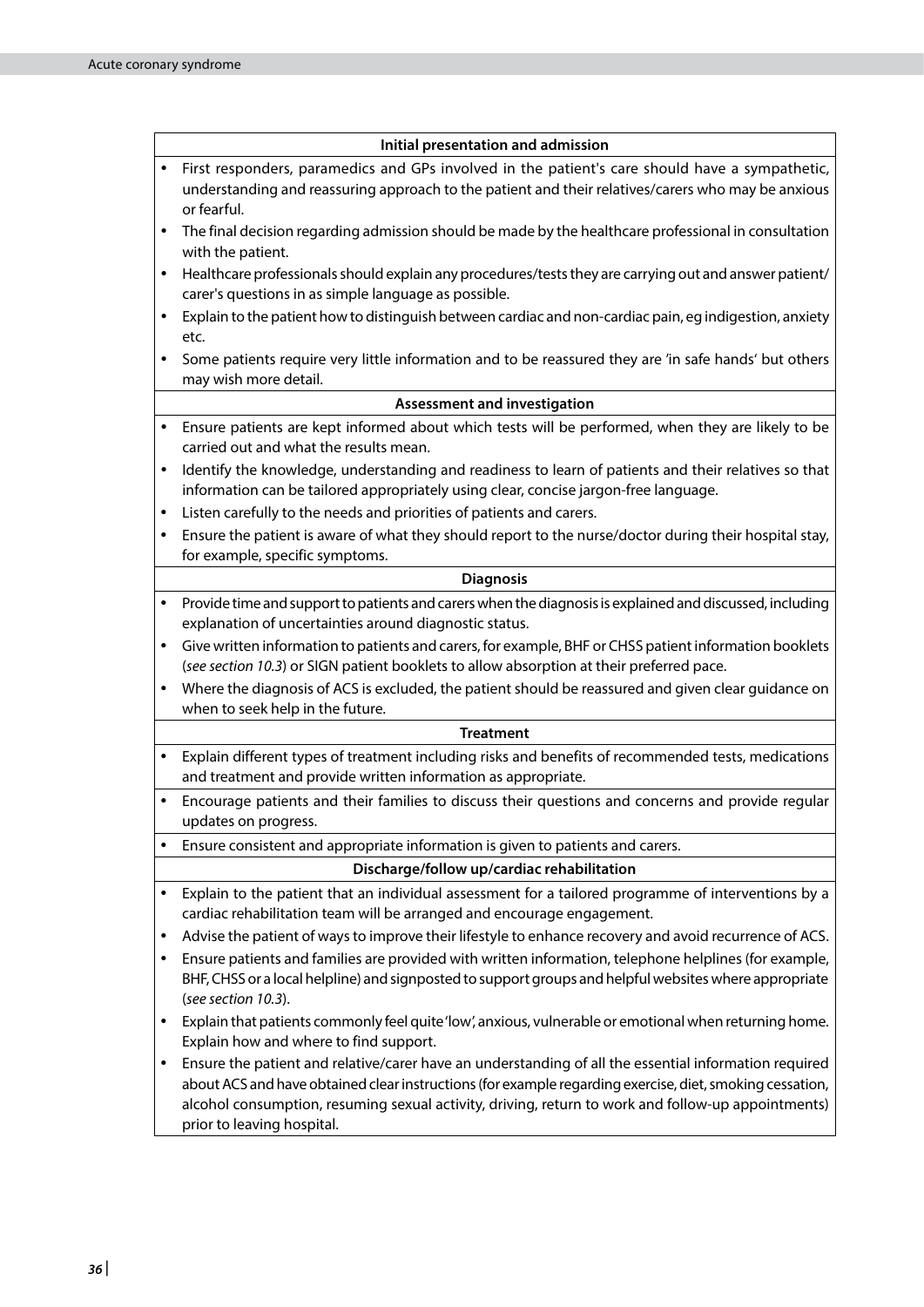| Initial presentation and admission |
|---|
| • First responders, paramedics and GPs involved in the patient's care should have a sympathetic, understanding and reassuring approach to the patient and their relatives/carers who may be anxious or fearful.<br>• The final decision regarding admission should be made by the healthcare professional in consultation with the patient.<br>• Healthcare professionals should explain any procedures/tests they are carrying out and answer patient/carer's questions in as simple language as possible.<br>• Explain to the patient how to distinguish between cardiac and non-cardiac pain, eg indigestion, anxiety etc.<br>• Some patients require very little information and to be reassured they are 'in safe hands' but others may wish more detail. |
| **Assessment and investigation** |
| • Ensure patients are kept informed about which tests will be performed, when they are likely to be carried out and what the results mean.<br>• Identify the knowledge, understanding and readiness to learn of patients and their relatives so that information can be tailored appropriately using clear, concise jargon-free language.<br>• Listen carefully to the needs and priorities of patients and carers.<br>• Ensure the patient is aware of what they should report to the nurse/doctor during their hospital stay, for example, specific symptoms. |
| **Diagnosis** |
| • Provide time and support to patients and carers when the diagnosis is explained and discussed, including explanation of uncertainties around diagnostic status.<br>• Give written information to patients and carers, for example, BHF or CHSS patient information booklets (*see section 10.3*) or SIGN patient booklets to allow absorption at their preferred pace.<br>• Where the diagnosis of ACS is excluded, the patient should be reassured and given clear guidance on when to seek help in the future. |
| **Treatment** |
| • Explain different types of treatment including risks and benefits of recommended tests, medications and treatment and provide written information as appropriate. |
| • Encourage patients and their families to discuss their questions and concerns and provide regular updates on progress. |
| • Ensure consistent and appropriate information is given to patients and carers. |
| **Discharge/follow up/cardiac rehabilitation** |
| • Explain to the patient that an individual assessment for a tailored programme of interventions by a cardiac rehabilitation team will be arranged and encourage engagement.<br>• Advise the patient of ways to improve their lifestyle to enhance recovery and avoid recurrence of ACS.<br>• Ensure patients and families are provided with written information, telephone helplines (for example, BHF, CHSS or a local helpline) and signposted to support groups and helpful websites where appropriate (*see section 10.3*).<br>• Explain that patients commonly feel quite 'low', anxious, vulnerable or emotional when returning home. Explain how and where to find support.<br>• Ensure the patient and relative/carer have an understanding of all the essential information required about ACS and have obtained clear instructions (for example regarding exercise, diet, smoking cessation, alcohol consumption, resuming sexual activity, driving, return to work and follow-up appointments) prior to leaving hospital. |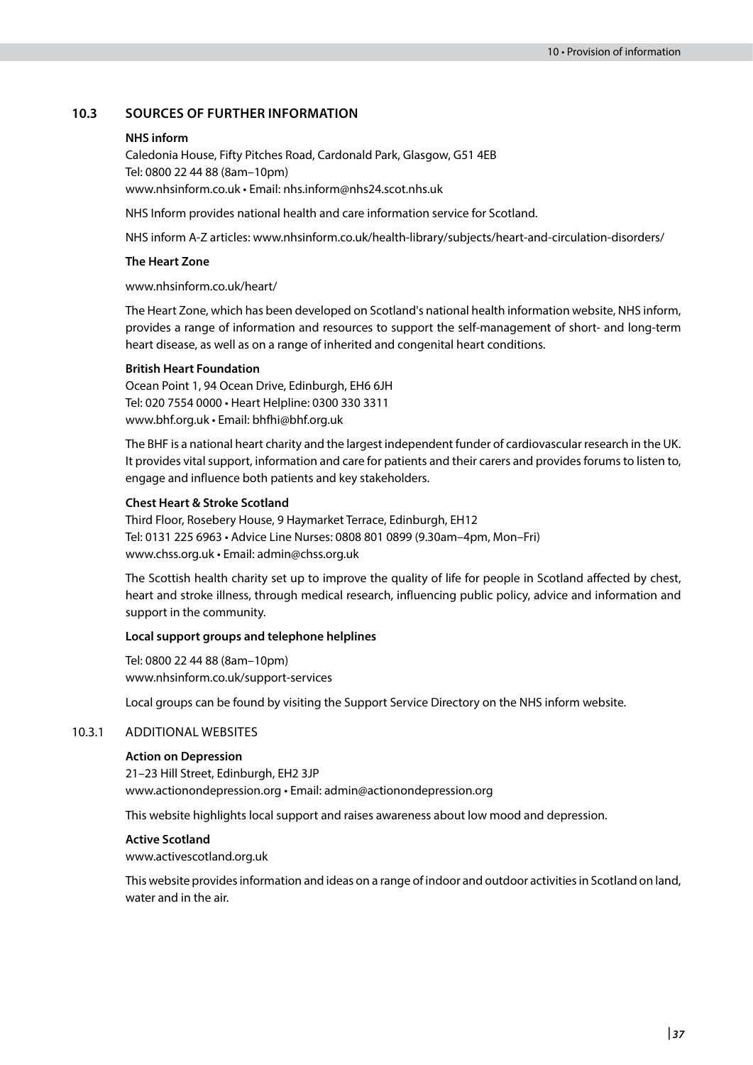## 10.3 SOURCES OF FURTHER INFORMATION

**NHS inform**
Caledonia House, Fifty Pitches Road, Cardonald Park, Glasgow, G51 4EB
Tel: 0800 22 44 88 (8am–10pm)
www.nhsinform.co.uk • Email: nhs.inform@nhs24.scot.nhs.uk

NHS Inform provides national health and care information service for Scotland.

NHS inform A-Z articles: www.nhsinform.co.uk/health-library/subjects/heart-and-circulation-disorders/

**The Heart Zone**

www.nhsinform.co.uk/heart/

The Heart Zone, which has been developed on Scotland's national health information website, NHS inform, provides a range of information and resources to support the self-management of short- and long-term heart disease, as well as on a range of inherited and congenital heart conditions.

**British Heart Foundation**
Ocean Point 1, 94 Ocean Drive, Edinburgh, EH6 6JH
Tel: 020 7554 0000 • Heart Helpline: 0300 330 3311
www.bhf.org.uk • Email: bhfhi@bhf.org.uk

The BHF is a national heart charity and the largest independent funder of cardiovascular research in the UK. It provides vital support, information and care for patients and their carers and provides forums to listen to, engage and influence both patients and key stakeholders.

**Chest Heart & Stroke Scotland**
Third Floor, Rosebery House, 9 Haymarket Terrace, Edinburgh, EH12
Tel: 0131 225 6963 • Advice Line Nurses: 0808 801 0899 (9.30am–4pm, Mon–Fri)
www.chss.org.uk • Email: admin@chss.org.uk

The Scottish health charity set up to improve the quality of life for people in Scotland affected by chest, heart and stroke illness, through medical research, influencing public policy, advice and information and support in the community.

**Local support groups and telephone helplines**

Tel: 0800 22 44 88 (8am–10pm)
www.nhsinform.co.uk/support-services

Local groups can be found by visiting the Support Service Directory on the NHS inform website.

### 10.3.1 ADDITIONAL WEBSITES

**Action on Depression**
21–23 Hill Street, Edinburgh, EH2 3JP
www.actionondepression.org • Email: admin@actionondepression.org

This website highlights local support and raises awareness about low mood and depression.

**Active Scotland**
www.activescotland.org.uk

This website provides information and ideas on a range of indoor and outdoor activities in Scotland on land, water and in the air.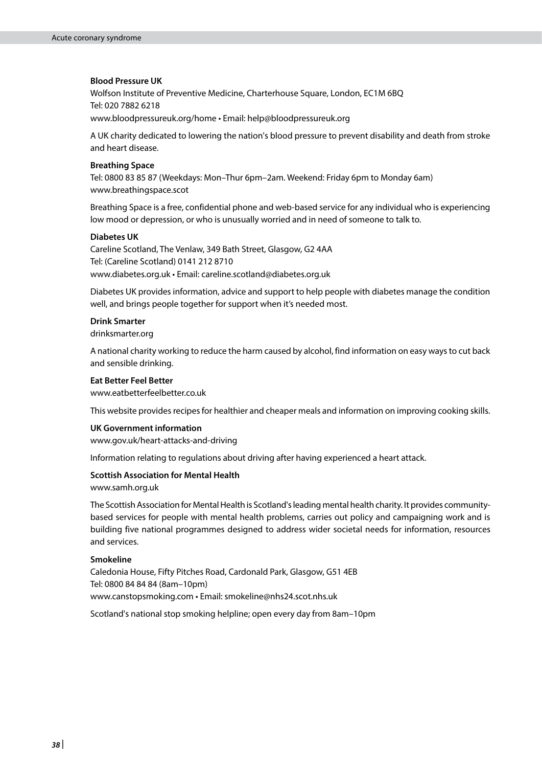**Blood Pressure UK**
Wolfson Institute of Preventive Medicine, Charterhouse Square, London, EC1M 6BQ
Tel: 020 7882 6218
www.bloodpressureuk.org/home • Email: help@bloodpressureuk.org

A UK charity dedicated to lowering the nation's blood pressure to prevent disability and death from stroke and heart disease.

**Breathing Space**
Tel: 0800 83 85 87 (Weekdays: Mon–Thur 6pm–2am. Weekend: Friday 6pm to Monday 6am)
www.breathingspace.scot

Breathing Space is a free, confidential phone and web-based service for any individual who is experiencing low mood or depression, or who is unusually worried and in need of someone to talk to.

**Diabetes UK**
Careline Scotland, The Venlaw, 349 Bath Street, Glasgow, G2 4AA
Tel: (Careline Scotland) 0141 212 8710
www.diabetes.org.uk • Email: careline.scotland@diabetes.org.uk

Diabetes UK provides information, advice and support to help people with diabetes manage the condition well, and brings people together for support when it's needed most.

**Drink Smarter**
drinksmarter.org

A national charity working to reduce the harm caused by alcohol, find information on easy ways to cut back and sensible drinking.

**Eat Better Feel Better**
www.eatbetterfeelbetter.co.uk

This website provides recipes for healthier and cheaper meals and information on improving cooking skills.

**UK Government information**
www.gov.uk/heart-attacks-and-driving

Information relating to regulations about driving after having experienced a heart attack.

**Scottish Association for Mental Health**
www.samh.org.uk

The Scottish Association for Mental Health is Scotland's leading mental health charity. It provides community-based services for people with mental health problems, carries out policy and campaigning work and is building five national programmes designed to address wider societal needs for information, resources and services.

**Smokeline**
Caledonia House, Fifty Pitches Road, Cardonald Park, Glasgow, G51 4EB
Tel: 0800 84 84 84 (8am–10pm)
www.canstopsmoking.com • Email: smokeline@nhs24.scot.nhs.uk

Scotland's national stop smoking helpline; open every day from 8am–10pm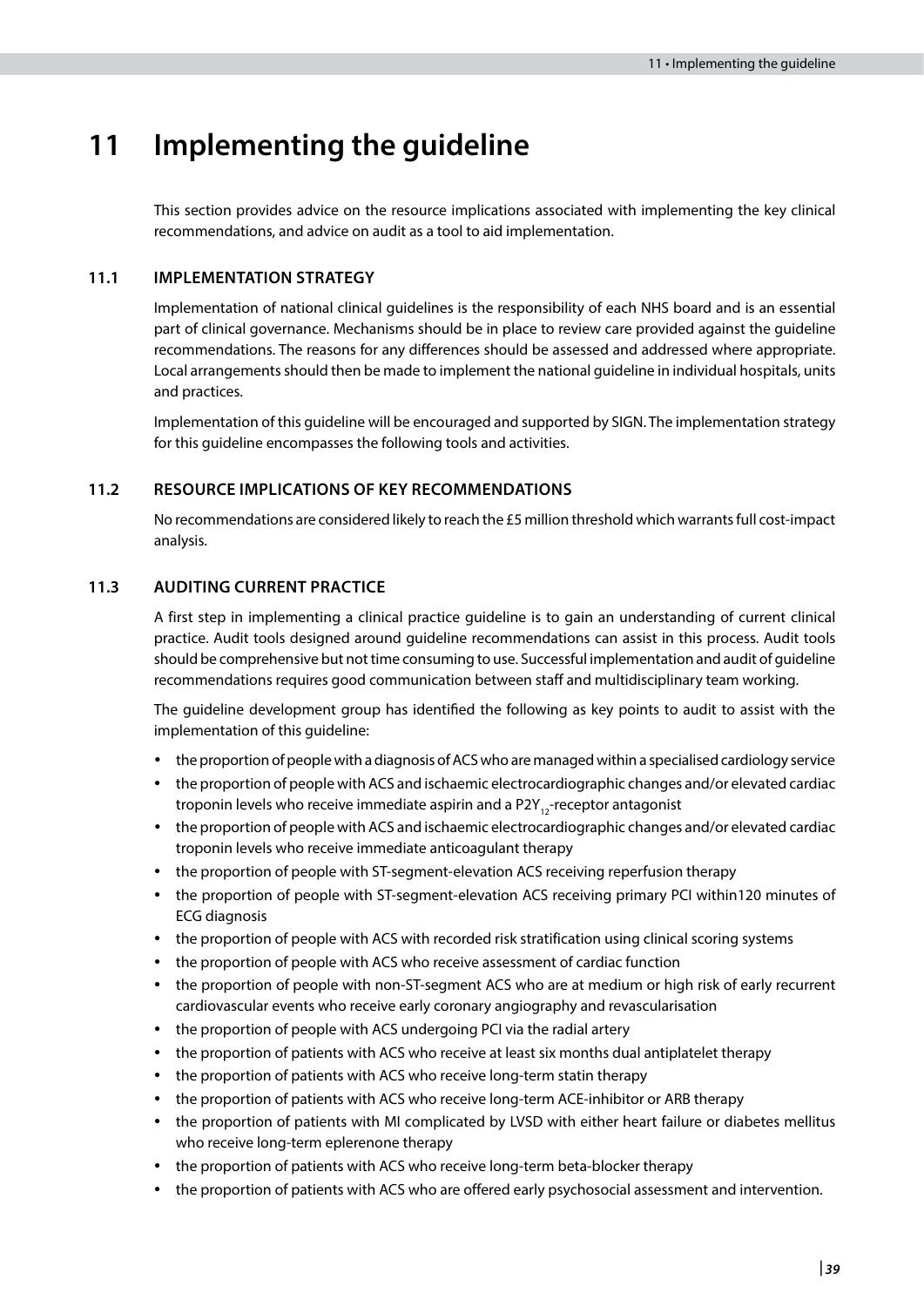# 11 Implementing the guideline

This section provides advice on the resource implications associated with implementing the key clinical recommendations, and advice on audit as a tool to aid implementation.

## 11.1 IMPLEMENTATION STRATEGY

Implementation of national clinical guidelines is the responsibility of each NHS board and is an essential part of clinical governance. Mechanisms should be in place to review care provided against the guideline recommendations. The reasons for any differences should be assessed and addressed where appropriate. Local arrangements should then be made to implement the national guideline in individual hospitals, units and practices.

Implementation of this guideline will be encouraged and supported by SIGN. The implementation strategy for this guideline encompasses the following tools and activities.

## 11.2 RESOURCE IMPLICATIONS OF KEY RECOMMENDATIONS

No recommendations are considered likely to reach the £5 million threshold which warrants full cost-impact analysis.

## 11.3 AUDITING CURRENT PRACTICE

A first step in implementing a clinical practice guideline is to gain an understanding of current clinical practice. Audit tools designed around guideline recommendations can assist in this process. Audit tools should be comprehensive but not time consuming to use. Successful implementation and audit of guideline recommendations requires good communication between staff and multidisciplinary team working.

The guideline development group has identified the following as key points to audit to assist with the implementation of this guideline:

- the proportion of people with a diagnosis of ACS who are managed within a specialised cardiology service
- the proportion of people with ACS and ischaemic electrocardiographic changes and/or elevated cardiac troponin levels who receive immediate aspirin and a $P2Y_{12}$-receptor antagonist
- the proportion of people with ACS and ischaemic electrocardiographic changes and/or elevated cardiac troponin levels who receive immediate anticoagulant therapy
- the proportion of people with ST-segment-elevation ACS receiving reperfusion therapy
- the proportion of people with ST-segment-elevation ACS receiving primary PCI within120 minutes of ECG diagnosis
- the proportion of people with ACS with recorded risk stratification using clinical scoring systems
- the proportion of people with ACS who receive assessment of cardiac function
- the proportion of people with non-ST-segment ACS who are at medium or high risk of early recurrent cardiovascular events who receive early coronary angiography and revascularisation
- the proportion of people with ACS undergoing PCI via the radial artery
- the proportion of patients with ACS who receive at least six months dual antiplatelet therapy
- the proportion of patients with ACS who receive long-term statin therapy
- the proportion of patients with ACS who receive long-term ACE-inhibitor or ARB therapy
- the proportion of patients with MI complicated by LVSD with either heart failure or diabetes mellitus who receive long-term eplerenone therapy
- the proportion of patients with ACS who receive long-term beta-blocker therapy
- the proportion of patients with ACS who are offered early psychosocial assessment and intervention.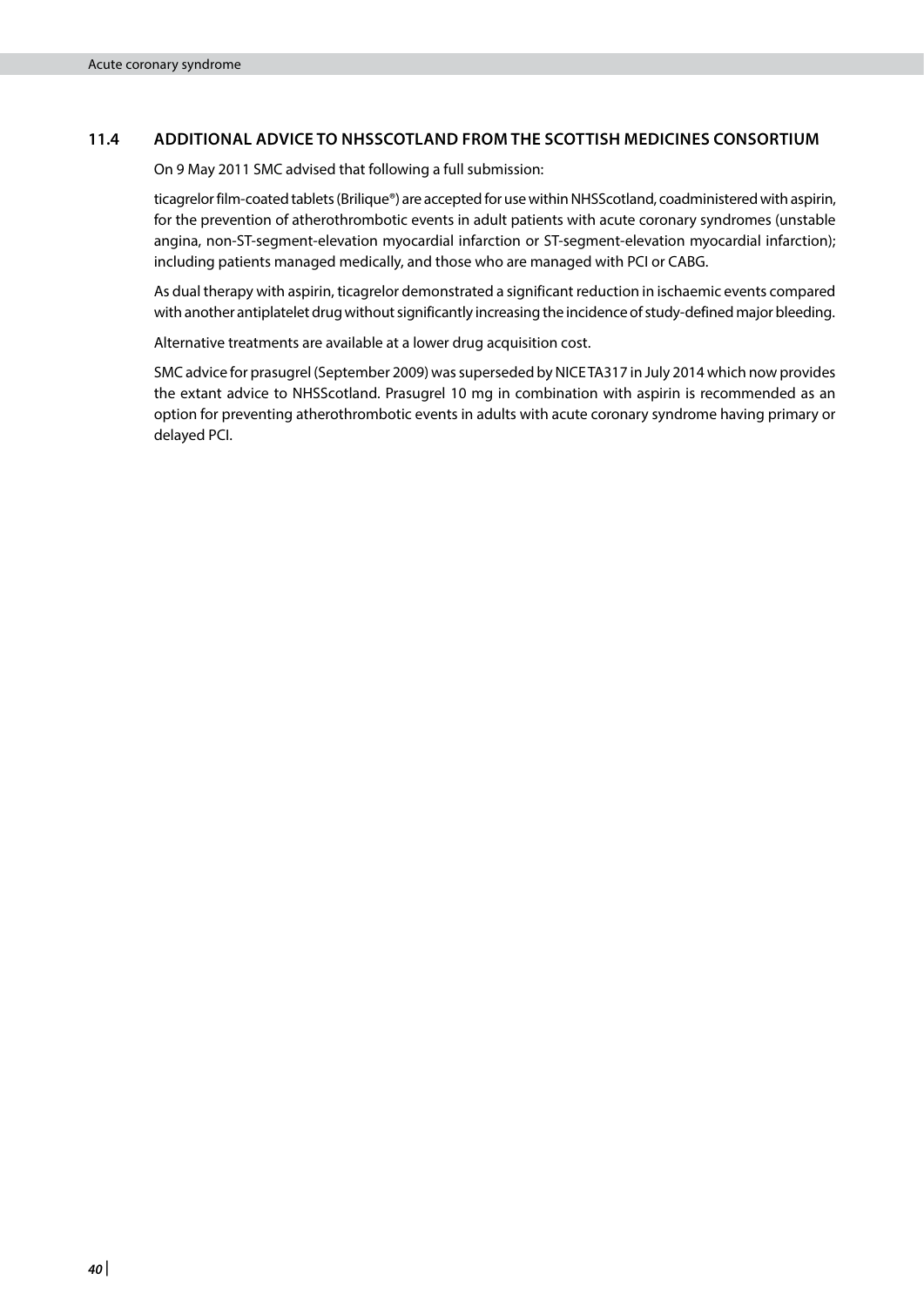### 11.4 ADDITIONAL ADVICE TO NHSSCOTLAND FROM THE SCOTTISH MEDICINES CONSORTIUM

On 9 May 2011 SMC advised that following a full submission:

ticagrelor film-coated tablets (Brilique®) are accepted for use within NHSScotland, coadministered with aspirin, for the prevention of atherothrombotic events in adult patients with acute coronary syndromes (unstable angina, non-ST-segment-elevation myocardial infarction or ST-segment-elevation myocardial infarction); including patients managed medically, and those who are managed with PCI or CABG.

As dual therapy with aspirin, ticagrelor demonstrated a significant reduction in ischaemic events compared with another antiplatelet drug without significantly increasing the incidence of study-defined major bleeding.

Alternative treatments are available at a lower drug acquisition cost.

SMC advice for prasugrel (September 2009) was superseded by NICE TA317 in July 2014 which now provides the extant advice to NHSScotland. Prasugrel 10 mg in combination with aspirin is recommended as an option for preventing atherothrombotic events in adults with acute coronary syndrome having primary or delayed PCI.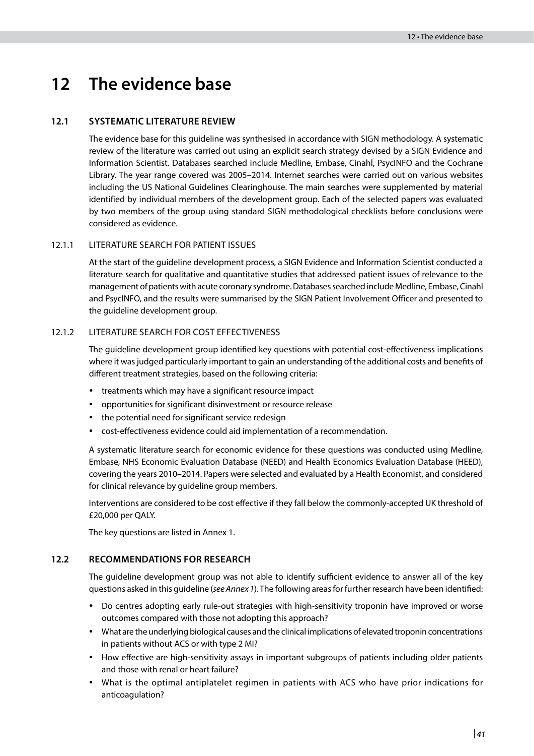# 12 The evidence base

## 12.1 SYSTEMATIC LITERATURE REVIEW

The evidence base for this guideline was synthesised in accordance with SIGN methodology. A systematic review of the literature was carried out using an explicit search strategy devised by a SIGN Evidence and Information Scientist. Databases searched include Medline, Embase, Cinahl, PsycINFO and the Cochrane Library. The year range covered was 2005–2014. Internet searches were carried out on various websites including the US National Guidelines Clearinghouse. The main searches were supplemented by material identified by individual members of the development group. Each of the selected papers was evaluated by two members of the group using standard SIGN methodological checklists before conclusions were considered as evidence.

### 12.1.1 LITERATURE SEARCH FOR PATIENT ISSUES

At the start of the guideline development process, a SIGN Evidence and Information Scientist conducted a literature search for qualitative and quantitative studies that addressed patient issues of relevance to the management of patients with acute coronary syndrome. Databases searched include Medline, Embase, Cinahl and PsycINFO, and the results were summarised by the SIGN Patient Involvement Officer and presented to the guideline development group.

### 12.1.2 LITERATURE SEARCH FOR COST EFFECTIVENESS

The guideline development group identified key questions with potential cost-effectiveness implications where it was judged particularly important to gain an understanding of the additional costs and benefits of different treatment strategies, based on the following criteria:

- treatments which may have a significant resource impact
- opportunities for significant disinvestment or resource release
- the potential need for significant service redesign
- cost-effectiveness evidence could aid implementation of a recommendation.

A systematic literature search for economic evidence for these questions was conducted using Medline, Embase, NHS Economic Evaluation Database (NEED) and Health Economics Evaluation Database (HEED), covering the years 2010–2014. Papers were selected and evaluated by a Health Economist, and considered for clinical relevance by guideline group members.

Interventions are considered to be cost effective if they fall below the commonly-accepted UK threshold of £20,000 per QALY.

The key questions are listed in Annex 1.

## 12.2 RECOMMENDATIONS FOR RESEARCH

The guideline development group was not able to identify sufficient evidence to answer all of the key questions asked in this guideline (*see Annex 1*). The following areas for further research have been identified:

- Do centres adopting early rule-out strategies with high-sensitivity troponin have improved or worse outcomes compared with those not adopting this approach?
- What are the underlying biological causes and the clinical implications of elevated troponin concentrations in patients without ACS or with type 2 MI?
- How effective are high-sensitivity assays in important subgroups of patients including older patients and those with renal or heart failure?
- What is the optimal antiplatelet regimen in patients with ACS who have prior indications for anticoagulation?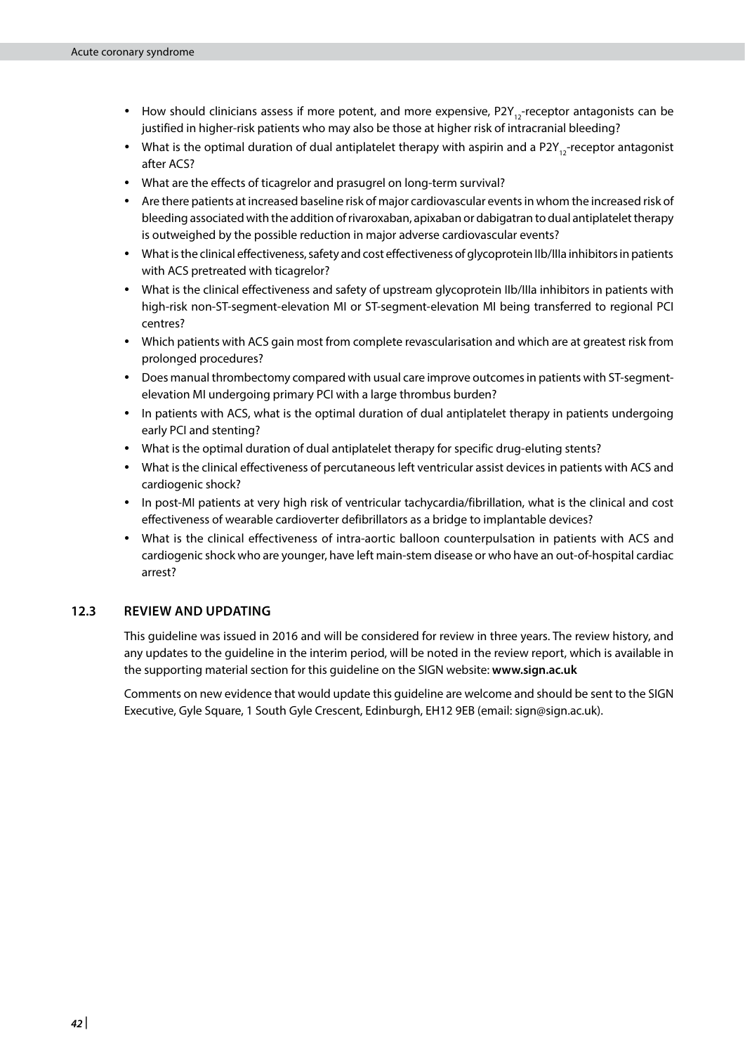- How should clinicians assess if more potent, and more expensive, $P2Y_{12}$-receptor antagonists can be justified in higher-risk patients who may also be those at higher risk of intracranial bleeding?
- What is the optimal duration of dual antiplatelet therapy with aspirin and a $P2Y_{12}$-receptor antagonist after ACS?
- What are the effects of ticagrelor and prasugrel on long-term survival?
- Are there patients at increased baseline risk of major cardiovascular events in whom the increased risk of bleeding associated with the addition of rivaroxaban, apixaban or dabigatran to dual antiplatelet therapy is outweighed by the possible reduction in major adverse cardiovascular events?
- What is the clinical effectiveness, safety and cost effectiveness of glycoprotein IIb/IIIa inhibitors in patients with ACS pretreated with ticagrelor?
- What is the clinical effectiveness and safety of upstream glycoprotein IIb/IIIa inhibitors in patients with high-risk non-ST-segment-elevation MI or ST-segment-elevation MI being transferred to regional PCI centres?
- Which patients with ACS gain most from complete revascularisation and which are at greatest risk from prolonged procedures?
- Does manual thrombectomy compared with usual care improve outcomes in patients with ST-segment-elevation MI undergoing primary PCI with a large thrombus burden?
- In patients with ACS, what is the optimal duration of dual antiplatelet therapy in patients undergoing early PCI and stenting?
- What is the optimal duration of dual antiplatelet therapy for specific drug-eluting stents?
- What is the clinical effectiveness of percutaneous left ventricular assist devices in patients with ACS and cardiogenic shock?
- In post-MI patients at very high risk of ventricular tachycardia/fibrillation, what is the clinical and cost effectiveness of wearable cardioverter defibrillators as a bridge to implantable devices?
- What is the clinical effectiveness of intra-aortic balloon counterpulsation in patients with ACS and cardiogenic shock who are younger, have left main-stem disease or who have an out-of-hospital cardiac arrest?

## 12.3 REVIEW AND UPDATING

This guideline was issued in 2016 and will be considered for review in three years. The review history, and any updates to the guideline in the interim period, will be noted in the review report, which is available in the supporting material section for this guideline on the SIGN website: **www.sign.ac.uk**

Comments on new evidence that would update this guideline are welcome and should be sent to the SIGN Executive, Gyle Square, 1 South Gyle Crescent, Edinburgh, EH12 9EB (email: sign@sign.ac.uk).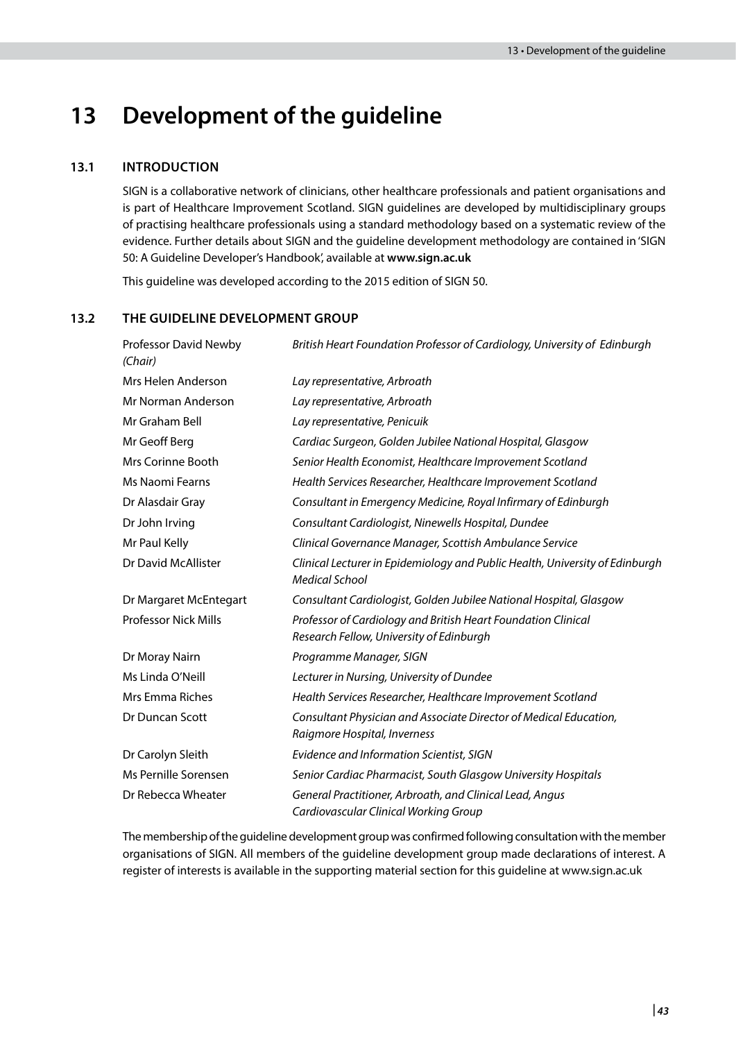# 13 Development of the guideline

## 13.1 INTRODUCTION

SIGN is a collaborative network of clinicians, other healthcare professionals and patient organisations and is part of Healthcare Improvement Scotland. SIGN guidelines are developed by multidisciplinary groups of practising healthcare professionals using a standard methodology based on a systematic review of the evidence. Further details about SIGN and the guideline development methodology are contained in 'SIGN 50: A Guideline Developer's Handbook', available at **www.sign.ac.uk**

This guideline was developed according to the 2015 edition of SIGN 50.

## 13.2 THE GUIDELINE DEVELOPMENT GROUP

| | |
|---|---|
| Professor David Newby *(Chair)* | *British Heart Foundation Professor of Cardiology, University of Edinburgh* |
| Mrs Helen Anderson | *Lay representative, Arbroath* |
| Mr Norman Anderson | *Lay representative, Arbroath* |
| Mr Graham Bell | *Lay representative, Penicuik* |
| Mr Geoff Berg | *Cardiac Surgeon, Golden Jubilee National Hospital, Glasgow* |
| Mrs Corinne Booth | *Senior Health Economist, Healthcare Improvement Scotland* |
| Ms Naomi Fearns | *Health Services Researcher, Healthcare Improvement Scotland* |
| Dr Alasdair Gray | *Consultant in Emergency Medicine, Royal Infirmary of Edinburgh* |
| Dr John Irving | *Consultant Cardiologist, Ninewells Hospital, Dundee* |
| Mr Paul Kelly | *Clinical Governance Manager, Scottish Ambulance Service* |
| Dr David McAllister | *Clinical Lecturer in Epidemiology and Public Health, University of Edinburgh Medical School* |
| Dr Margaret McEntegart | *Consultant Cardiologist, Golden Jubilee National Hospital, Glasgow* |
| Professor Nick Mills | *Professor of Cardiology and British Heart Foundation Clinical Research Fellow, University of Edinburgh* |
| Dr Moray Nairn | *Programme Manager, SIGN* |
| Ms Linda O'Neill | *Lecturer in Nursing, University of Dundee* |
| Mrs Emma Riches | *Health Services Researcher, Healthcare Improvement Scotland* |
| Dr Duncan Scott | *Consultant Physician and Associate Director of Medical Education, Raigmore Hospital, Inverness* |
| Dr Carolyn Sleith | *Evidence and Information Scientist, SIGN* |
| Ms Pernille Sorensen | *Senior Cardiac Pharmacist, South Glasgow University Hospitals* |
| Dr Rebecca Wheater | *General Practitioner, Arbroath, and Clinical Lead, Angus Cardiovascular Clinical Working Group* |

The membership of the guideline development group was confirmed following consultation with the member organisations of SIGN. All members of the guideline development group made declarations of interest. A register of interests is available in the supporting material section for this guideline at www.sign.ac.uk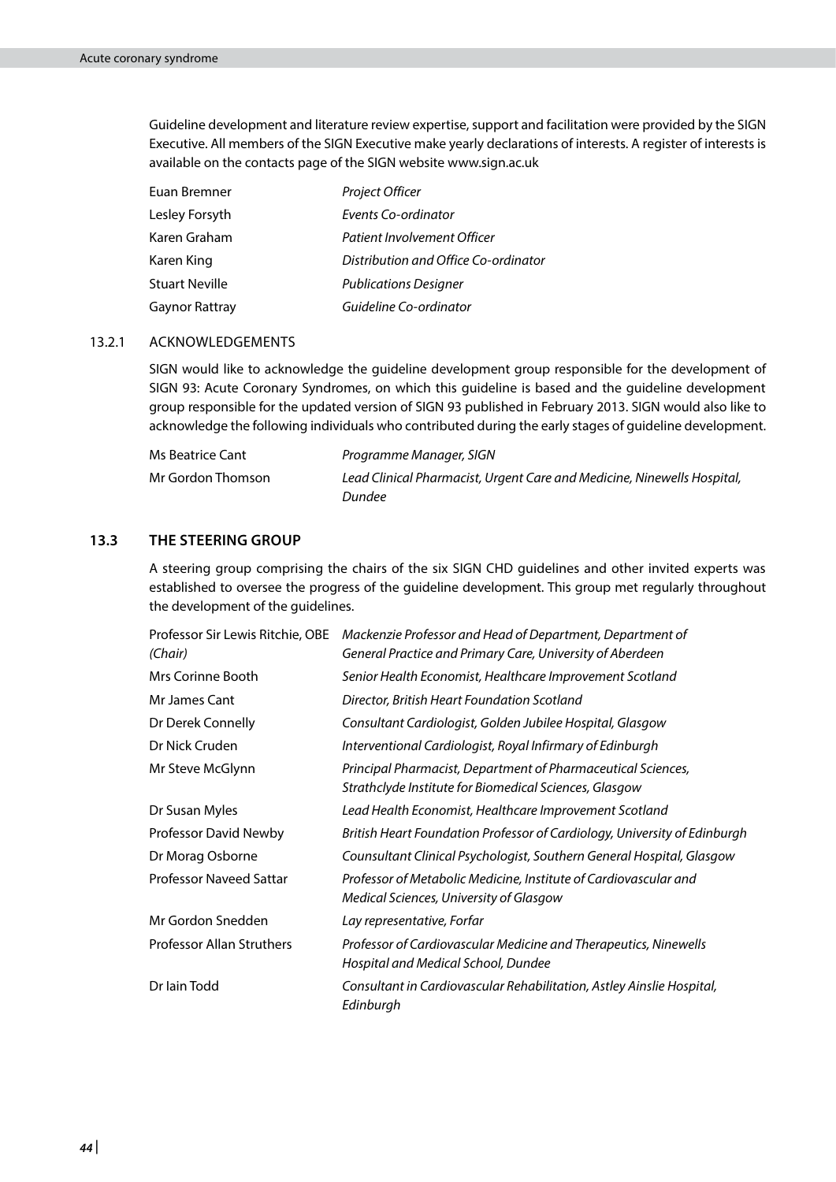Guideline development and literature review expertise, support and facilitation were provided by the SIGN Executive. All members of the SIGN Executive make yearly declarations of interests. A register of interests is available on the contacts page of the SIGN website www.sign.ac.uk

| | |
|---|---|
| Euan Bremner | *Project Officer* |
| Lesley Forsyth | *Events Co-ordinator* |
| Karen Graham | *Patient Involvement Officer* |
| Karen King | *Distribution and Office Co-ordinator* |
| Stuart Neville | *Publications Designer* |
| Gaynor Rattray | *Guideline Co-ordinator* |

### 13.2.1 ACKNOWLEDGEMENTS

SIGN would like to acknowledge the guideline development group responsible for the development of SIGN 93: Acute Coronary Syndromes, on which this guideline is based and the guideline development group responsible for the updated version of SIGN 93 published in February 2013. SIGN would also like to acknowledge the following individuals who contributed during the early stages of guideline development.

| | |
|---|---|
| Ms Beatrice Cant | *Programme Manager, SIGN* |
| Mr Gordon Thomson | *Lead Clinical Pharmacist, Urgent Care and Medicine, Ninewells Hospital, Dundee* |

## 13.3 THE STEERING GROUP

A steering group comprising the chairs of the six SIGN CHD guidelines and other invited experts was established to oversee the progress of the guideline development. This group met regularly throughout the development of the guidelines.

| | |
|---|---|
| Professor Sir Lewis Ritchie, OBE *(Chair)* | *Mackenzie Professor and Head of Department, Department of General Practice and Primary Care, University of Aberdeen* |
| Mrs Corinne Booth | *Senior Health Economist, Healthcare Improvement Scotland* |
| Mr James Cant | *Director, British Heart Foundation Scotland* |
| Dr Derek Connelly | *Consultant Cardiologist, Golden Jubilee Hospital, Glasgow* |
| Dr Nick Cruden | *Interventional Cardiologist, Royal Infirmary of Edinburgh* |
| Mr Steve McGlynn | *Principal Pharmacist, Department of Pharmaceutical Sciences, Strathclyde Institute for Biomedical Sciences, Glasgow* |
| Dr Susan Myles | *Lead Health Economist, Healthcare Improvement Scotland* |
| Professor David Newby | *British Heart Foundation Professor of Cardiology, University of Edinburgh* |
| Dr Morag Osborne | *Counsultant Clinical Psychologist, Southern General Hospital, Glasgow* |
| Professor Naveed Sattar | *Professor of Metabolic Medicine, Institute of Cardiovascular and Medical Sciences, University of Glasgow* |
| Mr Gordon Snedden | *Lay representative, Forfar* |
| Professor Allan Struthers | *Professor of Cardiovascular Medicine and Therapeutics, Ninewells Hospital and Medical School, Dundee* |
| Dr Iain Todd | *Consultant in Cardiovascular Rehabilitation, Astley Ainslie Hospital, Edinburgh* |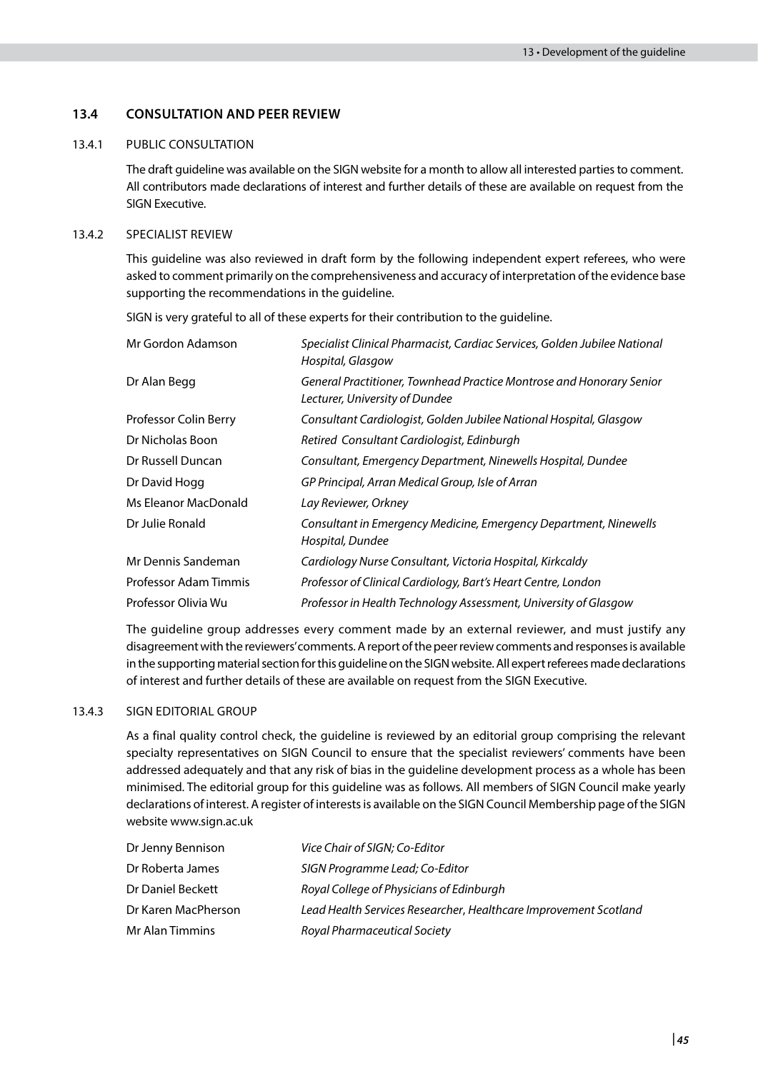## 13.4 CONSULTATION AND PEER REVIEW

### 13.4.1 PUBLIC CONSULTATION

The draft guideline was available on the SIGN website for a month to allow all interested parties to comment. All contributors made declarations of interest and further details of these are available on request from the SIGN Executive.

### 13.4.2 SPECIALIST REVIEW

This guideline was also reviewed in draft form by the following independent expert referees, who were asked to comment primarily on the comprehensiveness and accuracy of interpretation of the evidence base supporting the recommendations in the guideline.

SIGN is very grateful to all of these experts for their contribution to the guideline.

| | |
|---|---|
| Mr Gordon Adamson | *Specialist Clinical Pharmacist, Cardiac Services, Golden Jubilee National Hospital, Glasgow* |
| Dr Alan Begg | *General Practitioner, Townhead Practice Montrose and Honorary Senior Lecturer, University of Dundee* |
| Professor Colin Berry | *Consultant Cardiologist, Golden Jubilee National Hospital, Glasgow* |
| Dr Nicholas Boon | *Retired Consultant Cardiologist, Edinburgh* |
| Dr Russell Duncan | *Consultant, Emergency Department, Ninewells Hospital, Dundee* |
| Dr David Hogg | *GP Principal, Arran Medical Group, Isle of Arran* |
| Ms Eleanor MacDonald | *Lay Reviewer, Orkney* |
| Dr Julie Ronald | *Consultant in Emergency Medicine, Emergency Department, Ninewells Hospital, Dundee* |
| Mr Dennis Sandeman | *Cardiology Nurse Consultant, Victoria Hospital, Kirkcaldy* |
| Professor Adam Timmis | *Professor of Clinical Cardiology, Bart's Heart Centre, London* |
| Professor Olivia Wu | *Professor in Health Technology Assessment, University of Glasgow* |

The guideline group addresses every comment made by an external reviewer, and must justify any disagreement with the reviewers' comments. A report of the peer review comments and responses is available in the supporting material section for this guideline on the SIGN website. All expert referees made declarations of interest and further details of these are available on request from the SIGN Executive.

### 13.4.3 SIGN EDITORIAL GROUP

As a final quality control check, the guideline is reviewed by an editorial group comprising the relevant specialty representatives on SIGN Council to ensure that the specialist reviewers' comments have been addressed adequately and that any risk of bias in the guideline development process as a whole has been minimised. The editorial group for this guideline was as follows. All members of SIGN Council make yearly declarations of interest. A register of interests is available on the SIGN Council Membership page of the SIGN website www.sign.ac.uk

| | |
|---|---|
| Dr Jenny Bennison | *Vice Chair of SIGN; Co-Editor* |
| Dr Roberta James | *SIGN Programme Lead; Co-Editor* |
| Dr Daniel Beckett | *Royal College of Physicians of Edinburgh* |
| Dr Karen MacPherson | *Lead Health Services Researcher, Healthcare Improvement Scotland* |
| Mr Alan Timmins | *Royal Pharmaceutical Society* |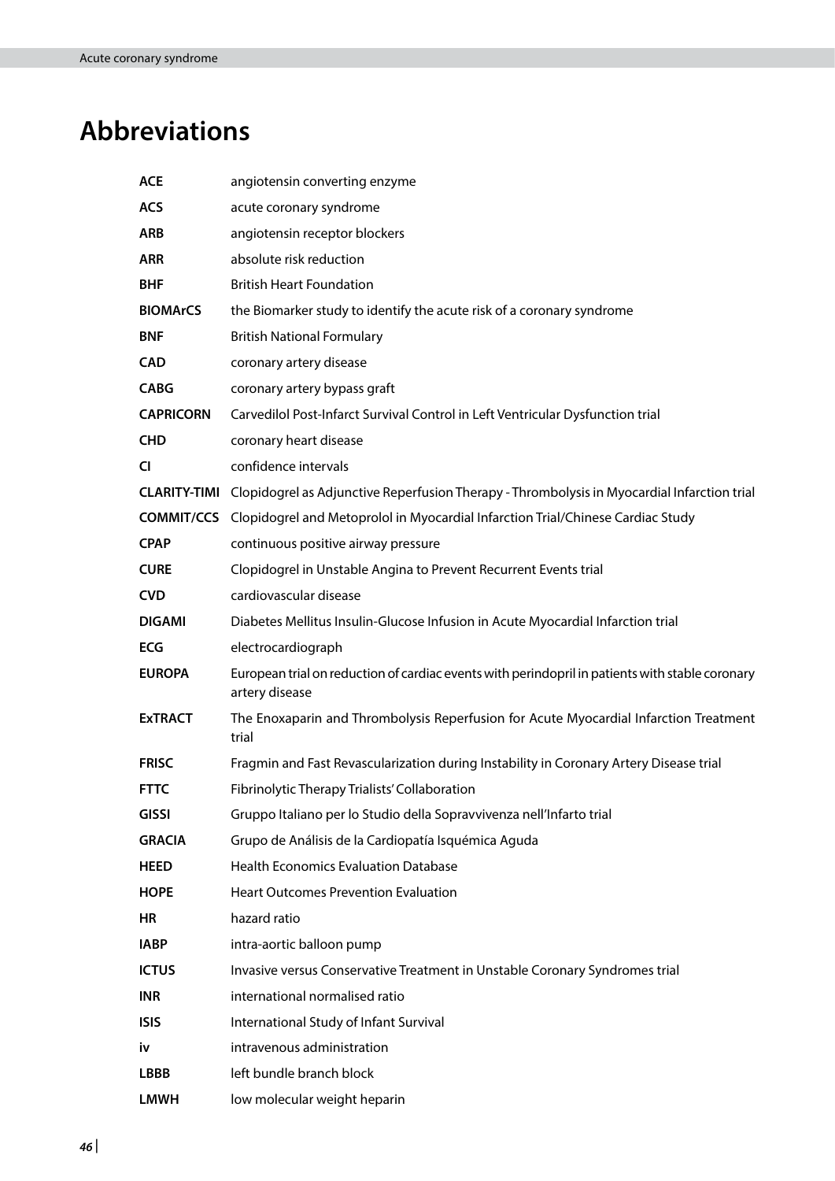# Abbreviations

| | |
|---|---|
| **ACE** | angiotensin converting enzyme |
| **ACS** | acute coronary syndrome |
| **ARB** | angiotensin receptor blockers |
| **ARR** | absolute risk reduction |
| **BHF** | British Heart Foundation |
| **BIOMArCS** | the Biomarker study to identify the acute risk of a coronary syndrome |
| **BNF** | British National Formulary |
| **CAD** | coronary artery disease |
| **CABG** | coronary artery bypass graft |
| **CAPRICORN** | Carvedilol Post-Infarct Survival Control in Left Ventricular Dysfunction trial |
| **CHD** | coronary heart disease |
| **CI** | confidence intervals |
| **CLARITY-TIMI** | Clopidogrel as Adjunctive Reperfusion Therapy - Thrombolysis in Myocardial Infarction trial |
| **COMMIT/CCS** | Clopidogrel and Metoprolol in Myocardial Infarction Trial/Chinese Cardiac Study |
| **CPAP** | continuous positive airway pressure |
| **CURE** | Clopidogrel in Unstable Angina to Prevent Recurrent Events trial |
| **CVD** | cardiovascular disease |
| **DIGAMI** | Diabetes Mellitus Insulin-Glucose Infusion in Acute Myocardial Infarction trial |
| **ECG** | electrocardiograph |
| **EUROPA** | European trial on reduction of cardiac events with perindopril in patients with stable coronary artery disease |
| **ExTRACT** | The Enoxaparin and Thrombolysis Reperfusion for Acute Myocardial Infarction Treatment trial |
| **FRISC** | Fragmin and Fast Revascularization during Instability in Coronary Artery Disease trial |
| **FTTC** | Fibrinolytic Therapy Trialists' Collaboration |
| **GISSI** | Gruppo Italiano per lo Studio della Sopravvivenza nell'Infarto trial |
| **GRACIA** | Grupo de Análisis de la Cardiopatía Isquémica Aguda |
| **HEED** | Health Economics Evaluation Database |
| **HOPE** | Heart Outcomes Prevention Evaluation |
| **HR** | hazard ratio |
| **IABP** | intra-aortic balloon pump |
| **ICTUS** | Invasive versus Conservative Treatment in Unstable Coronary Syndromes trial |
| **INR** | international normalised ratio |
| **ISIS** | International Study of Infant Survival |
| **iv** | intravenous administration |
| **LBBB** | left bundle branch block |
| **LMWH** | low molecular weight heparin |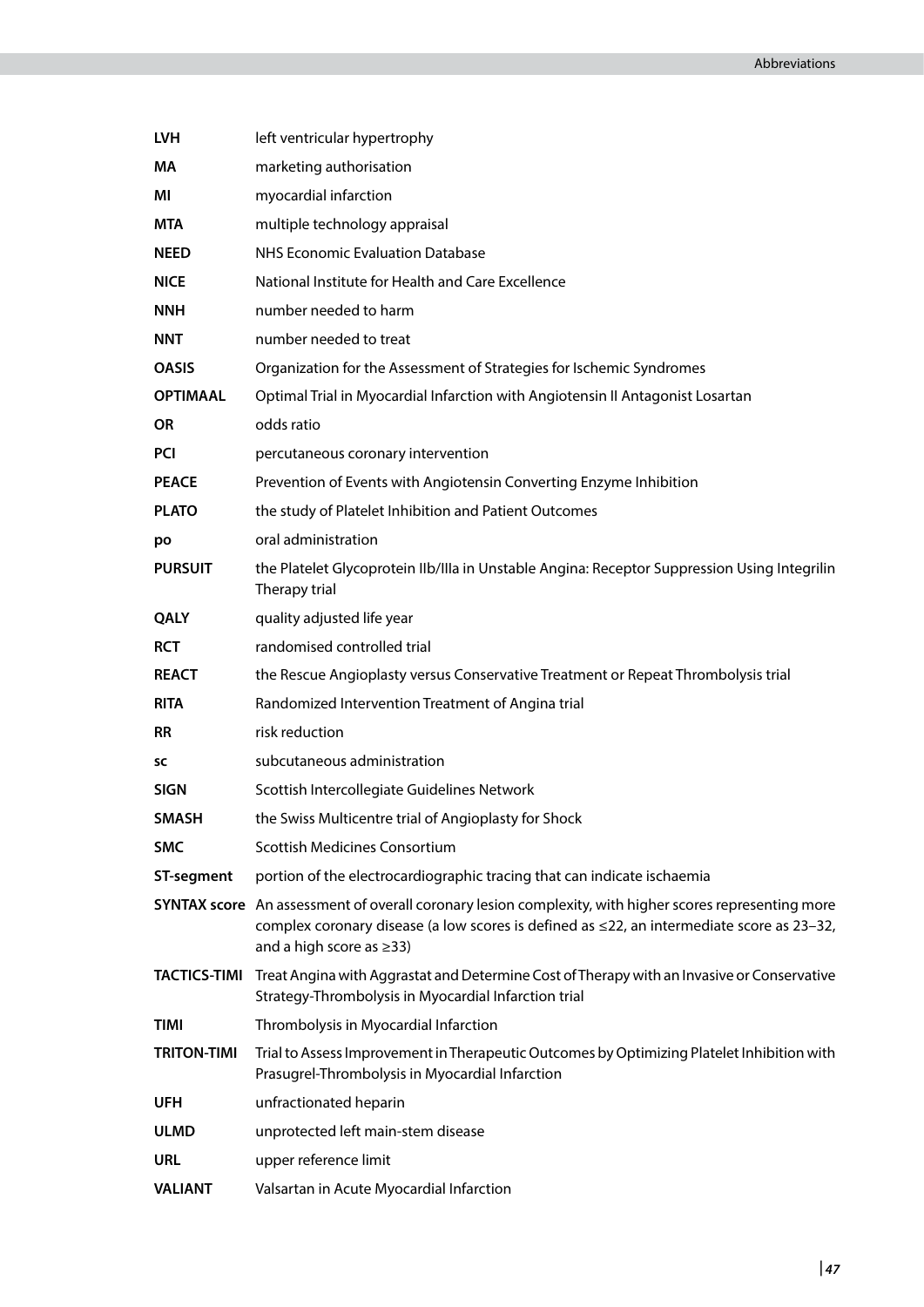| | |
|---|---|
| **LVH** | left ventricular hypertrophy |
| **MA** | marketing authorisation |
| **MI** | myocardial infarction |
| **MTA** | multiple technology appraisal |
| **NEED** | NHS Economic Evaluation Database |
| **NICE** | National Institute for Health and Care Excellence |
| **NNH** | number needed to harm |
| **NNT** | number needed to treat |
| **OASIS** | Organization for the Assessment of Strategies for Ischemic Syndromes |
| **OPTIMAAL** | Optimal Trial in Myocardial Infarction with Angiotensin II Antagonist Losartan |
| **OR** | odds ratio |
| **PCI** | percutaneous coronary intervention |
| **PEACE** | Prevention of Events with Angiotensin Converting Enzyme Inhibition |
| **PLATO** | the study of Platelet Inhibition and Patient Outcomes |
| **po** | oral administration |
| **PURSUIT** | the Platelet Glycoprotein IIb/IIIa in Unstable Angina: Receptor Suppression Using Integrilin Therapy trial |
| **QALY** | quality adjusted life year |
| **RCT** | randomised controlled trial |
| **REACT** | the Rescue Angioplasty versus Conservative Treatment or Repeat Thrombolysis trial |
| **RITA** | Randomized Intervention Treatment of Angina trial |
| **RR** | risk reduction |
| **sc** | subcutaneous administration |
| **SIGN** | Scottish Intercollegiate Guidelines Network |
| **SMASH** | the Swiss Multicentre trial of Angioplasty for Shock |
| **SMC** | Scottish Medicines Consortium |
| **ST-segment** | portion of the electrocardiographic tracing that can indicate ischaemia |
| **SYNTAX score** | An assessment of overall coronary lesion complexity, with higher scores representing more complex coronary disease (a low scores is defined as ≤22, an intermediate score as 23–32, and a high score as ≥33) |
| **TACTICS-TIMI** | Treat Angina with Aggrastat and Determine Cost of Therapy with an Invasive or Conservative Strategy-Thrombolysis in Myocardial Infarction trial |
| **TIMI** | Thrombolysis in Myocardial Infarction |
| **TRITON-TIMI** | Trial to Assess Improvement in Therapeutic Outcomes by Optimizing Platelet Inhibition with Prasugrel-Thrombolysis in Myocardial Infarction |
| **UFH** | unfractionated heparin |
| **ULMD** | unprotected left main-stem disease |
| **URL** | upper reference limit |
| **VALIANT** | Valsartan in Acute Myocardial Infarction |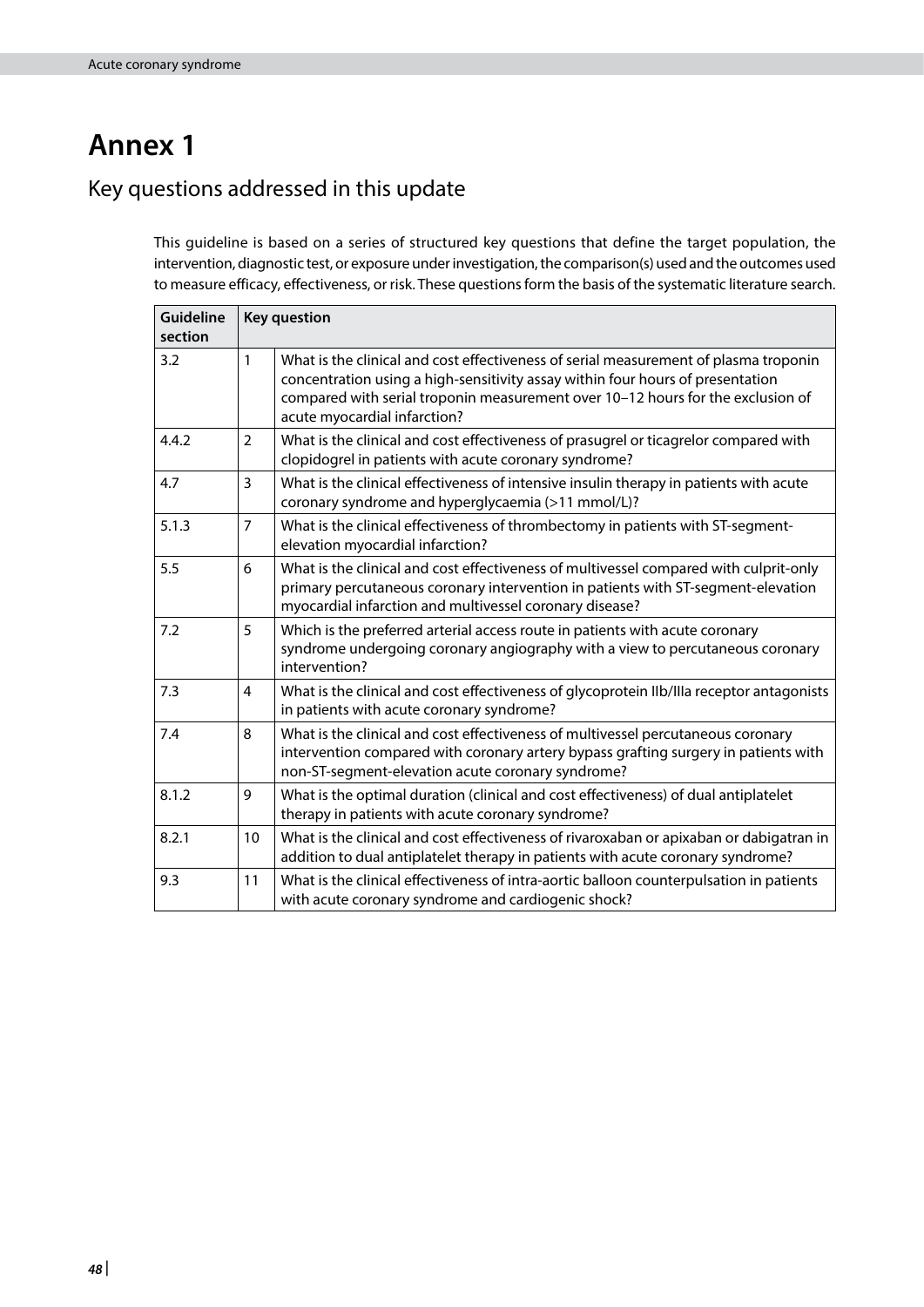# Annex 1

## Key questions addressed in this update

This guideline is based on a series of structured key questions that define the target population, the intervention, diagnostic test, or exposure under investigation, the comparison(s) used and the outcomes used to measure efficacy, effectiveness, or risk. These questions form the basis of the systematic literature search.

| Guideline section | Key question | |
|---|---|---|
| 3.2 | 1 | What is the clinical and cost effectiveness of serial measurement of plasma troponin concentration using a high-sensitivity assay within four hours of presentation compared with serial troponin measurement over 10–12 hours for the exclusion of acute myocardial infarction? |
| 4.4.2 | 2 | What is the clinical and cost effectiveness of prasugrel or ticagrelor compared with clopidogrel in patients with acute coronary syndrome? |
| 4.7 | 3 | What is the clinical effectiveness of intensive insulin therapy in patients with acute coronary syndrome and hyperglycaemia (>11 mmol/L)? |
| 5.1.3 | 7 | What is the clinical effectiveness of thrombectomy in patients with ST-segment-elevation myocardial infarction? |
| 5.5 | 6 | What is the clinical and cost effectiveness of multivessel compared with culprit-only primary percutaneous coronary intervention in patients with ST-segment-elevation myocardial infarction and multivessel coronary disease? |
| 7.2 | 5 | Which is the preferred arterial access route in patients with acute coronary syndrome undergoing coronary angiography with a view to percutaneous coronary intervention? |
| 7.3 | 4 | What is the clinical and cost effectiveness of glycoprotein IIb/IIIa receptor antagonists in patients with acute coronary syndrome? |
| 7.4 | 8 | What is the clinical and cost effectiveness of multivessel percutaneous coronary intervention compared with coronary artery bypass grafting surgery in patients with non-ST-segment-elevation acute coronary syndrome? |
| 8.1.2 | 9 | What is the optimal duration (clinical and cost effectiveness) of dual antiplatelet therapy in patients with acute coronary syndrome? |
| 8.2.1 | 10 | What is the clinical and cost effectiveness of rivaroxaban or apixaban or dabigatran in addition to dual antiplatelet therapy in patients with acute coronary syndrome? |
| 9.3 | 11 | What is the clinical effectiveness of intra-aortic balloon counterpulsation in patients with acute coronary syndrome and cardiogenic shock? |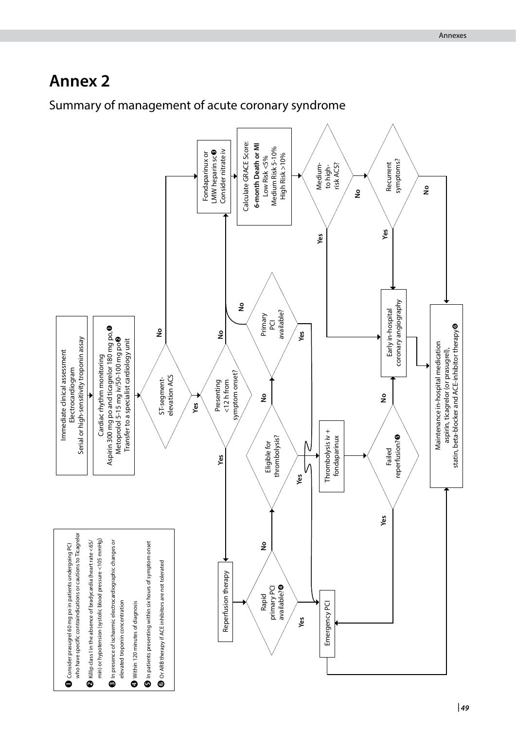# Annex 2

## Summary of management of acute coronary syndrome

Immediate clinical assessment
Electrocardiogram
Serial or high-sensitivity troponin assay

Cardiac rhythm monitoring
Aspirin 300 mg po and ticagrelor 180 mg po,❶
Metoprolol 5-15 mg iv/50-100 mg po❷
Transfer to a specialist cardiology unit

ST-segment-elevation ACS?
- No → Fondaparinux or LMW heparin sc❸ Consider nitrate iv
- Yes → Presenting <12 h from symptom onset?

Presenting <12 h from symptom onset?
- Yes → Reperfusion therapy
- No → Primary PCI available?

Primary PCI available?
- Yes → Emergency PCI
- No → Fondaparinux or LMW heparin sc❸ Consider nitrate iv

Reperfusion therapy → Rapid primary PCI available?❹
- Yes → Emergency PCI
- No → Eligible for thrombolysis?

Eligible for thrombolysis?
- Yes → Thrombolysis iv + fondaparinux
- No → Primary PCI available?

Thrombolysis iv + fondaparinux → Failed reperfusion?❺
- Yes → Emergency PCI
- No → Early in-hospital coronary angiography

Fondaparinux or LMW heparin sc❸ Consider nitrate iv → Calculate GRACE Score: **6-month Death or MI** Low Risk <5% Medium Risk 5-10% High Risk >10%

Calculate GRACE Score → Medium- to high-risk ACS?
- Yes → Early in-hospital coronary angiography
- No → Recurrent symptoms?

Recurrent symptoms?
- Yes → Early in-hospital coronary angiography
- No → Maintenance in-hospital medication

Early in-hospital coronary angiography → Maintenance in-hospital medication

Emergency PCI → Maintenance in-hospital medication

Maintenance in-hospital medication
aspirin, ticagrelor (or prasugrel),
statin, beta-blocker and ACE-inhibitor therapy❻

❶ Consider prasugrel 60 mg po in patients undergoing PCI who have specific contraindications or cautions to Ticagrelor

❷ Killip class I in the absence of bradycardia (heart rate <65/min) or hypotension (systolic blood pressure <105 mmHg)

❸ In presence of ischaemic electrocardiographic changes or elevated troponin concentration

❹ Within 120 minutes of diagnosis

❺ In patients presenting within six hours of symptom onset

❻ Or ARB therapy if ACE inhibitors are not tolerated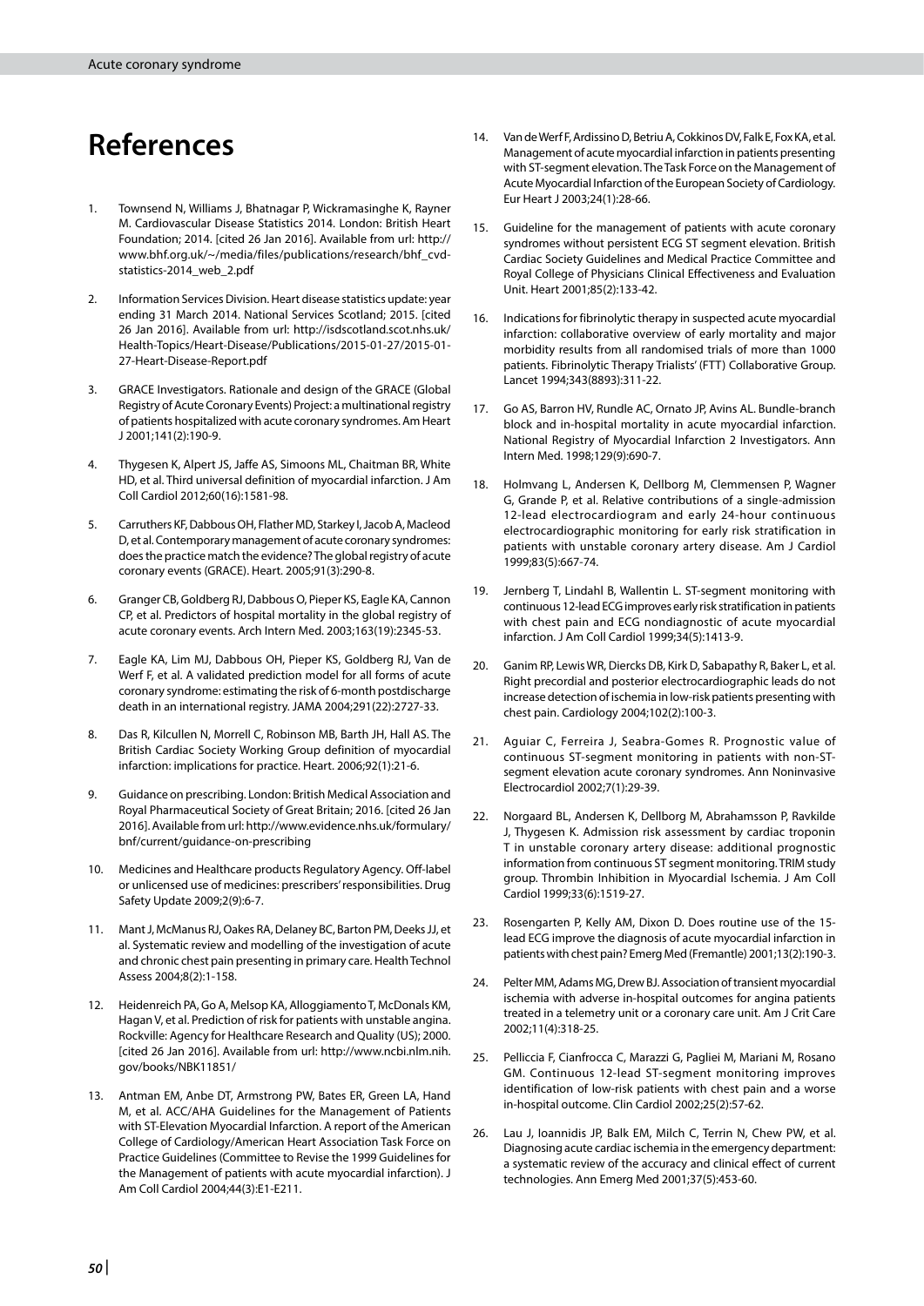# References

1. Townsend N, Williams J, Bhatnagar P, Wickramasinghe K, Rayner M. Cardiovascular Disease Statistics 2014. London: British Heart Foundation; 2014. [cited 26 Jan 2016]. Available from url: http://www.bhf.org.uk/~/media/files/publications/research/bhf_cvd-statistics-2014_web_2.pdf

2. Information Services Division. Heart disease statistics update: year ending 31 March 2014. National Services Scotland; 2015. [cited 26 Jan 2016]. Available from url: http://isdscotland.scot.nhs.uk/Health-Topics/Heart-Disease/Publications/2015-01-27/2015-01-27-Heart-Disease-Report.pdf

3. GRACE Investigators. Rationale and design of the GRACE (Global Registry of Acute Coronary Events) Project: a multinational registry of patients hospitalized with acute coronary syndromes. Am Heart J 2001;141(2):190-9.

4. Thygesen K, Alpert JS, Jaffe AS, Simoons ML, Chaitman BR, White HD, et al. Third universal definition of myocardial infarction. J Am Coll Cardiol 2012;60(16):1581-98.

5. Carruthers KF, Dabbous OH, Flather MD, Starkey I, Jacob A, Macleod D, et al. Contemporary management of acute coronary syndromes: does the practice match the evidence? The global registry of acute coronary events (GRACE). Heart. 2005;91(3):290-8.

6. Granger CB, Goldberg RJ, Dabbous O, Pieper KS, Eagle KA, Cannon CP, et al. Predictors of hospital mortality in the global registry of acute coronary events. Arch Intern Med. 2003;163(19):2345-53.

7. Eagle KA, Lim MJ, Dabbous OH, Pieper KS, Goldberg RJ, Van de Werf F, et al. A validated prediction model for all forms of acute coronary syndrome: estimating the risk of 6-month postdischarge death in an international registry. JAMA 2004;291(22):2727-33.

8. Das R, Kilcullen N, Morrell C, Robinson MB, Barth JH, Hall AS. The British Cardiac Society Working Group definition of myocardial infarction: implications for practice. Heart. 2006;92(1):21-6.

9. Guidance on prescribing. London: British Medical Association and Royal Pharmaceutical Society of Great Britain; 2016. [cited 26 Jan 2016]. Available from url: http://www.evidence.nhs.uk/formulary/bnf/current/guidance-on-prescribing

10. Medicines and Healthcare products Regulatory Agency. Off-label or unlicensed use of medicines: prescribers' responsibilities. Drug Safety Update 2009;2(9):6-7.

11. Mant J, McManus RJ, Oakes RA, Delaney BC, Barton PM, Deeks JJ, et al. Systematic review and modelling of the investigation of acute and chronic chest pain presenting in primary care. Health Technol Assess 2004;8(2):1-158.

12. Heidenreich PA, Go A, Melsop KA, Alloggiamento T, McDonals KM, Hagan V, et al. Prediction of risk for patients with unstable angina. Rockville: Agency for Healthcare Research and Quality (US); 2000. [cited 26 Jan 2016]. Available from url: http://www.ncbi.nlm.nih.gov/books/NBK11851/

13. Antman EM, Anbe DT, Armstrong PW, Bates ER, Green LA, Hand M, et al. ACC/AHA Guidelines for the Management of Patients with ST-Elevation Myocardial Infarction. A report of the American College of Cardiology/American Heart Association Task Force on Practice Guidelines (Committee to Revise the 1999 Guidelines for the Management of patients with acute myocardial infarction). J Am Coll Cardiol 2004;44(3):E1-E211.

14. Van de Werf F, Ardissino D, Betriu A, Cokkinos DV, Falk E, Fox KA, et al. Management of acute myocardial infarction in patients presenting with ST-segment elevation. The Task Force on the Management of Acute Myocardial Infarction of the European Society of Cardiology. Eur Heart J 2003;24(1):28-66.

15. Guideline for the management of patients with acute coronary syndromes without persistent ECG ST segment elevation. British Cardiac Society Guidelines and Medical Practice Committee and Royal College of Physicians Clinical Effectiveness and Evaluation Unit. Heart 2001;85(2):133-42.

16. Indications for fibrinolytic therapy in suspected acute myocardial infarction: collaborative overview of early mortality and major morbidity results from all randomised trials of more than 1000 patients. Fibrinolytic Therapy Trialists' (FTT) Collaborative Group. Lancet 1994;343(8893):311-22.

17. Go AS, Barron HV, Rundle AC, Ornato JP, Avins AL. Bundle-branch block and in-hospital mortality in acute myocardial infarction. National Registry of Myocardial Infarction 2 Investigators. Ann Intern Med. 1998;129(9):690-7.

18. Holmvang L, Andersen K, Dellborg M, Clemmensen P, Wagner G, Grande P, et al. Relative contributions of a single-admission 12-lead electrocardiogram and early 24-hour continuous electrocardiographic monitoring for early risk stratification in patients with unstable coronary artery disease. Am J Cardiol 1999;83(5):667-74.

19. Jernberg T, Lindahl B, Wallentin L. ST-segment monitoring with continuous 12-lead ECG improves early risk stratification in patients with chest pain and ECG nondiagnostic of acute myocardial infarction. J Am Coll Cardiol 1999;34(5):1413-9.

20. Ganim RP, Lewis WR, Diercks DB, Kirk D, Sabapathy R, Baker L, et al. Right precordial and posterior electrocardiographic leads do not increase detection of ischemia in low-risk patients presenting with chest pain. Cardiology 2004;102(2):100-3.

21. Aguiar C, Ferreira J, Seabra-Gomes R. Prognostic value of continuous ST-segment monitoring in patients with non-ST-segment elevation acute coronary syndromes. Ann Noninvasive Electrocardiol 2002;7(1):29-39.

22. Norgaard BL, Andersen K, Dellborg M, Abrahamsson P, Ravkilde J, Thygesen K. Admission risk assessment by cardiac troponin T in unstable coronary artery disease: additional prognostic information from continuous ST segment monitoring. TRIM study group. Thrombin Inhibition in Myocardial Ischemia. J Am Coll Cardiol 1999;33(6):1519-27.

23. Rosengarten P, Kelly AM, Dixon D. Does routine use of the 15-lead ECG improve the diagnosis of acute myocardial infarction in patients with chest pain? Emerg Med (Fremantle) 2001;13(2):190-3.

24. Pelter MM, Adams MG, Drew BJ. Association of transient myocardial ischemia with adverse in-hospital outcomes for angina patients treated in a telemetry unit or a coronary care unit. Am J Crit Care 2002;11(4):318-25.

25. Pelliccia F, Cianfrocca C, Marazzi G, Pagliei M, Mariani M, Rosano GM. Continuous 12-lead ST-segment monitoring improves identification of low-risk patients with chest pain and a worse in-hospital outcome. Clin Cardiol 2002;25(2):57-62.

26. Lau J, Ioannidis JP, Balk EM, Milch C, Terrin N, Chew PW, et al. Diagnosing acute cardiac ischemia in the emergency department: a systematic review of the accuracy and clinical effect of current technologies. Ann Emerg Med 2001;37(5):453-60.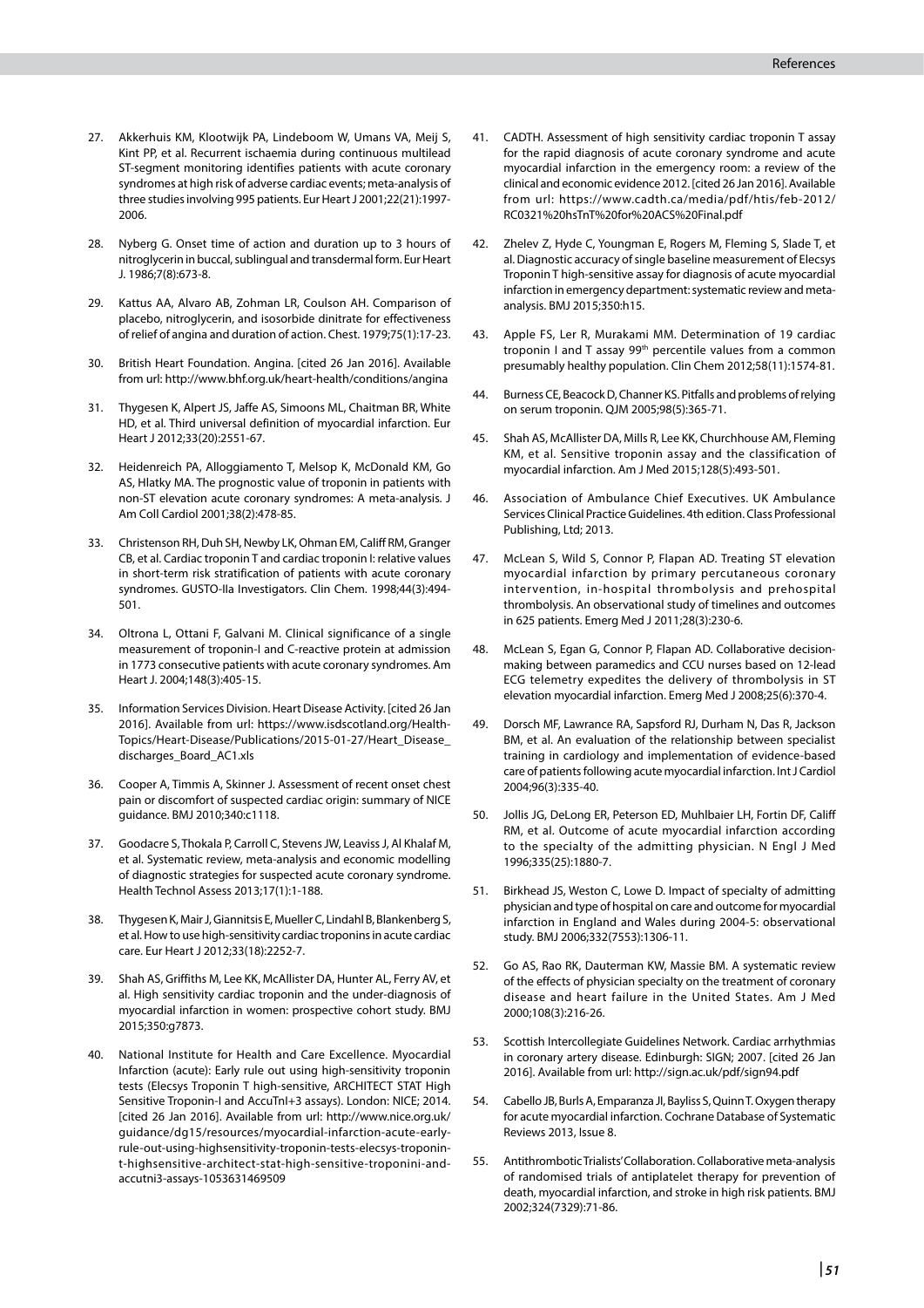27. Akkerhuis KM, Klootwijk PA, Lindeboom W, Umans VA, Meij S, Kint PP, et al. Recurrent ischaemia during continuous multilead ST-segment monitoring identifies patients with acute coronary syndromes at high risk of adverse cardiac events; meta-analysis of three studies involving 995 patients. Eur Heart J 2001;22(21):1997-2006.

28. Nyberg G. Onset time of action and duration up to 3 hours of nitroglycerin in buccal, sublingual and transdermal form. Eur Heart J. 1986;7(8):673-8.

29. Kattus AA, Alvaro AB, Zohman LR, Coulson AH. Comparison of placebo, nitroglycerin, and isosorbide dinitrate for effectiveness of relief of angina and duration of action. Chest. 1979;75(1):17-23.

30. British Heart Foundation. Angina. [cited 26 Jan 2016]. Available from url: http://www.bhf.org.uk/heart-health/conditions/angina

31. Thygesen K, Alpert JS, Jaffe AS, Simoons ML, Chaitman BR, White HD, et al. Third universal definition of myocardial infarction. Eur Heart J 2012;33(20):2551-67.

32. Heidenreich PA, Alloggiamento T, Melsop K, McDonald KM, Go AS, Hlatky MA. The prognostic value of troponin in patients with non-ST elevation acute coronary syndromes: A meta-analysis. J Am Coll Cardiol 2001;38(2):478-85.

33. Christenson RH, Duh SH, Newby LK, Ohman EM, Califf RM, Granger CB, et al. Cardiac troponin T and cardiac troponin I: relative values in short-term risk stratification of patients with acute coronary syndromes. GUSTO-IIa Investigators. Clin Chem. 1998;44(3):494-501.

34. Oltrona L, Ottani F, Galvani M. Clinical significance of a single measurement of troponin-I and C-reactive protein at admission in 1773 consecutive patients with acute coronary syndromes. Am Heart J. 2004;148(3):405-15.

35. Information Services Division. Heart Disease Activity. [cited 26 Jan 2016]. Available from url: https://www.isdscotland.org/Health-Topics/Heart-Disease/Publications/2015-01-27/Heart_Disease_discharges_Board_AC1.xls

36. Cooper A, Timmis A, Skinner J. Assessment of recent onset chest pain or discomfort of suspected cardiac origin: summary of NICE guidance. BMJ 2010;340:c1118.

37. Goodacre S, Thokala P, Carroll C, Stevens JW, Leaviss J, Al Khalaf M, et al. Systematic review, meta-analysis and economic modelling of diagnostic strategies for suspected acute coronary syndrome. Health Technol Assess 2013;17(1):1-188.

38. Thygesen K, Mair J, Giannitsis E, Mueller C, Lindahl B, Blankenberg S, et al. How to use high-sensitivity cardiac troponins in acute cardiac care. Eur Heart J 2012;33(18):2252-7.

39. Shah AS, Griffiths M, Lee KK, McAllister DA, Hunter AL, Ferry AV, et al. High sensitivity cardiac troponin and the under-diagnosis of myocardial infarction in women: prospective cohort study. BMJ 2015;350:g7873.

40. National Institute for Health and Care Excellence. Myocardial Infarction (acute): Early rule out using high-sensitivity troponin tests (Elecsys Troponin T high-sensitive, ARCHITECT STAT High Sensitive Troponin-I and AccuTnI+3 assays). London: NICE; 2014. [cited 26 Jan 2016]. Available from url: http://www.nice.org.uk/guidance/dg15/resources/myocardial-infarction-acute-early-rule-out-using-highsensitivity-troponin-tests-elecsys-troponin-t-highsensitive-architect-stat-high-sensitive-troponini-and-accutni3-assays-1053631469509

41. CADTH. Assessment of high sensitivity cardiac troponin T assay for the rapid diagnosis of acute coronary syndrome and acute myocardial infarction in the emergency room: a review of the clinical and economic evidence 2012. [cited 26 Jan 2016]. Available from url: https://www.cadth.ca/media/pdf/htis/feb-2012/RC0321%20hsTnT%20for%20ACS%20Final.pdf

42. Zhelev Z, Hyde C, Youngman E, Rogers M, Fleming S, Slade T, et al. Diagnostic accuracy of single baseline measurement of Elecsys Troponin T high-sensitive assay for diagnosis of acute myocardial infarction in emergency department: systematic review and meta-analysis. BMJ 2015;350:h15.

43. Apple FS, Ler R, Murakami MM. Determination of 19 cardiac troponin I and T assay 99th percentile values from a common presumably healthy population. Clin Chem 2012;58(11):1574-81.

44. Burness CE, Beacock D, Channer KS. Pitfalls and problems of relying on serum troponin. QJM 2005;98(5):365-71.

45. Shah AS, McAllister DA, Mills R, Lee KK, Churchhouse AM, Fleming KM, et al. Sensitive troponin assay and the classification of myocardial infarction. Am J Med 2015;128(5):493-501.

46. Association of Ambulance Chief Executives. UK Ambulance Services Clinical Practice Guidelines. 4th edition. Class Professional Publishing, Ltd; 2013.

47. McLean S, Wild S, Connor P, Flapan AD. Treating ST elevation myocardial infarction by primary percutaneous coronary intervention, in-hospital thrombolysis and prehospital thrombolysis. An observational study of timelines and outcomes in 625 patients. Emerg Med J 2011;28(3):230-6.

48. McLean S, Egan G, Connor P, Flapan AD. Collaborative decision-making between paramedics and CCU nurses based on 12-lead ECG telemetry expedites the delivery of thrombolysis in ST elevation myocardial infarction. Emerg Med J 2008;25(6):370-4.

49. Dorsch MF, Lawrance RA, Sapsford RJ, Durham N, Das R, Jackson BM, et al. An evaluation of the relationship between specialist training in cardiology and implementation of evidence-based care of patients following acute myocardial infarction. Int J Cardiol 2004;96(3):335-40.

50. Jollis JG, DeLong ER, Peterson ED, Muhlbaier LH, Fortin DF, Califf RM, et al. Outcome of acute myocardial infarction according to the specialty of the admitting physician. N Engl J Med 1996;335(25):1880-7.

51. Birkhead JS, Weston C, Lowe D. Impact of specialty of admitting physician and type of hospital on care and outcome for myocardial infarction in England and Wales during 2004-5: observational study. BMJ 2006;332(7553):1306-11.

52. Go AS, Rao RK, Dauterman KW, Massie BM. A systematic review of the effects of physician specialty on the treatment of coronary disease and heart failure in the United States. Am J Med 2000;108(3):216-26.

53. Scottish Intercollegiate Guidelines Network. Cardiac arrhythmias in coronary artery disease. Edinburgh: SIGN; 2007. [cited 26 Jan 2016]. Available from url: http://sign.ac.uk/pdf/sign94.pdf

54. Cabello JB, Burls A, Emparanza JI, Bayliss S, Quinn T. Oxygen therapy for acute myocardial infarction. Cochrane Database of Systematic Reviews 2013, Issue 8.

55. Antithrombotic Trialists' Collaboration. Collaborative meta-analysis of randomised trials of antiplatelet therapy for prevention of death, myocardial infarction, and stroke in high risk patients. BMJ 2002;324(7329):71-86.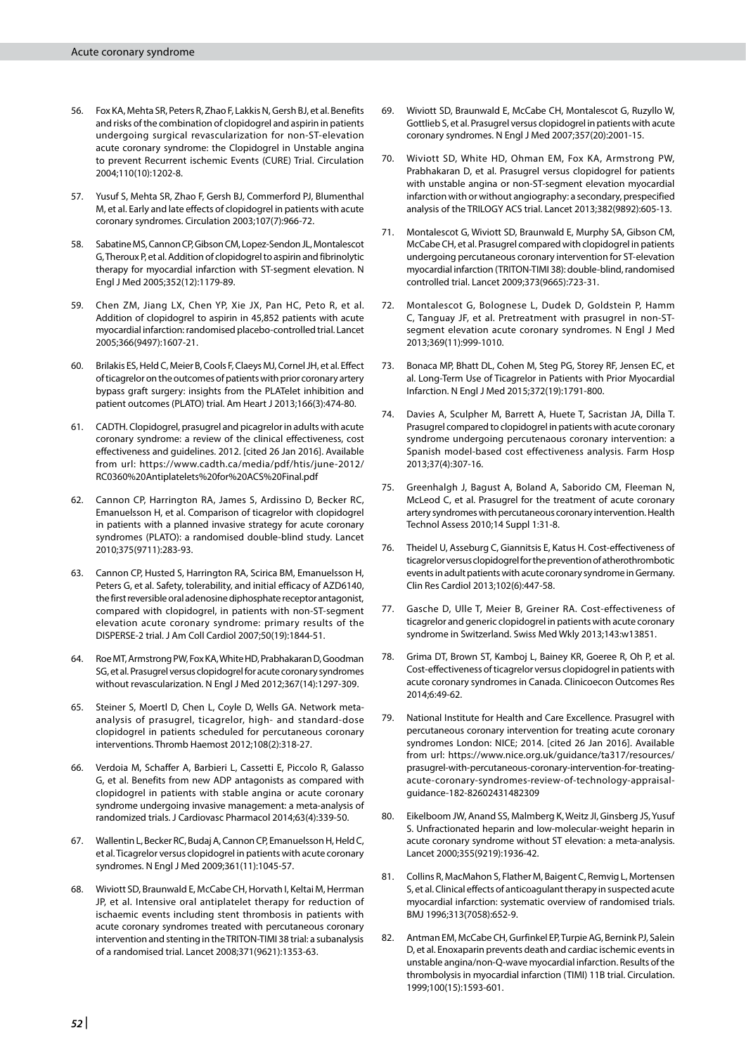56. Fox KA, Mehta SR, Peters R, Zhao F, Lakkis N, Gersh BJ, et al. Benefits and risks of the combination of clopidogrel and aspirin in patients undergoing surgical revascularization for non-ST-elevation acute coronary syndrome: the Clopidogrel in Unstable angina to prevent Recurrent ischemic Events (CURE) Trial. Circulation 2004;110(10):1202-8.

57. Yusuf S, Mehta SR, Zhao F, Gersh BJ, Commerford PJ, Blumenthal M, et al. Early and late effects of clopidogrel in patients with acute coronary syndromes. Circulation 2003;107(7):966-72.

58. Sabatine MS, Cannon CP, Gibson CM, Lopez-Sendon JL, Montalescot G, Theroux P, et al. Addition of clopidogrel to aspirin and fibrinolytic therapy for myocardial infarction with ST-segment elevation. N Engl J Med 2005;352(12):1179-89.

59. Chen ZM, Jiang LX, Chen YP, Xie JX, Pan HC, Peto R, et al. Addition of clopidogrel to aspirin in 45,852 patients with acute myocardial infarction: randomised placebo-controlled trial. Lancet 2005;366(9497):1607-21.

60. Brilakis ES, Held C, Meier B, Cools F, Claeys MJ, Cornel JH, et al. Effect of ticagrelor on the outcomes of patients with prior coronary artery bypass graft surgery: insights from the PLATelet inhibition and patient outcomes (PLATO) trial. Am Heart J 2013;166(3):474-80.

61. CADTH. Clopidogrel, prasugrel and picagrelor in adults with acute coronary syndrome: a review of the clinical effectiveness, cost effectiveness and guidelines. 2012. [cited 26 Jan 2016]. Available from url: https://www.cadth.ca/media/pdf/htis/june-2012/RC0360%20Antiplatelets%20for%20ACS%20Final.pdf

62. Cannon CP, Harrington RA, James S, Ardissino D, Becker RC, Emanuelsson H, et al. Comparison of ticagrelor with clopidogrel in patients with a planned invasive strategy for acute coronary syndromes (PLATO): a randomised double-blind study. Lancet 2010;375(9711):283-93.

63. Cannon CP, Husted S, Harrington RA, Scirica BM, Emanuelsson H, Peters G, et al. Safety, tolerability, and initial efficacy of AZD6140, the first reversible oral adenosine diphosphate receptor antagonist, compared with clopidogrel, in patients with non-ST-segment elevation acute coronary syndrome: primary results of the DISPERSE-2 trial. J Am Coll Cardiol 2007;50(19):1844-51.

64. Roe MT, Armstrong PW, Fox KA, White HD, Prabhakaran D, Goodman SG, et al. Prasugrel versus clopidogrel for acute coronary syndromes without revascularization. N Engl J Med 2012;367(14):1297-309.

65. Steiner S, Moertl D, Chen L, Coyle D, Wells GA. Network meta-analysis of prasugrel, ticagrelor, high- and standard-dose clopidogrel in patients scheduled for percutaneous coronary interventions. Thromb Haemost 2012;108(2):318-27.

66. Verdoia M, Schaffer A, Barbieri L, Cassetti E, Piccolo R, Galasso G, et al. Benefits from new ADP antagonists as compared with clopidogrel in patients with stable angina or acute coronary syndrome undergoing invasive management: a meta-analysis of randomized trials. J Cardiovasc Pharmacol 2014;63(4):339-50.

67. Wallentin L, Becker RC, Budaj A, Cannon CP, Emanuelsson H, Held C, et al. Ticagrelor versus clopidogrel in patients with acute coronary syndromes. N Engl J Med 2009;361(11):1045-57.

68. Wiviott SD, Braunwald E, McCabe CH, Horvath I, Keltai M, Herrman JP, et al. Intensive oral antiplatelet therapy for reduction of ischaemic events including stent thrombosis in patients with acute coronary syndromes treated with percutaneous coronary intervention and stenting in the TRITON-TIMI 38 trial: a subanalysis of a randomised trial. Lancet 2008;371(9621):1353-63.

69. Wiviott SD, Braunwald E, McCabe CH, Montalescot G, Ruzyllo W, Gottlieb S, et al. Prasugrel versus clopidogrel in patients with acute coronary syndromes. N Engl J Med 2007;357(20):2001-15.

70. Wiviott SD, White HD, Ohman EM, Fox KA, Armstrong PW, Prabhakaran D, et al. Prasugrel versus clopidogrel for patients with unstable angina or non-ST-segment elevation myocardial infarction with or without angiography: a secondary, prespecified analysis of the TRILOGY ACS trial. Lancet 2013;382(9892):605-13.

71. Montalescot G, Wiviott SD, Braunwald E, Murphy SA, Gibson CM, McCabe CH, et al. Prasugrel compared with clopidogrel in patients undergoing percutaneous coronary intervention for ST-elevation myocardial infarction (TRITON-TIMI 38): double-blind, randomised controlled trial. Lancet 2009;373(9665):723-31.

72. Montalescot G, Bolognese L, Dudek D, Goldstein P, Hamm C, Tanguay JF, et al. Pretreatment with prasugrel in non-ST-segment elevation acute coronary syndromes. N Engl J Med 2013;369(11):999-1010.

73. Bonaca MP, Bhatt DL, Cohen M, Steg PG, Storey RF, Jensen EC, et al. Long-Term Use of Ticagrelor in Patients with Prior Myocardial Infarction. N Engl J Med 2015;372(19):1791-800.

74. Davies A, Sculpher M, Barrett A, Huete T, Sacristan JA, Dilla T. Prasugrel compared to clopidogrel in patients with acute coronary syndrome undergoing percutenaous coronary intervention: a Spanish model-based cost effectiveness analysis. Farm Hosp 2013;37(4):307-16.

75. Greenhalgh J, Bagust A, Boland A, Saborido CM, Fleeman N, McLeod C, et al. Prasugrel for the treatment of acute coronary artery syndromes with percutaneous coronary intervention. Health Technol Assess 2010;14 Suppl 1:31-8.

76. Theidel U, Asseburg C, Giannitsis E, Katus H. Cost-effectiveness of ticagrelor versus clopidogrel for the prevention of atherothrombotic events in adult patients with acute coronary syndrome in Germany. Clin Res Cardiol 2013;102(6):447-58.

77. Gasche D, Ulle T, Meier B, Greiner RA. Cost-effectiveness of ticagrelor and generic clopidogrel in patients with acute coronary syndrome in Switzerland. Swiss Med Wkly 2013;143:w13851.

78. Grima DT, Brown ST, Kamboj L, Bainey KR, Goeree R, Oh P, et al. Cost-effectiveness of ticagrelor versus clopidogrel in patients with acute coronary syndromes in Canada. Clinicoecon Outcomes Res 2014;6:49-62.

79. National Institute for Health and Care Excellence. Prasugrel with percutaneous coronary intervention for treating acute coronary syndromes London: NICE; 2014. [cited 26 Jan 2016]. Available from url: https://www.nice.org.uk/guidance/ta317/resources/prasugrel-with-percutaneous-coronary-intervention-for-treating-acute-coronary-syndromes-review-of-technology-appraisal-guidance-182-82602431482309

80. Eikelboom JW, Anand SS, Malmberg K, Weitz JI, Ginsberg JS, Yusuf S. Unfractionated heparin and low-molecular-weight heparin in acute coronary syndrome without ST elevation: a meta-analysis. Lancet 2000;355(9219):1936-42.

81. Collins R, MacMahon S, Flather M, Baigent C, Remvig L, Mortensen S, et al. Clinical effects of anticoagulant therapy in suspected acute myocardial infarction: systematic overview of randomised trials. BMJ 1996;313(7058):652-9.

82. Antman EM, McCabe CH, Gurfinkel EP, Turpie AG, Bernink PJ, Salein D, et al. Enoxaparin prevents death and cardiac ischemic events in unstable angina/non-Q-wave myocardial infarction. Results of the thrombolysis in myocardial infarction (TIMI) 11B trial. Circulation. 1999;100(15):1593-601.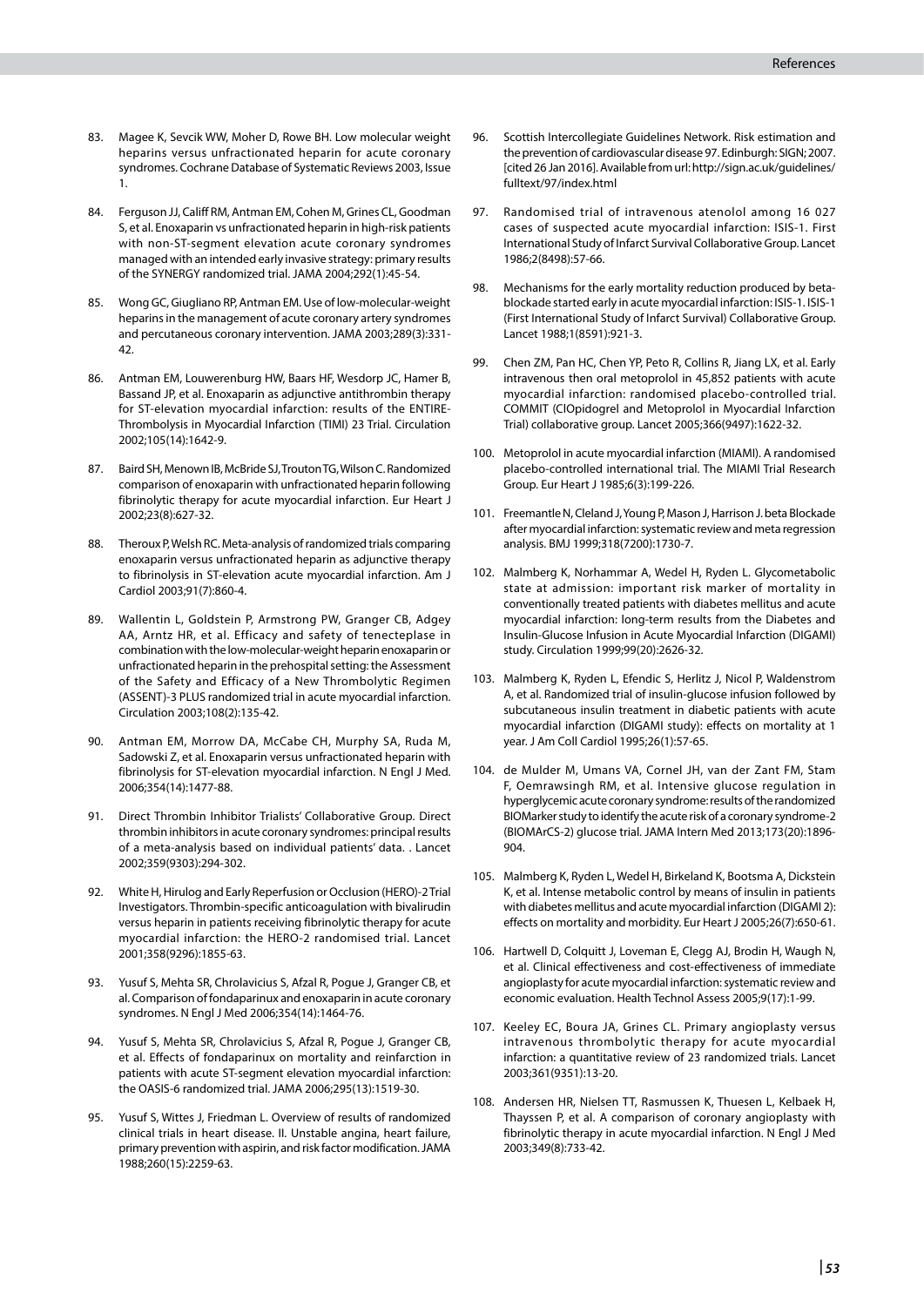83. Magee K, Sevcik WW, Moher D, Rowe BH. Low molecular weight heparins versus unfractionated heparin for acute coronary syndromes. Cochrane Database of Systematic Reviews 2003, Issue 1.

84. Ferguson JJ, Califf RM, Antman EM, Cohen M, Grines CL, Goodman S, et al. Enoxaparin vs unfractionated heparin in high-risk patients with non-ST-segment elevation acute coronary syndromes managed with an intended early invasive strategy: primary results of the SYNERGY randomized trial. JAMA 2004;292(1):45-54.

85. Wong GC, Giugliano RP, Antman EM. Use of low-molecular-weight heparins in the management of acute coronary artery syndromes and percutaneous coronary intervention. JAMA 2003;289(3):331-42.

86. Antman EM, Louwerenburg HW, Baars HF, Wesdorp JC, Hamer B, Bassand JP, et al. Enoxaparin as adjunctive antithrombin therapy for ST-elevation myocardial infarction: results of the ENTIRE-Thrombolysis in Myocardial Infarction (TIMI) 23 Trial. Circulation 2002;105(14):1642-9.

87. Baird SH, Menown IB, McBride SJ, Trouton TG, Wilson C. Randomized comparison of enoxaparin with unfractionated heparin following fibrinolytic therapy for acute myocardial infarction. Eur Heart J 2002;23(8):627-32.

88. Theroux P, Welsh RC. Meta-analysis of randomized trials comparing enoxaparin versus unfractionated heparin as adjunctive therapy to fibrinolysis in ST-elevation acute myocardial infarction. Am J Cardiol 2003;91(7):860-4.

89. Wallentin L, Goldstein P, Armstrong PW, Granger CB, Adgey AA, Arntz HR, et al. Efficacy and safety of tenecteplase in combination with the low-molecular-weight heparin enoxaparin or unfractionated heparin in the prehospital setting: the Assessment of the Safety and Efficacy of a New Thrombolytic Regimen (ASSENT)-3 PLUS randomized trial in acute myocardial infarction. Circulation 2003;108(2):135-42.

90. Antman EM, Morrow DA, McCabe CH, Murphy SA, Ruda M, Sadowski Z, et al. Enoxaparin versus unfractionated heparin with fibrinolysis for ST-elevation myocardial infarction. N Engl J Med. 2006;354(14):1477-88.

91. Direct Thrombin Inhibitor Trialists' Collaborative Group. Direct thrombin inhibitors in acute coronary syndromes: principal results of a meta-analysis based on individual patients' data. . Lancet 2002;359(9303):294-302.

92. White H, Hirulog and Early Reperfusion or Occlusion (HERO)-2 Trial Investigators. Thrombin-specific anticoagulation with bivalirudin versus heparin in patients receiving fibrinolytic therapy for acute myocardial infarction: the HERO-2 randomised trial. Lancet 2001;358(9296):1855-63.

93. Yusuf S, Mehta SR, Chrolavicius S, Afzal R, Pogue J, Granger CB, et al. Comparison of fondaparinux and enoxaparin in acute coronary syndromes. N Engl J Med 2006;354(14):1464-76.

94. Yusuf S, Mehta SR, Chrolavicius S, Afzal R, Pogue J, Granger CB, et al. Effects of fondaparinux on mortality and reinfarction in patients with acute ST-segment elevation myocardial infarction: the OASIS-6 randomized trial. JAMA 2006;295(13):1519-30.

95. Yusuf S, Wittes J, Friedman L. Overview of results of randomized clinical trials in heart disease. II. Unstable angina, heart failure, primary prevention with aspirin, and risk factor modification. JAMA 1988;260(15):2259-63.

96. Scottish Intercollegiate Guidelines Network. Risk estimation and the prevention of cardiovascular disease 97. Edinburgh: SIGN; 2007. [cited 26 Jan 2016]. Available from url: http://sign.ac.uk/guidelines/fulltext/97/index.html

97. Randomised trial of intravenous atenolol among 16 027 cases of suspected acute myocardial infarction: ISIS-1. First International Study of Infarct Survival Collaborative Group. Lancet 1986;2(8498):57-66.

98. Mechanisms for the early mortality reduction produced by beta-blockade started early in acute myocardial infarction: ISIS-1. ISIS-1 (First International Study of Infarct Survival) Collaborative Group. Lancet 1988;1(8591):921-3.

99. Chen ZM, Pan HC, Chen YP, Peto R, Collins R, Jiang LX, et al. Early intravenous then oral metoprolol in 45,852 patients with acute myocardial infarction: randomised placebo-controlled trial. COMMIT (ClOpidogrel and Metoprolol in Myocardial Infarction Trial) collaborative group. Lancet 2005;366(9497):1622-32.

100. Metoprolol in acute myocardial infarction (MIAMI). A randomised placebo-controlled international trial. The MIAMI Trial Research Group. Eur Heart J 1985;6(3):199-226.

101. Freemantle N, Cleland J, Young P, Mason J, Harrison J. beta Blockade after myocardial infarction: systematic review and meta regression analysis. BMJ 1999;318(7200):1730-7.

102. Malmberg K, Norhammar A, Wedel H, Ryden L. Glycometabolic state at admission: important risk marker of mortality in conventionally treated patients with diabetes mellitus and acute myocardial infarction: long-term results from the Diabetes and Insulin-Glucose Infusion in Acute Myocardial Infarction (DIGAMI) study. Circulation 1999;99(20):2626-32.

103. Malmberg K, Ryden L, Efendic S, Herlitz J, Nicol P, Waldenstrom A, et al. Randomized trial of insulin-glucose infusion followed by subcutaneous insulin treatment in diabetic patients with acute myocardial infarction (DIGAMI study): effects on mortality at 1 year. J Am Coll Cardiol 1995;26(1):57-65.

104. de Mulder M, Umans VA, Cornel JH, van der Zant FM, Stam F, Oemrawsingh RM, et al. Intensive glucose regulation in hyperglycemic acute coronary syndrome: results of the randomized BIOMarker study to identify the acute risk of a coronary syndrome-2 (BIOMArCS-2) glucose trial. JAMA Intern Med 2013;173(20):1896-904.

105. Malmberg K, Ryden L, Wedel H, Birkeland K, Bootsma A, Dickstein K, et al. Intense metabolic control by means of insulin in patients with diabetes mellitus and acute myocardial infarction (DIGAMI 2): effects on mortality and morbidity. Eur Heart J 2005;26(7):650-61.

106. Hartwell D, Colquitt J, Loveman E, Clegg AJ, Brodin H, Waugh N, et al. Clinical effectiveness and cost-effectiveness of immediate angioplasty for acute myocardial infarction: systematic review and economic evaluation. Health Technol Assess 2005;9(17):1-99.

107. Keeley EC, Boura JA, Grines CL. Primary angioplasty versus intravenous thrombolytic therapy for acute myocardial infarction: a quantitative review of 23 randomized trials. Lancet 2003;361(9351):13-20.

108. Andersen HR, Nielsen TT, Rasmussen K, Thuesen L, Kelbaek H, Thayssen P, et al. A comparison of coronary angioplasty with fibrinolytic therapy in acute myocardial infarction. N Engl J Med 2003;349(8):733-42.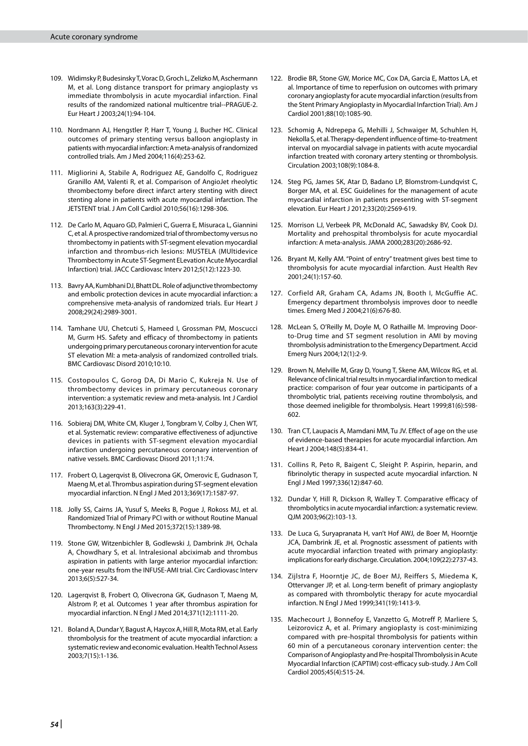109. Widimsky P, Budesinsky T, Vorac D, Groch L, Zelizko M, Aschermann M, et al. Long distance transport for primary angioplasty vs immediate thrombolysis in acute myocardial infarction. Final results of the randomized national multicentre trial--PRAGUE-2. Eur Heart J 2003;24(1):94-104.

110. Nordmann AJ, Hengstler P, Harr T, Young J, Bucher HC. Clinical outcomes of primary stenting versus balloon angioplasty in patients with myocardial infarction: A meta-analysis of randomized controlled trials. Am J Med 2004;116(4):253-62.

111. Migliorini A, Stabile A, Rodriguez AE, Gandolfo C, Rodriguez Granillo AM, Valenti R, et al. Comparison of AngioJet rheolytic thrombectomy before direct infarct artery stenting with direct stenting alone in patients with acute myocardial infarction. The JETSTENT trial. J Am Coll Cardiol 2010;56(16):1298-306.

112. De Carlo M, Aquaro GD, Palmieri C, Guerra E, Misuraca L, Giannini C, et al. A prospective randomized trial of thrombectomy versus no thrombectomy in patients with ST-segment elevation myocardial infarction and thrombus-rich lesions: MUSTELA (MUltidevice Thrombectomy in Acute ST-Segment ELevation Acute Myocardial Infarction) trial. JACC Cardiovasc Interv 2012;5(12):1223-30.

113. Bavry AA, Kumbhani DJ, Bhatt DL. Role of adjunctive thrombectomy and embolic protection devices in acute myocardial infarction: a comprehensive meta-analysis of randomized trials. Eur Heart J 2008;29(24):2989-3001.

114. Tamhane UU, Chetcuti S, Hameed I, Grossman PM, Moscucci M, Gurm HS. Safety and efficacy of thrombectomy in patients undergoing primary percutaneous coronary intervention for acute ST elevation MI: a meta-analysis of randomized controlled trials. BMC Cardiovasc Disord 2010;10:10.

115. Costopoulos C, Gorog DA, Di Mario C, Kukreja N. Use of thrombectomy devices in primary percutaneous coronary intervention: a systematic review and meta-analysis. Int J Cardiol 2013;163(3):229-41.

116. Sobieraj DM, White CM, Kluger J, Tongbram V, Colby J, Chen WT, et al. Systematic review: comparative effectiveness of adjunctive devices in patients with ST-segment elevation myocardial infarction undergoing percutaneous coronary intervention of native vessels. BMC Cardiovasc Disord 2011;11:74.

117. Frobert O, Lagerqvist B, Olivecrona GK, Omerovic E, Gudnason T, Maeng M, et al. Thrombus aspiration during ST-segment elevation myocardial infarction. N Engl J Med 2013;369(17):1587-97.

118. Jolly SS, Cairns JA, Yusuf S, Meeks B, Pogue J, Rokoss MJ, et al. Randomized Trial of Primary PCI with or without Routine Manual Thrombectomy. N Engl J Med 2015;372(15):1389-98.

119. Stone GW, Witzenbichler B, Godlewski J, Dambrink JH, Ochala A, Chowdhary S, et al. Intralesional abciximab and thrombus aspiration in patients with large anterior myocardial infarction: one-year results from the INFUSE-AMI trial. Circ Cardiovasc Interv 2013;6(5):527-34.

120. Lagerqvist B, Frobert O, Olivecrona GK, Gudnason T, Maeng M, Alstrom P, et al. Outcomes 1 year after thrombus aspiration for myocardial infarction. N Engl J Med 2014;371(12):1111-20.

121. Boland A, Dundar Y, Bagust A, Haycox A, Hill R, Mota RM, et al. Early thrombolysis for the treatment of acute myocardial infarction: a systematic review and economic evaluation. Health Technol Assess 2003;7(15):1-136.

122. Brodie BR, Stone GW, Morice MC, Cox DA, Garcia E, Mattos LA, et al. Importance of time to reperfusion on outcomes with primary coronary angioplasty for acute myocardial infarction (results from the Stent Primary Angioplasty in Myocardial Infarction Trial). Am J Cardiol 2001;88(10):1085-90.

123. Schomig A, Ndrepepa G, Mehilli J, Schwaiger M, Schuhlen H, Nekolla S, et al. Therapy-dependent influence of time-to-treatment interval on myocardial salvage in patients with acute myocardial infarction treated with coronary artery stenting or thrombolysis. Circulation 2003;108(9):1084-8.

124. Steg PG, James SK, Atar D, Badano LP, Blomstrom-Lundqvist C, Borger MA, et al. ESC Guidelines for the management of acute myocardial infarction in patients presenting with ST-segment elevation. Eur Heart J 2012;33(20):2569-619.

125. Morrison LJ, Verbeek PR, McDonald AC, Sawadsky BV, Cook DJ. Mortality and prehospital thrombolysis for acute myocardial infarction: A meta-analysis. JAMA 2000;283(20):2686-92.

126. Bryant M, Kelly AM. "Point of entry" treatment gives best time to thrombolysis for acute myocardial infarction. Aust Health Rev 2001;24(1):157-60.

127. Corfield AR, Graham CA, Adams JN, Booth I, McGuffie AC. Emergency department thrombolysis improves door to needle times. Emerg Med J 2004;21(6):676-80.

128. McLean S, O'Reilly M, Doyle M, O Rathaille M. Improving Door-to-Drug time and ST segment resolution in AMI by moving thrombolysis administration to the Emergency Department. Accid Emerg Nurs 2004;12(1):2-9.

129. Brown N, Melville M, Gray D, Young T, Skene AM, Wilcox RG, et al. Relevance of clinical trial results in myocardial infarction to medical practice: comparison of four year outcome in participants of a thrombolytic trial, patients receiving routine thrombolysis, and those deemed ineligible for thrombolysis. Heart 1999;81(6):598-602.

130. Tran CT, Laupacis A, Mamdani MM, Tu JV. Effect of age on the use of evidence-based therapies for acute myocardial infarction. Am Heart J 2004;148(5):834-41.

131. Collins R, Peto R, Baigent C, Sleight P. Aspirin, heparin, and fibrinolytic therapy in suspected acute myocardial infarction. N Engl J Med 1997;336(12):847-60.

132. Dundar Y, Hill R, Dickson R, Walley T. Comparative efficacy of thrombolytics in acute myocardial infarction: a systematic review. QJM 2003;96(2):103-13.

133. De Luca G, Suryapranata H, van't Hof AWJ, de Boer M, Hoorntje JCA, Dambrink JE, et al. Prognostic assessment of patients with acute myocardial infarction treated with primary angioplasty: implications for early discharge. Circulation. 2004;109(22):2737-43.

134. Zijlstra F, Hoorntje JC, de Boer MJ, Reiffers S, Miedema K, Ottervanger JP, et al. Long-term benefit of primary angioplasty as compared with thrombolytic therapy for acute myocardial infarction. N Engl J Med 1999;341(19):1413-9.

135. Machecourt J, Bonnefoy E, Vanzetto G, Motreff P, Marliere S, Leizorovicz A, et al. Primary angioplasty is cost-minimizing compared with pre-hospital thrombolysis for patients within 60 min of a percutaneous coronary intervention center: the Comparison of Angioplasty and Pre-hospital Thrombolysis in Acute Myocardial Infarction (CAPTIM) cost-efficacy sub-study. J Am Coll Cardiol 2005;45(4):515-24.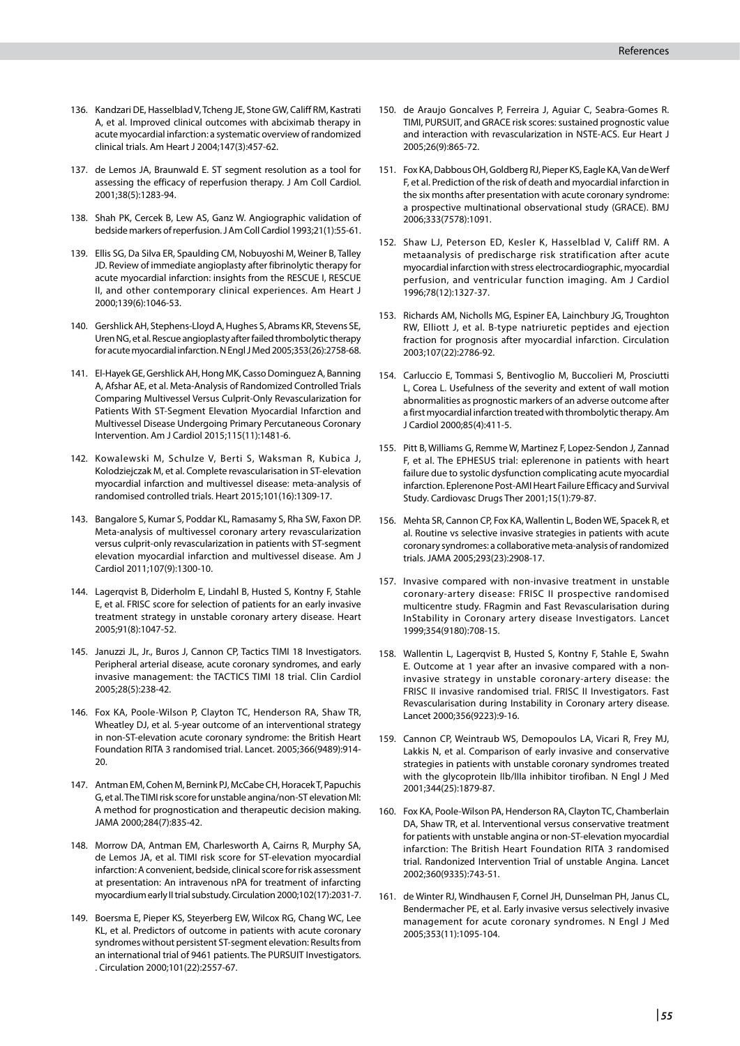136. Kandzari DE, Hasselblad V, Tcheng JE, Stone GW, Califf RM, Kastrati A, et al. Improved clinical outcomes with abciximab therapy in acute myocardial infarction: a systematic overview of randomized clinical trials. Am Heart J 2004;147(3):457-62.

137. de Lemos JA, Braunwald E. ST segment resolution as a tool for assessing the efficacy of reperfusion therapy. J Am Coll Cardiol. 2001;38(5):1283-94.

138. Shah PK, Cercek B, Lew AS, Ganz W. Angiographic validation of bedside markers of reperfusion. J Am Coll Cardiol 1993;21(1):55-61.

139. Ellis SG, Da Silva ER, Spaulding CM, Nobuyoshi M, Weiner B, Talley JD. Review of immediate angioplasty after fibrinolytic therapy for acute myocardial infarction: insights from the RESCUE I, RESCUE II, and other contemporary clinical experiences. Am Heart J 2000;139(6):1046-53.

140. Gershlick AH, Stephens-Lloyd A, Hughes S, Abrams KR, Stevens SE, Uren NG, et al. Rescue angioplasty after failed thrombolytic therapy for acute myocardial infarction. N Engl J Med 2005;353(26):2758-68.

141. El-Hayek GE, Gershlick AH, Hong MK, Casso Dominguez A, Banning A, Afshar AE, et al. Meta-Analysis of Randomized Controlled Trials Comparing Multivessel Versus Culprit-Only Revascularization for Patients With ST-Segment Elevation Myocardial Infarction and Multivessel Disease Undergoing Primary Percutaneous Coronary Intervention. Am J Cardiol 2015;115(11):1481-6.

142. Kowalewski M, Schulze V, Berti S, Waksman R, Kubica J, Kolodziejczak M, et al. Complete revascularisation in ST-elevation myocardial infarction and multivessel disease: meta-analysis of randomised controlled trials. Heart 2015;101(16):1309-17.

143. Bangalore S, Kumar S, Poddar KL, Ramasamy S, Rha SW, Faxon DP. Meta-analysis of multivessel coronary artery revascularization versus culprit-only revascularization in patients with ST-segment elevation myocardial infarction and multivessel disease. Am J Cardiol 2011;107(9):1300-10.

144. Lagerqvist B, Diderholm E, Lindahl B, Husted S, Kontny F, Stahle E, et al. FRISC score for selection of patients for an early invasive treatment strategy in unstable coronary artery disease. Heart 2005;91(8):1047-52.

145. Januzzi JL, Jr., Buros J, Cannon CP, Tactics TIMI 18 Investigators. Peripheral arterial disease, acute coronary syndromes, and early invasive management: the TACTICS TIMI 18 trial. Clin Cardiol 2005;28(5):238-42.

146. Fox KA, Poole-Wilson P, Clayton TC, Henderson RA, Shaw TR, Wheatley DJ, et al. 5-year outcome of an interventional strategy in non-ST-elevation acute coronary syndrome: the British Heart Foundation RITA 3 randomised trial. Lancet. 2005;366(9489):914-20.

147. Antman EM, Cohen M, Bernink PJ, McCabe CH, Horacek T, Papuchis G, et al. The TIMI risk score for unstable angina/non-ST elevation MI: A method for prognostication and therapeutic decision making. JAMA 2000;284(7):835-42.

148. Morrow DA, Antman EM, Charlesworth A, Cairns R, Murphy SA, de Lemos JA, et al. TIMI risk score for ST-elevation myocardial infarction: A convenient, bedside, clinical score for risk assessment at presentation: An intravenous nPA for treatment of infarcting myocardium early II trial substudy. Circulation 2000;102(17):2031-7.

149. Boersma E, Pieper KS, Steyerberg EW, Wilcox RG, Chang WC, Lee KL, et al. Predictors of outcome in patients with acute coronary syndromes without persistent ST-segment elevation: Results from an international trial of 9461 patients. The PURSUIT Investigators. . Circulation 2000;101(22):2557-67.

150. de Araujo Goncalves P, Ferreira J, Aguiar C, Seabra-Gomes R. TIMI, PURSUIT, and GRACE risk scores: sustained prognostic value and interaction with revascularization in NSTE-ACS. Eur Heart J 2005;26(9):865-72.

151. Fox KA, Dabbous OH, Goldberg RJ, Pieper KS, Eagle KA, Van de Werf F, et al. Prediction of the risk of death and myocardial infarction in the six months after presentation with acute coronary syndrome: a prospective multinational observational study (GRACE). BMJ 2006;333(7578):1091.

152. Shaw LJ, Peterson ED, Kesler K, Hasselblad V, Califf RM. A metaanalysis of predischarge risk stratification after acute myocardial infarction with stress electrocardiographic, myocardial perfusion, and ventricular function imaging. Am J Cardiol 1996;78(12):1327-37.

153. Richards AM, Nicholls MG, Espiner EA, Lainchbury JG, Troughton RW, Elliott J, et al. B-type natriuretic peptides and ejection fraction for prognosis after myocardial infarction. Circulation 2003;107(22):2786-92.

154. Carluccio E, Tommasi S, Bentivoglio M, Buccolieri M, Prosciutti L, Corea L. Usefulness of the severity and extent of wall motion abnormalities as prognostic markers of an adverse outcome after a first myocardial infarction treated with thrombolytic therapy. Am J Cardiol 2000;85(4):411-5.

155. Pitt B, Williams G, Remme W, Martinez F, Lopez-Sendon J, Zannad F, et al. The EPHESUS trial: eplerenone in patients with heart failure due to systolic dysfunction complicating acute myocardial infarction. Eplerenone Post-AMI Heart Failure Efficacy and Survival Study. Cardiovasc Drugs Ther 2001;15(1):79-87.

156. Mehta SR, Cannon CP, Fox KA, Wallentin L, Boden WE, Spacek R, et al. Routine vs selective invasive strategies in patients with acute coronary syndromes: a collaborative meta-analysis of randomized trials. JAMA 2005;293(23):2908-17.

157. Invasive compared with non-invasive treatment in unstable coronary-artery disease: FRISC II prospective randomised multicentre study. FRagmin and Fast Revascularisation during InStability in Coronary artery disease Investigators. Lancet 1999;354(9180):708-15.

158. Wallentin L, Lagerqvist B, Husted S, Kontny F, Stahle E, Swahn E. Outcome at 1 year after an invasive compared with a non-invasive strategy in unstable coronary-artery disease: the FRISC II invasive randomised trial. FRISC II Investigators. Fast Revascularisation during Instability in Coronary artery disease. Lancet 2000;356(9223):9-16.

159. Cannon CP, Weintraub WS, Demopoulos LA, Vicari R, Frey MJ, Lakkis N, et al. Comparison of early invasive and conservative strategies in patients with unstable coronary syndromes treated with the glycoprotein IIb/IIIa inhibitor tirofiban. N Engl J Med 2001;344(25):1879-87.

160. Fox KA, Poole-Wilson PA, Henderson RA, Clayton TC, Chamberlain DA, Shaw TR, et al. Interventional versus conservative treatment for patients with unstable angina or non-ST-elevation myocardial infarction: The British Heart Foundation RITA 3 randomised trial. Randonized Intervention Trial of unstable Angina. Lancet 2002;360(9335):743-51.

161. de Winter RJ, Windhausen F, Cornel JH, Dunselman PH, Janus CL, Bendermacher PE, et al. Early invasive versus selectively invasive management for acute coronary syndromes. N Engl J Med 2005;353(11):1095-104.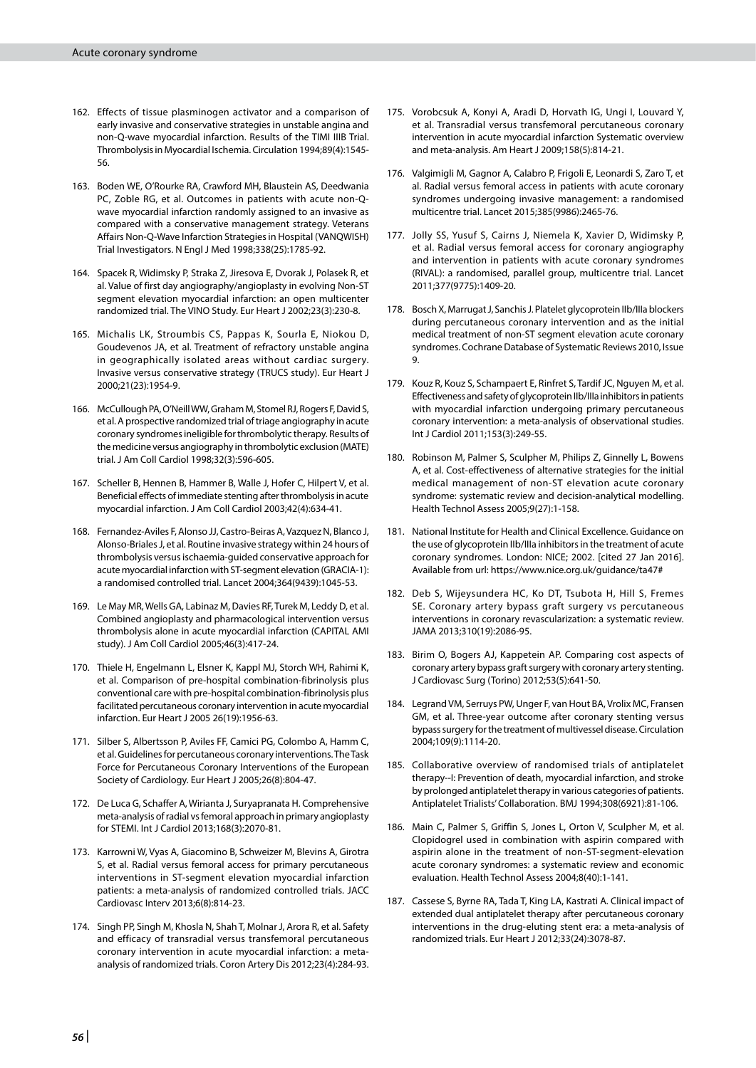162. Effects of tissue plasminogen activator and a comparison of early invasive and conservative strategies in unstable angina and non-Q-wave myocardial infarction. Results of the TIMI IIIB Trial. Thrombolysis in Myocardial Ischemia. Circulation 1994;89(4):1545-56.

163. Boden WE, O'Rourke RA, Crawford MH, Blaustein AS, Deedwania PC, Zoble RG, et al. Outcomes in patients with acute non-Q-wave myocardial infarction randomly assigned to an invasive as compared with a conservative management strategy. Veterans Affairs Non-Q-Wave Infarction Strategies in Hospital (VANQWISH) Trial Investigators. N Engl J Med 1998;338(25):1785-92.

164. Spacek R, Widimsky P, Straka Z, Jiresova E, Dvorak J, Polasek R, et al. Value of first day angiography/angioplasty in evolving Non-ST segment elevation myocardial infarction: an open multicenter randomized trial. The VINO Study. Eur Heart J 2002;23(3):230-8.

165. Michalis LK, Stroumbis CS, Pappas K, Sourla E, Niokou D, Goudevenos JA, et al. Treatment of refractory unstable angina in geographically isolated areas without cardiac surgery. Invasive versus conservative strategy (TRUCS study). Eur Heart J 2000;21(23):1954-9.

166. McCullough PA, O'Neill WW, Graham M, Stomel RJ, Rogers F, David S, et al. A prospective randomized trial of triage angiography in acute coronary syndromes ineligible for thrombolytic therapy. Results of the medicine versus angiography in thrombolytic exclusion (MATE) trial. J Am Coll Cardiol 1998;32(3):596-605.

167. Scheller B, Hennen B, Hammer B, Walle J, Hofer C, Hilpert V, et al. Beneficial effects of immediate stenting after thrombolysis in acute myocardial infarction. J Am Coll Cardiol 2003;42(4):634-41.

168. Fernandez-Aviles F, Alonso JJ, Castro-Beiras A, Vazquez N, Blanco J, Alonso-Briales J, et al. Routine invasive strategy within 24 hours of thrombolysis versus ischaemia-guided conservative approach for acute myocardial infarction with ST-segment elevation (GRACIA-1): a randomised controlled trial. Lancet 2004;364(9439):1045-53.

169. Le May MR, Wells GA, Labinaz M, Davies RF, Turek M, Leddy D, et al. Combined angioplasty and pharmacological intervention versus thrombolysis alone in acute myocardial infarction (CAPITAL AMI study). J Am Coll Cardiol 2005;46(3):417-24.

170. Thiele H, Engelmann L, Elsner K, Kappl MJ, Storch WH, Rahimi K, et al. Comparison of pre-hospital combination-fibrinolysis plus conventional care with pre-hospital combination-fibrinolysis plus facilitated percutaneous coronary intervention in acute myocardial infarction. Eur Heart J 2005 26(19):1956-63.

171. Silber S, Albertsson P, Aviles FF, Camici PG, Colombo A, Hamm C, et al. Guidelines for percutaneous coronary interventions. The Task Force for Percutaneous Coronary Interventions of the European Society of Cardiology. Eur Heart J 2005;26(8):804-47.

172. De Luca G, Schaffer A, Wirianta J, Suryapranata H. Comprehensive meta-analysis of radial vs femoral approach in primary angioplasty for STEMI. Int J Cardiol 2013;168(3):2070-81.

173. Karrowni W, Vyas A, Giacomino B, Schweizer M, Blevins A, Girotra S, et al. Radial versus femoral access for primary percutaneous interventions in ST-segment elevation myocardial infarction patients: a meta-analysis of randomized controlled trials. JACC Cardiovasc Interv 2013;6(8):814-23.

174. Singh PP, Singh M, Khosla N, Shah T, Molnar J, Arora R, et al. Safety and efficacy of transradial versus transfemoral percutaneous coronary intervention in acute myocardial infarction: a meta-analysis of randomized trials. Coron Artery Dis 2012;23(4):284-93.

175. Vorobcsuk A, Konyi A, Aradi D, Horvath IG, Ungi I, Louvard Y, et al. Transradial versus transfemoral percutaneous coronary intervention in acute myocardial infarction Systematic overview and meta-analysis. Am Heart J 2009;158(5):814-21.

176. Valgimigli M, Gagnor A, Calabro P, Frigoli E, Leonardi S, Zaro T, et al. Radial versus femoral access in patients with acute coronary syndromes undergoing invasive management: a randomised multicentre trial. Lancet 2015;385(9986):2465-76.

177. Jolly SS, Yusuf S, Cairns J, Niemela K, Xavier D, Widimsky P, et al. Radial versus femoral access for coronary angiography and intervention in patients with acute coronary syndromes (RIVAL): a randomised, parallel group, multicentre trial. Lancet 2011;377(9775):1409-20.

178. Bosch X, Marrugat J, Sanchis J. Platelet glycoprotein IIb/IIIa blockers during percutaneous coronary intervention and as the initial medical treatment of non-ST segment elevation acute coronary syndromes. Cochrane Database of Systematic Reviews 2010, Issue 9.

179. Kouz R, Kouz S, Schampaert E, Rinfret S, Tardif JC, Nguyen M, et al. Effectiveness and safety of glycoprotein IIb/IIIa inhibitors in patients with myocardial infarction undergoing primary percutaneous coronary intervention: a meta-analysis of observational studies. Int J Cardiol 2011;153(3):249-55.

180. Robinson M, Palmer S, Sculpher M, Philips Z, Ginnelly L, Bowens A, et al. Cost-effectiveness of alternative strategies for the initial medical management of non-ST elevation acute coronary syndrome: systematic review and decision-analytical modelling. Health Technol Assess 2005;9(27):1-158.

181. National Institute for Health and Clinical Excellence. Guidance on the use of glycoprotein IIb/IIIa inhibitors in the treatment of acute coronary syndromes. London: NICE; 2002. [cited 27 Jan 2016]. Available from url: https://www.nice.org.uk/guidance/ta47#

182. Deb S, Wijeysundera HC, Ko DT, Tsubota H, Hill S, Fremes SE. Coronary artery bypass graft surgery vs percutaneous interventions in coronary revascularization: a systematic review. JAMA 2013;310(19):2086-95.

183. Birim O, Bogers AJ, Kappetein AP. Comparing cost aspects of coronary artery bypass graft surgery with coronary artery stenting. J Cardiovasc Surg (Torino) 2012;53(5):641-50.

184. Legrand VM, Serruys PW, Unger F, van Hout BA, Vrolix MC, Fransen GM, et al. Three-year outcome after coronary stenting versus bypass surgery for the treatment of multivessel disease. Circulation 2004;109(9):1114-20.

185. Collaborative overview of randomised trials of antiplatelet therapy--I: Prevention of death, myocardial infarction, and stroke by prolonged antiplatelet therapy in various categories of patients. Antiplatelet Trialists' Collaboration. BMJ 1994;308(6921):81-106.

186. Main C, Palmer S, Griffin S, Jones L, Orton V, Sculpher M, et al. Clopidogrel used in combination with aspirin compared with aspirin alone in the treatment of non-ST-segment-elevation acute coronary syndromes: a systematic review and economic evaluation. Health Technol Assess 2004;8(40):1-141.

187. Cassese S, Byrne RA, Tada T, King LA, Kastrati A. Clinical impact of extended dual antiplatelet therapy after percutaneous coronary interventions in the drug-eluting stent era: a meta-analysis of randomized trials. Eur Heart J 2012;33(24):3078-87.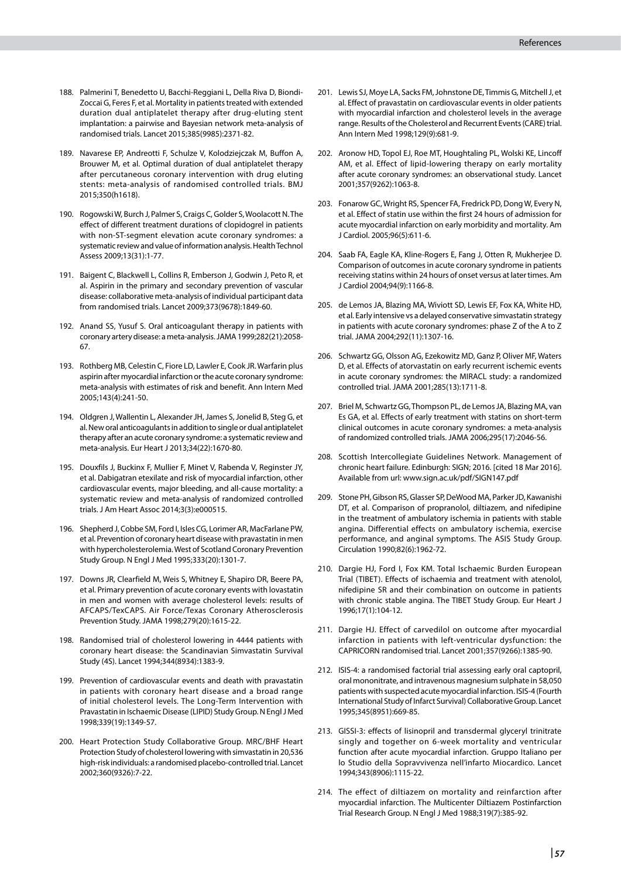188. Palmerini T, Benedetto U, Bacchi-Reggiani L, Della Riva D, Biondi-Zoccai G, Feres F, et al. Mortality in patients treated with extended duration dual antiplatelet therapy after drug-eluting stent implantation: a pairwise and Bayesian network meta-analysis of randomised trials. Lancet 2015;385(9985):2371-82.

189. Navarese EP, Andreotti F, Schulze V, Kolodziejczak M, Buffon A, Brouwer M, et al. Optimal duration of dual antiplatelet therapy after percutaneous coronary intervention with drug eluting stents: meta-analysis of randomised controlled trials. BMJ 2015;350(h1618).

190. Rogowski W, Burch J, Palmer S, Craigs C, Golder S, Woolacott N. The effect of different treatment durations of clopidogrel in patients with non-ST-segment elevation acute coronary syndromes: a systematic review and value of information analysis. Health Technol Assess 2009;13(31):1-77.

191. Baigent C, Blackwell L, Collins R, Emberson J, Godwin J, Peto R, et al. Aspirin in the primary and secondary prevention of vascular disease: collaborative meta-analysis of individual participant data from randomised trials. Lancet 2009;373(9678):1849-60.

192. Anand SS, Yusuf S. Oral anticoagulant therapy in patients with coronary artery disease: a meta-analysis. JAMA 1999;282(21):2058-67.

193. Rothberg MB, Celestin C, Fiore LD, Lawler E, Cook JR. Warfarin plus aspirin after myocardial infarction or the acute coronary syndrome: meta-analysis with estimates of risk and benefit. Ann Intern Med 2005;143(4):241-50.

194. Oldgren J, Wallentin L, Alexander JH, James S, Jonelid B, Steg G, et al. New oral anticoagulants in addition to single or dual antiplatelet therapy after an acute coronary syndrome: a systematic review and meta-analysis. Eur Heart J 2013;34(22):1670-80.

195. Douxfils J, Buckinx F, Mullier F, Minet V, Rabenda V, Reginster JY, et al. Dabigatran etexilate and risk of myocardial infarction, other cardiovascular events, major bleeding, and all-cause mortality: a systematic review and meta-analysis of randomized controlled trials. J Am Heart Assoc 2014;3(3):e000515.

196. Shepherd J, Cobbe SM, Ford I, Isles CG, Lorimer AR, MacFarlane PW, et al. Prevention of coronary heart disease with pravastatin in men with hypercholesterolemia. West of Scotland Coronary Prevention Study Group. N Engl J Med 1995;333(20):1301-7.

197. Downs JR, Clearfield M, Weis S, Whitney E, Shapiro DR, Beere PA, et al. Primary prevention of acute coronary events with lovastatin in men and women with average cholesterol levels: results of AFCAPS/TexCAPS. Air Force/Texas Coronary Atherosclerosis Prevention Study. JAMA 1998;279(20):1615-22.

198. Randomised trial of cholesterol lowering in 4444 patients with coronary heart disease: the Scandinavian Simvastatin Survival Study (4S). Lancet 1994;344(8934):1383-9.

199. Prevention of cardiovascular events and death with pravastatin in patients with coronary heart disease and a broad range of initial cholesterol levels. The Long-Term Intervention with Pravastatin in Ischaemic Disease (LIPID) Study Group. N Engl J Med 1998;339(19):1349-57.

200. Heart Protection Study Collaborative Group. MRC/BHF Heart Protection Study of cholesterol lowering with simvastatin in 20,536 high-risk individuals: a randomised placebo-controlled trial. Lancet 2002;360(9326):7-22.

201. Lewis SJ, Moye LA, Sacks FM, Johnstone DE, Timmis G, Mitchell J, et al. Effect of pravastatin on cardiovascular events in older patients with myocardial infarction and cholesterol levels in the average range. Results of the Cholesterol and Recurrent Events (CARE) trial. Ann Intern Med 1998;129(9):681-9.

202. Aronow HD, Topol EJ, Roe MT, Houghtaling PL, Wolski KE, Lincoff AM, et al. Effect of lipid-lowering therapy on early mortality after acute coronary syndromes: an observational study. Lancet 2001;357(9262):1063-8.

203. Fonarow GC, Wright RS, Spencer FA, Fredrick PD, Dong W, Every N, et al. Effect of statin use within the first 24 hours of admission for acute myocardial infarction on early morbidity and mortality. Am J Cardiol. 2005;96(5):611-6.

204. Saab FA, Eagle KA, Kline-Rogers E, Fang J, Otten R, Mukherjee D. Comparison of outcomes in acute coronary syndrome in patients receiving statins within 24 hours of onset versus at later times. Am J Cardiol 2004;94(9):1166-8.

205. de Lemos JA, Blazing MA, Wiviott SD, Lewis EF, Fox KA, White HD, et al. Early intensive vs a delayed conservative simvastatin strategy in patients with acute coronary syndromes: phase Z of the A to Z trial. JAMA 2004;292(11):1307-16.

206. Schwartz GG, Olsson AG, Ezekowitz MD, Ganz P, Oliver MF, Waters D, et al. Effects of atorvastatin on early recurrent ischemic events in acute coronary syndromes: the MIRACL study: a randomized controlled trial. JAMA 2001;285(13):1711-8.

207. Briel M, Schwartz GG, Thompson PL, de Lemos JA, Blazing MA, van Es GA, et al. Effects of early treatment with statins on short-term clinical outcomes in acute coronary syndromes: a meta-analysis of randomized controlled trials. JAMA 2006;295(17):2046-56.

208. Scottish Intercollegiate Guidelines Network. Management of chronic heart failure. Edinburgh: SIGN; 2016. [cited 18 Mar 2016]. Available from url: www.sign.ac.uk/pdf/SIGN147.pdf

209. Stone PH, Gibson RS, Glasser SP, DeWood MA, Parker JD, Kawanishi DT, et al. Comparison of propranolol, diltiazem, and nifedipine in the treatment of ambulatory ischemia in patients with stable angina. Differential effects on ambulatory ischemia, exercise performance, and anginal symptoms. The ASIS Study Group. Circulation 1990;82(6):1962-72.

210. Dargie HJ, Ford I, Fox KM. Total Ischaemic Burden European Trial (TIBET). Effects of ischaemia and treatment with atenolol, nifedipine SR and their combination on outcome in patients with chronic stable angina. The TIBET Study Group. Eur Heart J 1996;17(1):104-12.

211. Dargie HJ. Effect of carvedilol on outcome after myocardial infarction in patients with left-ventricular dysfunction: the CAPRICORN randomised trial. Lancet 2001;357(9266):1385-90.

212. ISIS-4: a randomised factorial trial assessing early oral captopril, oral mononitrate, and intravenous magnesium sulphate in 58,050 patients with suspected acute myocardial infarction. ISIS-4 (Fourth International Study of Infarct Survival) Collaborative Group. Lancet 1995;345(8951):669-85.

213. GISSI-3: effects of lisinopril and transdermal glyceryl trinitrate singly and together on 6-week mortality and ventricular function after acute myocardial infarction. Gruppo Italiano per lo Studio della Sopravvivenza nell'infarto Miocardico. Lancet 1994;343(8906):1115-22.

214. The effect of diltiazem on mortality and reinfarction after myocardial infarction. The Multicenter Diltiazem Postinfarction Trial Research Group. N Engl J Med 1988;319(7):385-92.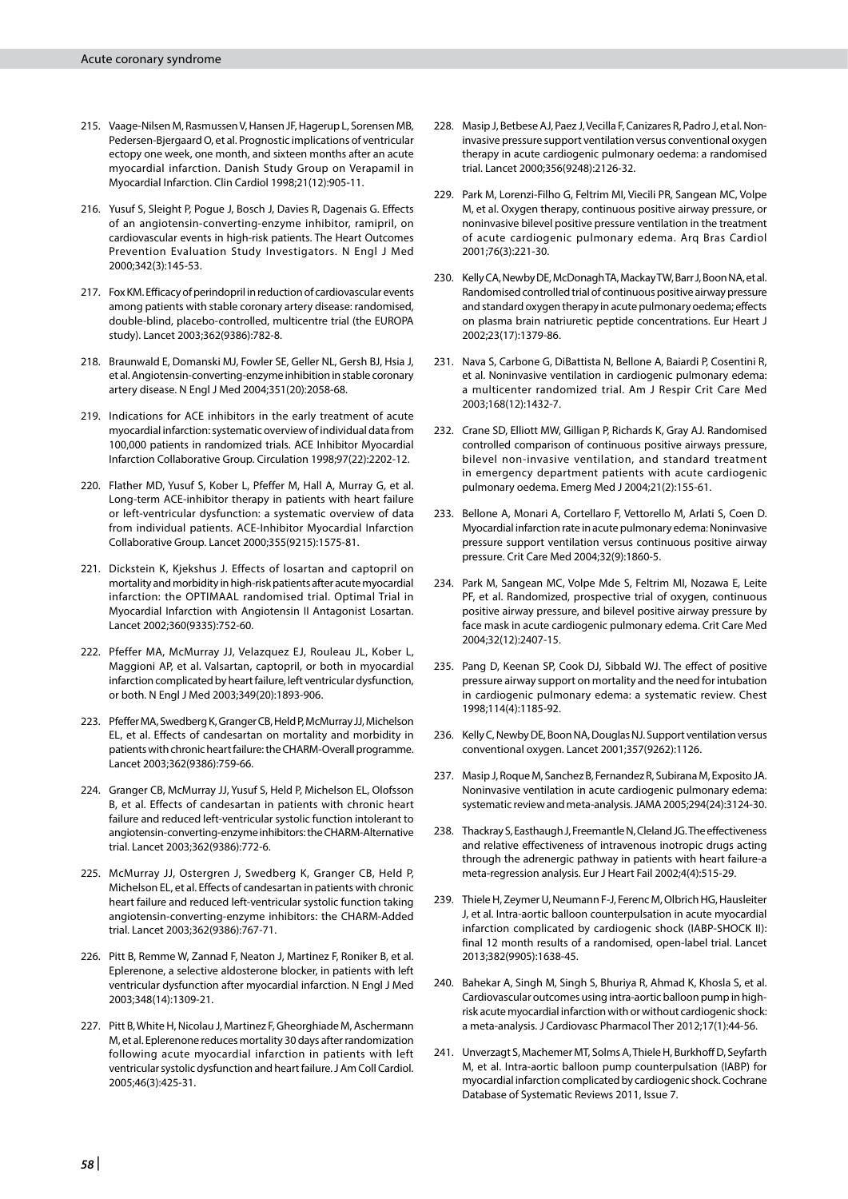215. Vaage-Nilsen M, Rasmussen V, Hansen JF, Hagerup L, Sorensen MB, Pedersen-Bjergaard O, et al. Prognostic implications of ventricular ectopy one week, one month, and sixteen months after an acute myocardial infarction. Danish Study Group on Verapamil in Myocardial Infarction. Clin Cardiol 1998;21(12):905-11.

216. Yusuf S, Sleight P, Pogue J, Bosch J, Davies R, Dagenais G. Effects of an angiotensin-converting-enzyme inhibitor, ramipril, on cardiovascular events in high-risk patients. The Heart Outcomes Prevention Evaluation Study Investigators. N Engl J Med 2000;342(3):145-53.

217. Fox KM. Efficacy of perindopril in reduction of cardiovascular events among patients with stable coronary artery disease: randomised, double-blind, placebo-controlled, multicentre trial (the EUROPA study). Lancet 2003;362(9386):782-8.

218. Braunwald E, Domanski MJ, Fowler SE, Geller NL, Gersh BJ, Hsia J, et al. Angiotensin-converting-enzyme inhibition in stable coronary artery disease. N Engl J Med 2004;351(20):2058-68.

219. Indications for ACE inhibitors in the early treatment of acute myocardial infarction: systematic overview of individual data from 100,000 patients in randomized trials. ACE Inhibitor Myocardial Infarction Collaborative Group. Circulation 1998;97(22):2202-12.

220. Flather MD, Yusuf S, Kober L, Pfeffer M, Hall A, Murray G, et al. Long-term ACE-inhibitor therapy in patients with heart failure or left-ventricular dysfunction: a systematic overview of data from individual patients. ACE-Inhibitor Myocardial Infarction Collaborative Group. Lancet 2000;355(9215):1575-81.

221. Dickstein K, Kjekshus J. Effects of losartan and captopril on mortality and morbidity in high-risk patients after acute myocardial infarction: the OPTIMAAL randomised trial. Optimal Trial in Myocardial Infarction with Angiotensin II Antagonist Losartan. Lancet 2002;360(9335):752-60.

222. Pfeffer MA, McMurray JJ, Velazquez EJ, Rouleau JL, Kober L, Maggioni AP, et al. Valsartan, captopril, or both in myocardial infarction complicated by heart failure, left ventricular dysfunction, or both. N Engl J Med 2003;349(20):1893-906.

223. Pfeffer MA, Swedberg K, Granger CB, Held P, McMurray JJ, Michelson EL, et al. Effects of candesartan on mortality and morbidity in patients with chronic heart failure: the CHARM-Overall programme. Lancet 2003;362(9386):759-66.

224. Granger CB, McMurray JJ, Yusuf S, Held P, Michelson EL, Olofsson B, et al. Effects of candesartan in patients with chronic heart failure and reduced left-ventricular systolic function intolerant to angiotensin-converting-enzyme inhibitors: the CHARM-Alternative trial. Lancet 2003;362(9386):772-6.

225. McMurray JJ, Ostergren J, Swedberg K, Granger CB, Held P, Michelson EL, et al. Effects of candesartan in patients with chronic heart failure and reduced left-ventricular systolic function taking angiotensin-converting-enzyme inhibitors: the CHARM-Added trial. Lancet 2003;362(9386):767-71.

226. Pitt B, Remme W, Zannad F, Neaton J, Martinez F, Roniker B, et al. Eplerenone, a selective aldosterone blocker, in patients with left ventricular dysfunction after myocardial infarction. N Engl J Med 2003;348(14):1309-21.

227. Pitt B, White H, Nicolau J, Martinez F, Gheorghiade M, Aschermann M, et al. Eplerenone reduces mortality 30 days after randomization following acute myocardial infarction in patients with left ventricular systolic dysfunction and heart failure. J Am Coll Cardiol. 2005;46(3):425-31.

228. Masip J, Betbese AJ, Paez J, Vecilla F, Canizares R, Padro J, et al. Non-invasive pressure support ventilation versus conventional oxygen therapy in acute cardiogenic pulmonary oedema: a randomised trial. Lancet 2000;356(9248):2126-32.

229. Park M, Lorenzi-Filho G, Feltrim MI, Viecili PR, Sangean MC, Volpe M, et al. Oxygen therapy, continuous positive airway pressure, or noninvasive bilevel positive pressure ventilation in the treatment of acute cardiogenic pulmonary edema. Arq Bras Cardiol 2001;76(3):221-30.

230. Kelly CA, Newby DE, McDonagh TA, Mackay TW, Barr J, Boon NA, et al. Randomised controlled trial of continuous positive airway pressure and standard oxygen therapy in acute pulmonary oedema; effects on plasma brain natriuretic peptide concentrations. Eur Heart J 2002;23(17):1379-86.

231. Nava S, Carbone G, DiBattista N, Bellone A, Baiardi P, Cosentini R, et al. Noninvasive ventilation in cardiogenic pulmonary edema: a multicenter randomized trial. Am J Respir Crit Care Med 2003;168(12):1432-7.

232. Crane SD, Elliott MW, Gilligan P, Richards K, Gray AJ. Randomised controlled comparison of continuous positive airways pressure, bilevel non-invasive ventilation, and standard treatment in emergency department patients with acute cardiogenic pulmonary oedema. Emerg Med J 2004;21(2):155-61.

233. Bellone A, Monari A, Cortellaro F, Vettorello M, Arlati S, Coen D. Myocardial infarction rate in acute pulmonary edema: Noninvasive pressure support ventilation versus continuous positive airway pressure. Crit Care Med 2004;32(9):1860-5.

234. Park M, Sangean MC, Volpe Mde S, Feltrim MI, Nozawa E, Leite PF, et al. Randomized, prospective trial of oxygen, continuous positive airway pressure, and bilevel positive airway pressure by face mask in acute cardiogenic pulmonary edema. Crit Care Med 2004;32(12):2407-15.

235. Pang D, Keenan SP, Cook DJ, Sibbald WJ. The effect of positive pressure airway support on mortality and the need for intubation in cardiogenic pulmonary edema: a systematic review. Chest 1998;114(4):1185-92.

236. Kelly C, Newby DE, Boon NA, Douglas NJ. Support ventilation versus conventional oxygen. Lancet 2001;357(9262):1126.

237. Masip J, Roque M, Sanchez B, Fernandez R, Subirana M, Exposito JA. Noninvasive ventilation in acute cardiogenic pulmonary edema: systematic review and meta-analysis. JAMA 2005;294(24):3124-30.

238. Thackray S, Easthaugh J, Freemantle N, Cleland JG. The effectiveness and relative effectiveness of intravenous inotropic drugs acting through the adrenergic pathway in patients with heart failure-a meta-regression analysis. Eur J Heart Fail 2002;4(4):515-29.

239. Thiele H, Zeymer U, Neumann F-J, Ferenc M, Olbrich HG, Hausleiter J, et al. Intra-aortic balloon counterpulsation in acute myocardial infarction complicated by cardiogenic shock (IABP-SHOCK II): final 12 month results of a randomised, open-label trial. Lancet 2013;382(9905):1638-45.

240. Bahekar A, Singh M, Singh S, Bhuriya R, Ahmad K, Khosla S, et al. Cardiovascular outcomes using intra-aortic balloon pump in high-risk acute myocardial infarction with or without cardiogenic shock: a meta-analysis. J Cardiovasc Pharmacol Ther 2012;17(1):44-56.

241. Unverzagt S, Machemer MT, Solms A, Thiele H, Burkhoff D, Seyfarth M, et al. Intra-aortic balloon pump counterpulsation (IABP) for myocardial infarction complicated by cardiogenic shock. Cochrane Database of Systematic Reviews 2011, Issue 7.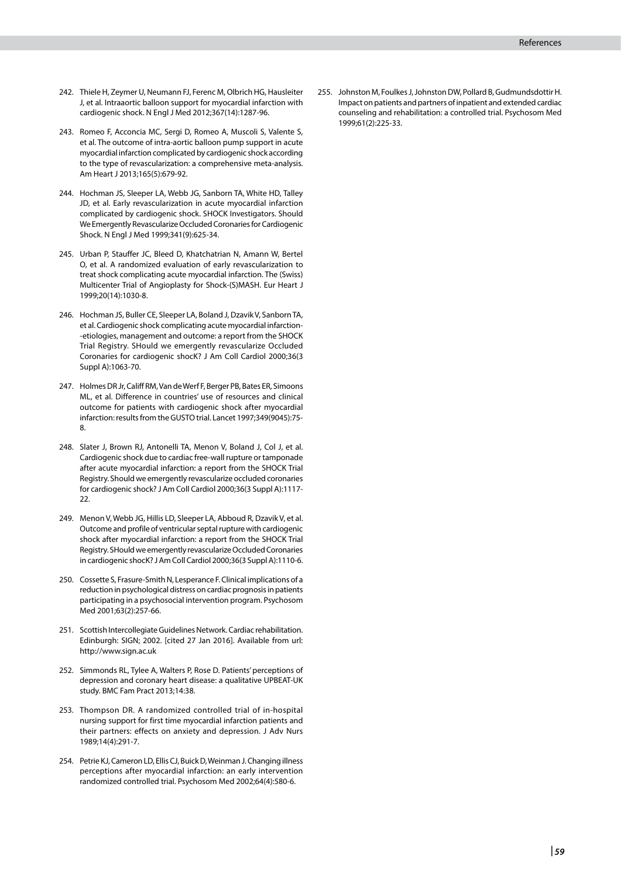242. Thiele H, Zeymer U, Neumann FJ, Ferenc M, Olbrich HG, Hausleiter J, et al. Intraaortic balloon support for myocardial infarction with cardiogenic shock. N Engl J Med 2012;367(14):1287-96.

243. Romeo F, Acconcia MC, Sergi D, Romeo A, Muscoli S, Valente S, et al. The outcome of intra-aortic balloon pump support in acute myocardial infarction complicated by cardiogenic shock according to the type of revascularization: a comprehensive meta-analysis. Am Heart J 2013;165(5):679-92.

244. Hochman JS, Sleeper LA, Webb JG, Sanborn TA, White HD, Talley JD, et al. Early revascularization in acute myocardial infarction complicated by cardiogenic shock. SHOCK Investigators. Should We Emergently Revascularize Occluded Coronaries for Cardiogenic Shock. N Engl J Med 1999;341(9):625-34.

245. Urban P, Stauffer JC, Bleed D, Khatchatrian N, Amann W, Bertel O, et al. A randomized evaluation of early revascularization to treat shock complicating acute myocardial infarction. The (Swiss) Multicenter Trial of Angioplasty for Shock-(S)MASH. Eur Heart J 1999;20(14):1030-8.

246. Hochman JS, Buller CE, Sleeper LA, Boland J, Dzavik V, Sanborn TA, et al. Cardiogenic shock complicating acute myocardial infarction--etiologies, management and outcome: a report from the SHOCK Trial Registry. SHould we emergently revascularize Occluded Coronaries for cardiogenic shocK? J Am Coll Cardiol 2000;36(3 Suppl A):1063-70.

247. Holmes DR Jr, Califf RM, Van de Werf F, Berger PB, Bates ER, Simoons ML, et al. Difference in countries' use of resources and clinical outcome for patients with cardiogenic shock after myocardial infarction: results from the GUSTO trial. Lancet 1997;349(9045):75-8.

248. Slater J, Brown RJ, Antonelli TA, Menon V, Boland J, Col J, et al. Cardiogenic shock due to cardiac free-wall rupture or tamponade after acute myocardial infarction: a report from the SHOCK Trial Registry. Should we emergently revascularize occluded coronaries for cardiogenic shock? J Am Coll Cardiol 2000;36(3 Suppl A):1117-22.

249. Menon V, Webb JG, Hillis LD, Sleeper LA, Abboud R, Dzavik V, et al. Outcome and profile of ventricular septal rupture with cardiogenic shock after myocardial infarction: a report from the SHOCK Trial Registry. SHould we emergently revascularize Occluded Coronaries in cardiogenic shocK? J Am Coll Cardiol 2000;36(3 Suppl A):1110-6.

250. Cossette S, Frasure-Smith N, Lesperance F. Clinical implications of a reduction in psychological distress on cardiac prognosis in patients participating in a psychosocial intervention program. Psychosom Med 2001;63(2):257-66.

251. Scottish Intercollegiate Guidelines Network. Cardiac rehabilitation. Edinburgh: SIGN; 2002. [cited 27 Jan 2016]. Available from url: http://www.sign.ac.uk

252. Simmonds RL, Tylee A, Walters P, Rose D. Patients' perceptions of depression and coronary heart disease: a qualitative UPBEAT-UK study. BMC Fam Pract 2013;14:38.

253. Thompson DR. A randomized controlled trial of in-hospital nursing support for first time myocardial infarction patients and their partners: effects on anxiety and depression. J Adv Nurs 1989;14(4):291-7.

254. Petrie KJ, Cameron LD, Ellis CJ, Buick D, Weinman J. Changing illness perceptions after myocardial infarction: an early intervention randomized controlled trial. Psychosom Med 2002;64(4):580-6.

255. Johnston M, Foulkes J, Johnston DW, Pollard B, Gudmundsdottir H. Impact on patients and partners of inpatient and extended cardiac counseling and rehabilitation: a controlled trial. Psychosom Med 1999;61(2):225-33.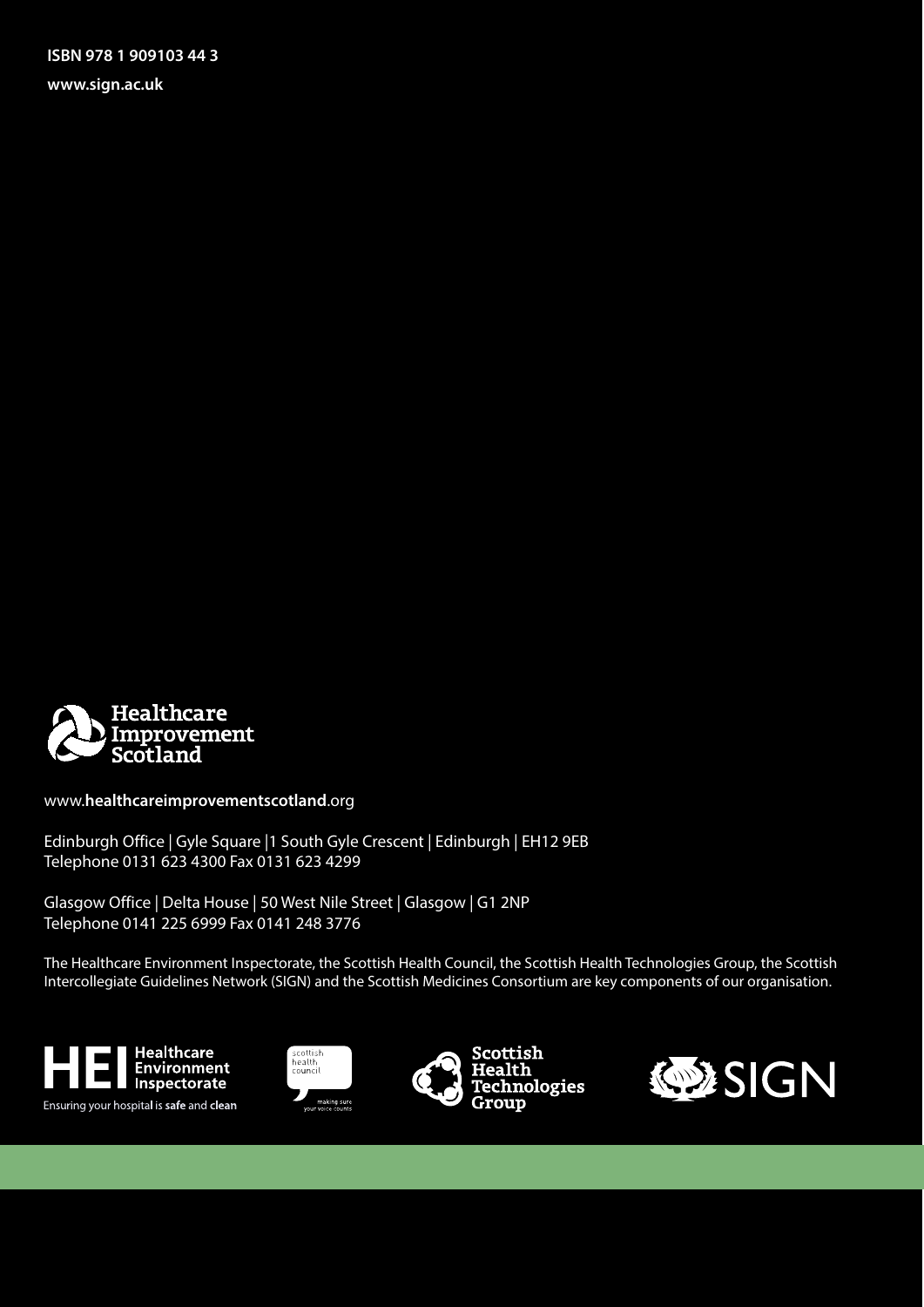**ISBN 978 1 909103 44 3**

**www.sign.ac.uk**

Healthcare Improvement Scotland

www.**healthcareimprovementscotland**.org

Edinburgh Office | Gyle Square |1 South Gyle Crescent | Edinburgh | EH12 9EB
Telephone 0131 623 4300 Fax 0131 623 4299

Glasgow Office | Delta House | 50 West Nile Street | Glasgow | G1 2NP
Telephone 0141 225 6999 Fax 0141 248 3776

The Healthcare Environment Inspectorate, the Scottish Health Council, the Scottish Health Technologies Group, the Scottish Intercollegiate Guidelines Network (SIGN) and the Scottish Medicines Consortium are key components of our organisation.

HEI Healthcare Environment Inspectorate
Ensuring your hospital is **safe** and **clean**

scottish health council
making sure your voice counts

Scottish Health Technologies Group

SIGN